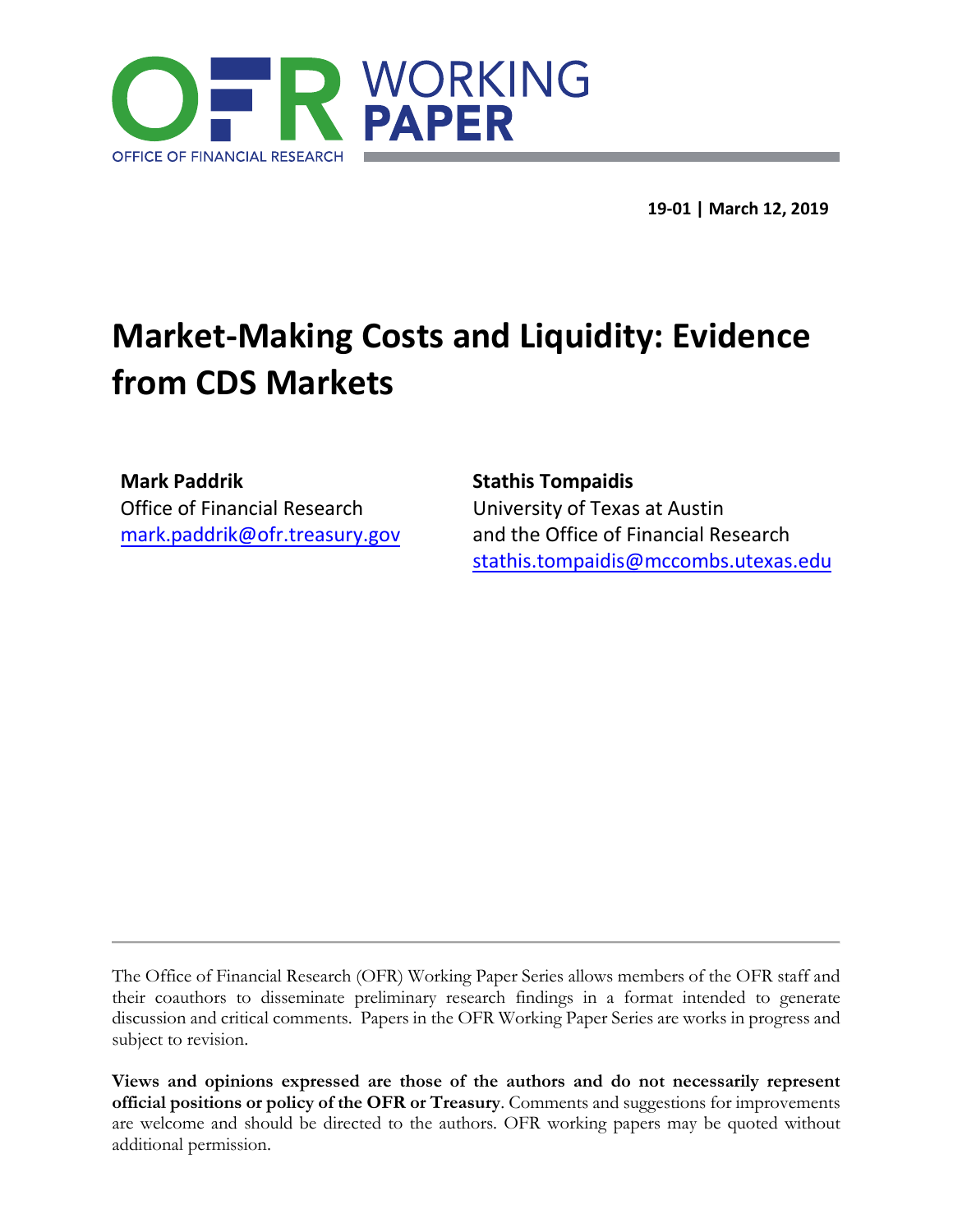OFR WORKING PAPER

OFFICE OF FINANCIAL RESEARCH

**19-01 | March 12, 2019**

# Market-Making Costs and Liquidity: Evidence from CDS Markets

**Mark Paddrik**
Office of Financial Research
mark.paddrik@ofr.treasury.gov

**Stathis Tompaidis**
University of Texas at Austin
and the Office of Financial Research
stathis.tompaidis@mccombs.utexas.edu

---

The Office of Financial Research (OFR) Working Paper Series allows members of the OFR staff and their coauthors to disseminate preliminary research findings in a format intended to generate discussion and critical comments. Papers in the OFR Working Paper Series are works in progress and subject to revision.

**Views and opinions expressed are those of the authors and do not necessarily represent official positions or policy of the OFR or Treasury**. Comments and suggestions for improvements are welcome and should be directed to the authors. OFR working papers may be quoted without additional permission.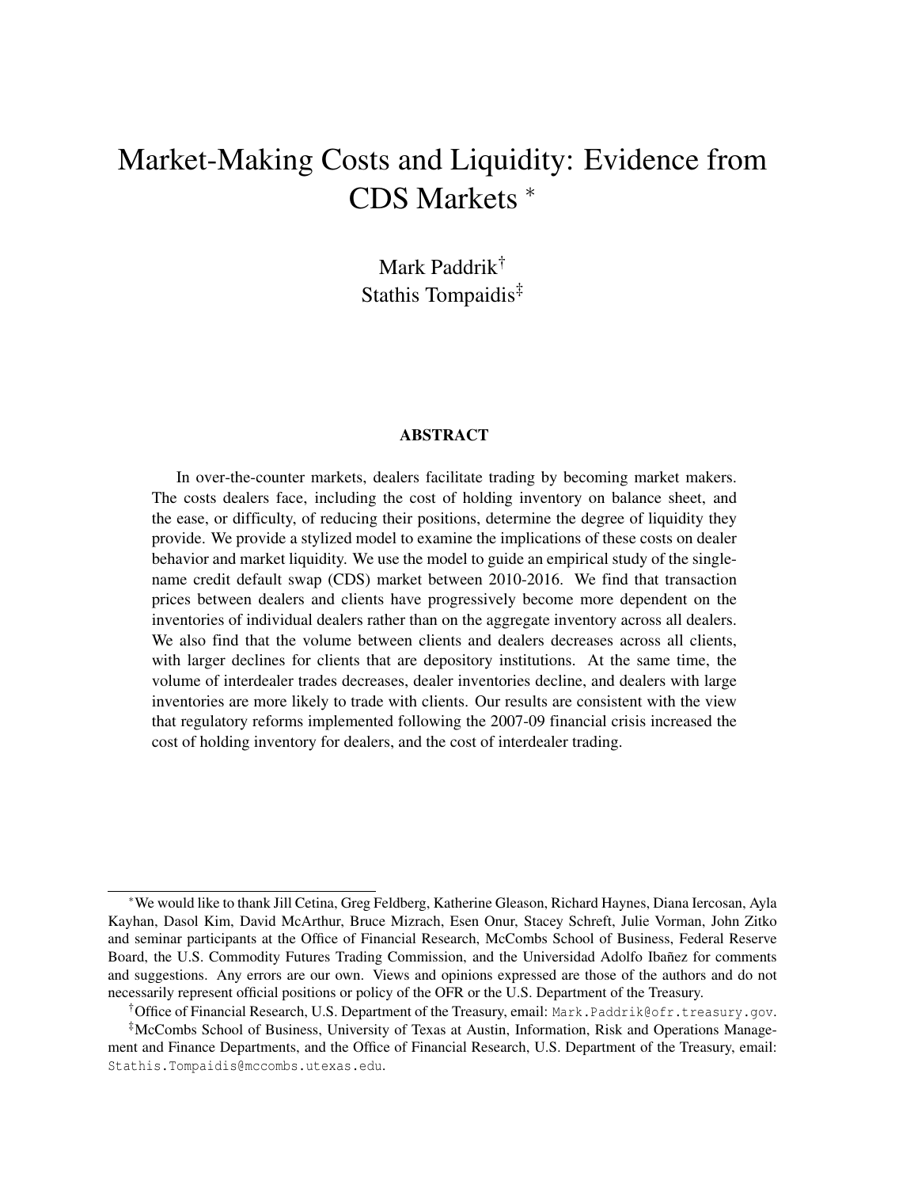# Market-Making Costs and Liquidity: Evidence from CDS Markets *

Mark Paddrik†
Stathis Tompaidis‡

## ABSTRACT

In over-the-counter markets, dealers facilitate trading by becoming market makers. The costs dealers face, including the cost of holding inventory on balance sheet, and the ease, or difficulty, of reducing their positions, determine the degree of liquidity they provide. We provide a stylized model to examine the implications of these costs on dealer behavior and market liquidity. We use the model to guide an empirical study of the single-name credit default swap (CDS) market between 2010-2016. We find that transaction prices between dealers and clients have progressively become more dependent on the inventories of individual dealers rather than on the aggregate inventory across all dealers. We also find that the volume between clients and dealers decreases across all clients, with larger declines for clients that are depository institutions. At the same time, the volume of interdealer trades decreases, dealer inventories decline, and dealers with large inventories are more likely to trade with clients. Our results are consistent with the view that regulatory reforms implemented following the 2007-09 financial crisis increased the cost of holding inventory for dealers, and the cost of interdealer trading.

---

*We would like to thank Jill Cetina, Greg Feldberg, Katherine Gleason, Richard Haynes, Diana Iercosan, Ayla Kayhan, Dasol Kim, David McArthur, Bruce Mizrach, Esen Onur, Stacey Schreft, Julie Vorman, John Zitko and seminar participants at the Office of Financial Research, McCombs School of Business, Federal Reserve Board, the U.S. Commodity Futures Trading Commission, and the Universidad Adolfo Ibañez for comments and suggestions. Any errors are our own. Views and opinions expressed are those of the authors and do not necessarily represent official positions or policy of the OFR or the U.S. Department of the Treasury.

†Office of Financial Research, U.S. Department of the Treasury, email: Mark.Paddrik@ofr.treasury.gov.

‡McCombs School of Business, University of Texas at Austin, Information, Risk and Operations Management and Finance Departments, and the Office of Financial Research, U.S. Department of the Treasury, email: Stathis.Tompaidis@mccombs.utexas.edu.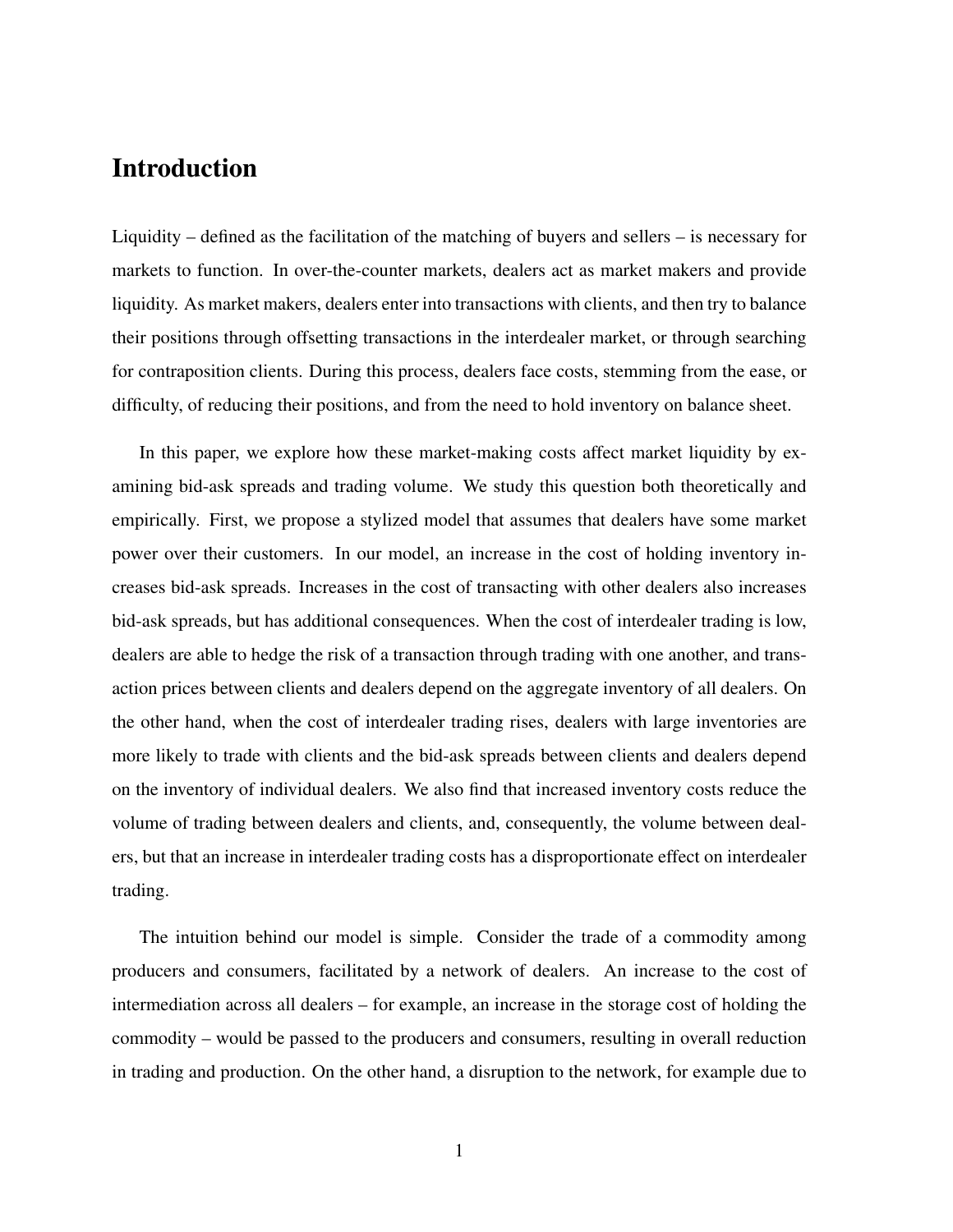# Introduction

Liquidity – defined as the facilitation of the matching of buyers and sellers – is necessary for markets to function. In over-the-counter markets, dealers act as market makers and provide liquidity. As market makers, dealers enter into transactions with clients, and then try to balance their positions through offsetting transactions in the interdealer market, or through searching for contraposition clients. During this process, dealers face costs, stemming from the ease, or difficulty, of reducing their positions, and from the need to hold inventory on balance sheet.

In this paper, we explore how these market-making costs affect market liquidity by examining bid-ask spreads and trading volume. We study this question both theoretically and empirically. First, we propose a stylized model that assumes that dealers have some market power over their customers. In our model, an increase in the cost of holding inventory increases bid-ask spreads. Increases in the cost of transacting with other dealers also increases bid-ask spreads, but has additional consequences. When the cost of interdealer trading is low, dealers are able to hedge the risk of a transaction through trading with one another, and transaction prices between clients and dealers depend on the aggregate inventory of all dealers. On the other hand, when the cost of interdealer trading rises, dealers with large inventories are more likely to trade with clients and the bid-ask spreads between clients and dealers depend on the inventory of individual dealers. We also find that increased inventory costs reduce the volume of trading between dealers and clients, and, consequently, the volume between dealers, but that an increase in interdealer trading costs has a disproportionate effect on interdealer trading.

The intuition behind our model is simple. Consider the trade of a commodity among producers and consumers, facilitated by a network of dealers. An increase to the cost of intermediation across all dealers – for example, an increase in the storage cost of holding the commodity – would be passed to the producers and consumers, resulting in overall reduction in trading and production. On the other hand, a disruption to the network, for example due to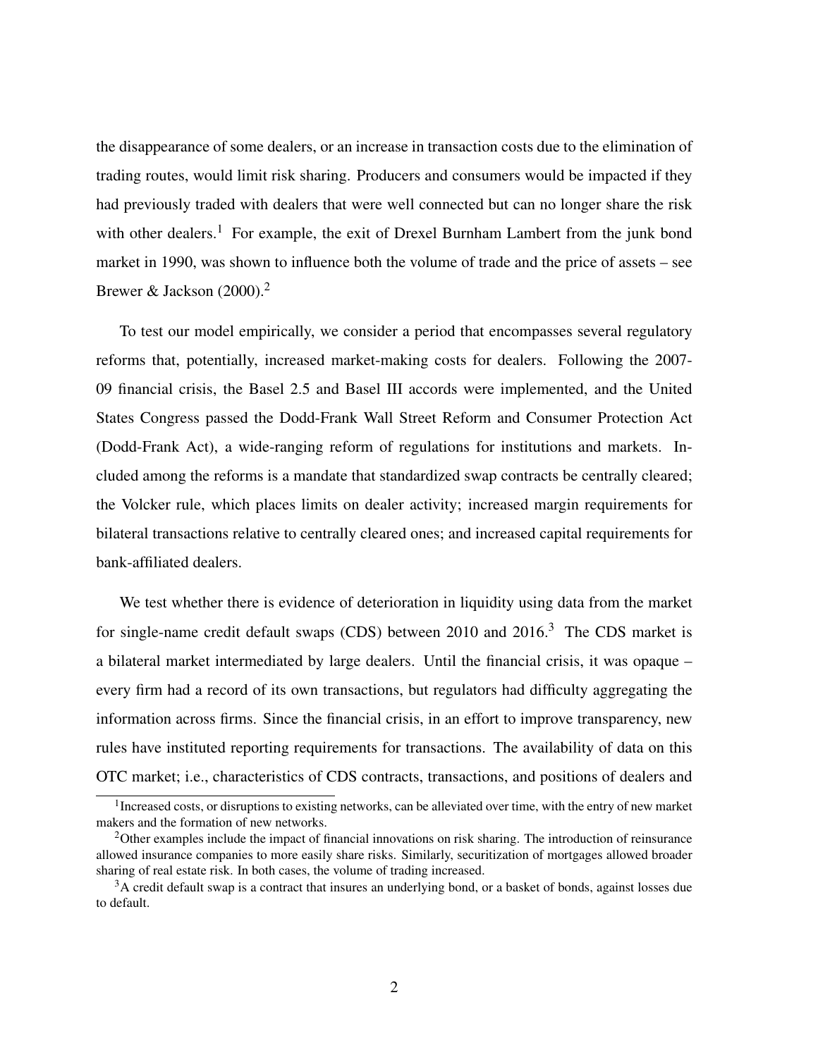the disappearance of some dealers, or an increase in transaction costs due to the elimination of trading routes, would limit risk sharing. Producers and consumers would be impacted if they had previously traded with dealers that were well connected but can no longer share the risk with other dealers.[1] For example, the exit of Drexel Burnham Lambert from the junk bond market in 1990, was shown to influence both the volume of trade and the price of assets – see Brewer & Jackson (2000).[2]

To test our model empirically, we consider a period that encompasses several regulatory reforms that, potentially, increased market-making costs for dealers. Following the 2007-09 financial crisis, the Basel 2.5 and Basel III accords were implemented, and the United States Congress passed the Dodd-Frank Wall Street Reform and Consumer Protection Act (Dodd-Frank Act), a wide-ranging reform of regulations for institutions and markets. Included among the reforms is a mandate that standardized swap contracts be centrally cleared; the Volcker rule, which places limits on dealer activity; increased margin requirements for bilateral transactions relative to centrally cleared ones; and increased capital requirements for bank-affiliated dealers.

We test whether there is evidence of deterioration in liquidity using data from the market for single-name credit default swaps (CDS) between 2010 and 2016.[3] The CDS market is a bilateral market intermediated by large dealers. Until the financial crisis, it was opaque – every firm had a record of its own transactions, but regulators had difficulty aggregating the information across firms. Since the financial crisis, in an effort to improve transparency, new rules have instituted reporting requirements for transactions. The availability of data on this OTC market; i.e., characteristics of CDS contracts, transactions, and positions of dealers and

[1] Increased costs, or disruptions to existing networks, can be alleviated over time, with the entry of new market makers and the formation of new networks.

[2] Other examples include the impact of financial innovations on risk sharing. The introduction of reinsurance allowed insurance companies to more easily share risks. Similarly, securitization of mortgages allowed broader sharing of real estate risk. In both cases, the volume of trading increased.

[3] A credit default swap is a contract that insures an underlying bond, or a basket of bonds, against losses due to default.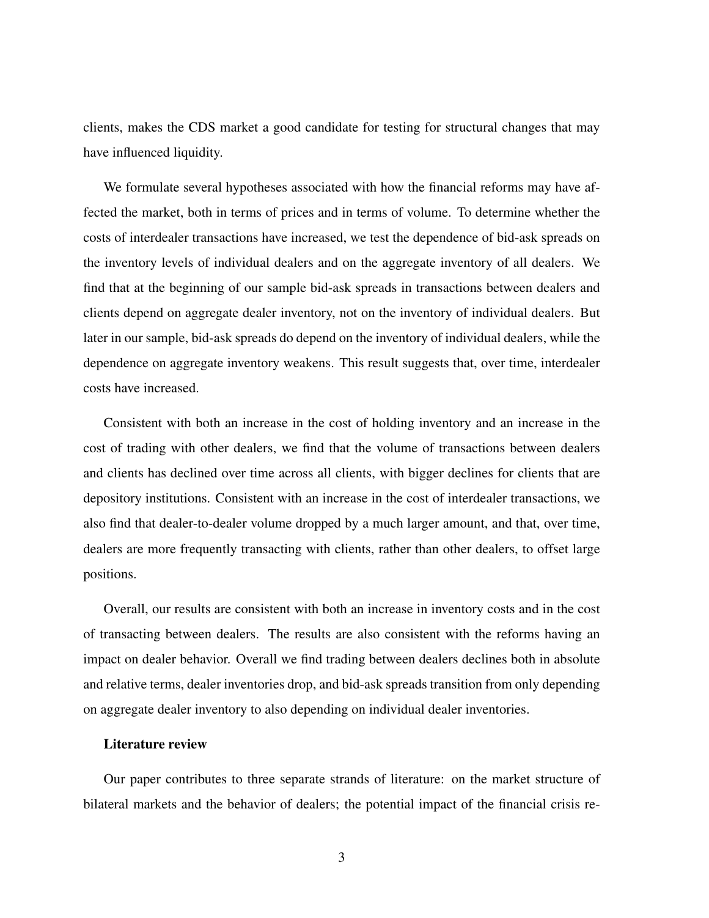clients, makes the CDS market a good candidate for testing for structural changes that may have influenced liquidity.

We formulate several hypotheses associated with how the financial reforms may have affected the market, both in terms of prices and in terms of volume. To determine whether the costs of interdealer transactions have increased, we test the dependence of bid-ask spreads on the inventory levels of individual dealers and on the aggregate inventory of all dealers. We find that at the beginning of our sample bid-ask spreads in transactions between dealers and clients depend on aggregate dealer inventory, not on the inventory of individual dealers. But later in our sample, bid-ask spreads do depend on the inventory of individual dealers, while the dependence on aggregate inventory weakens. This result suggests that, over time, interdealer costs have increased.

Consistent with both an increase in the cost of holding inventory and an increase in the cost of trading with other dealers, we find that the volume of transactions between dealers and clients has declined over time across all clients, with bigger declines for clients that are depository institutions. Consistent with an increase in the cost of interdealer transactions, we also find that dealer-to-dealer volume dropped by a much larger amount, and that, over time, dealers are more frequently transacting with clients, rather than other dealers, to offset large positions.

Overall, our results are consistent with both an increase in inventory costs and in the cost of transacting between dealers. The results are also consistent with the reforms having an impact on dealer behavior. Overall we find trading between dealers declines both in absolute and relative terms, dealer inventories drop, and bid-ask spreads transition from only depending on aggregate dealer inventory to also depending on individual dealer inventories.

**Literature review**

Our paper contributes to three separate strands of literature: on the market structure of bilateral markets and the behavior of dealers; the potential impact of the financial crisis re-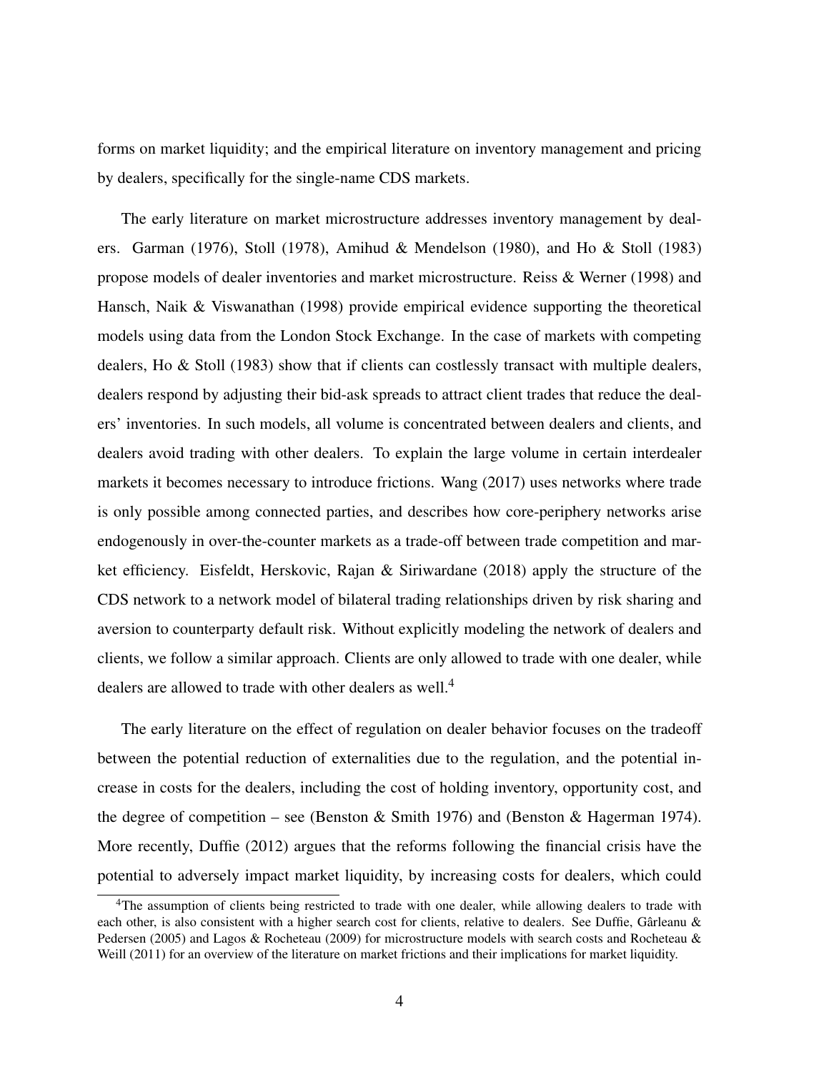forms on market liquidity; and the empirical literature on inventory management and pricing by dealers, specifically for the single-name CDS markets.

The early literature on market microstructure addresses inventory management by dealers. Garman (1976), Stoll (1978), Amihud & Mendelson (1980), and Ho & Stoll (1983) propose models of dealer inventories and market microstructure. Reiss & Werner (1998) and Hansch, Naik & Viswanathan (1998) provide empirical evidence supporting the theoretical models using data from the London Stock Exchange. In the case of markets with competing dealers, Ho & Stoll (1983) show that if clients can costlessly transact with multiple dealers, dealers respond by adjusting their bid-ask spreads to attract client trades that reduce the dealers' inventories. In such models, all volume is concentrated between dealers and clients, and dealers avoid trading with other dealers. To explain the large volume in certain interdealer markets it becomes necessary to introduce frictions. Wang (2017) uses networks where trade is only possible among connected parties, and describes how core-periphery networks arise endogenously in over-the-counter markets as a trade-off between trade competition and market efficiency. Eisfeldt, Herskovic, Rajan & Siriwardane (2018) apply the structure of the CDS network to a network model of bilateral trading relationships driven by risk sharing and aversion to counterparty default risk. Without explicitly modeling the network of dealers and clients, we follow a similar approach. Clients are only allowed to trade with one dealer, while dealers are allowed to trade with other dealers as well.[4]

The early literature on the effect of regulation on dealer behavior focuses on the tradeoff between the potential reduction of externalities due to the regulation, and the potential increase in costs for the dealers, including the cost of holding inventory, opportunity cost, and the degree of competition – see (Benston & Smith 1976) and (Benston & Hagerman 1974). More recently, Duffie (2012) argues that the reforms following the financial crisis have the potential to adversely impact market liquidity, by increasing costs for dealers, which could

[4]The assumption of clients being restricted to trade with one dealer, while allowing dealers to trade with each other, is also consistent with a higher search cost for clients, relative to dealers. See Duffie, Gârleanu & Pedersen (2005) and Lagos & Rocheteau (2009) for microstructure models with search costs and Rocheteau & Weill (2011) for an overview of the literature on market frictions and their implications for market liquidity.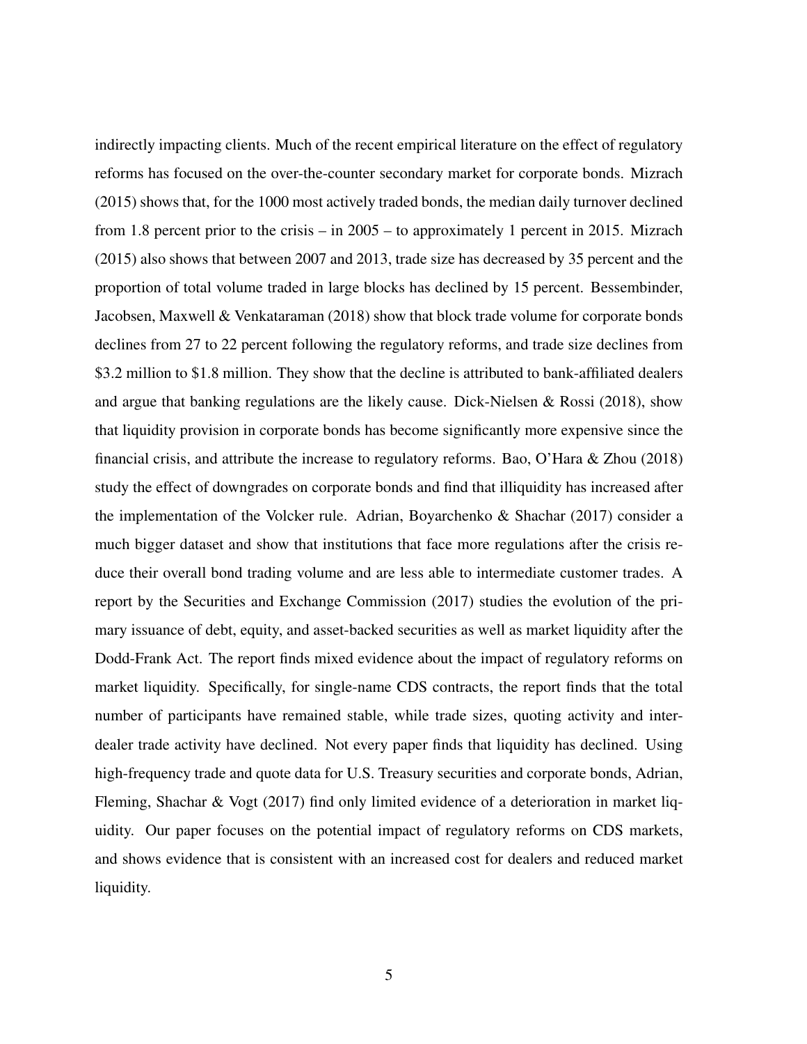indirectly impacting clients. Much of the recent empirical literature on the effect of regulatory reforms has focused on the over-the-counter secondary market for corporate bonds. Mizrach (2015) shows that, for the 1000 most actively traded bonds, the median daily turnover declined from 1.8 percent prior to the crisis – in 2005 – to approximately 1 percent in 2015. Mizrach (2015) also shows that between 2007 and 2013, trade size has decreased by 35 percent and the proportion of total volume traded in large blocks has declined by 15 percent. Bessembinder, Jacobsen, Maxwell & Venkataraman (2018) show that block trade volume for corporate bonds declines from 27 to 22 percent following the regulatory reforms, and trade size declines from $3.2 million to $1.8 million. They show that the decline is attributed to bank-affiliated dealers and argue that banking regulations are the likely cause. Dick-Nielsen & Rossi (2018), show that liquidity provision in corporate bonds has become significantly more expensive since the financial crisis, and attribute the increase to regulatory reforms. Bao, O'Hara & Zhou (2018) study the effect of downgrades on corporate bonds and find that illiquidity has increased after the implementation of the Volcker rule. Adrian, Boyarchenko & Shachar (2017) consider a much bigger dataset and show that institutions that face more regulations after the crisis reduce their overall bond trading volume and are less able to intermediate customer trades. A report by the Securities and Exchange Commission (2017) studies the evolution of the primary issuance of debt, equity, and asset-backed securities as well as market liquidity after the Dodd-Frank Act. The report finds mixed evidence about the impact of regulatory reforms on market liquidity. Specifically, for single-name CDS contracts, the report finds that the total number of participants have remained stable, while trade sizes, quoting activity and interdealer trade activity have declined. Not every paper finds that liquidity has declined. Using high-frequency trade and quote data for U.S. Treasury securities and corporate bonds, Adrian, Fleming, Shachar & Vogt (2017) find only limited evidence of a deterioration in market liquidity. Our paper focuses on the potential impact of regulatory reforms on CDS markets, and shows evidence that is consistent with an increased cost for dealers and reduced market liquidity.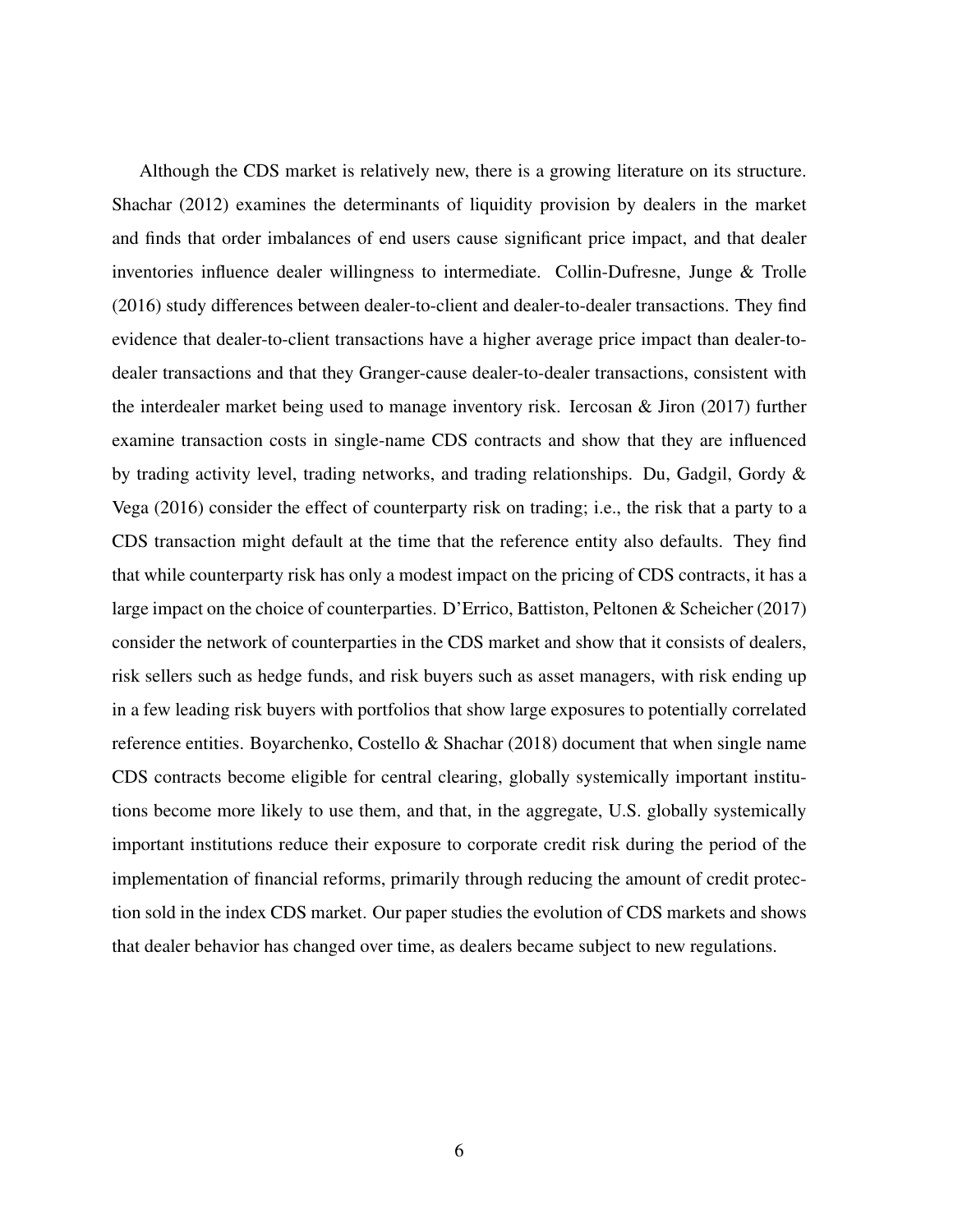Although the CDS market is relatively new, there is a growing literature on its structure. Shachar (2012) examines the determinants of liquidity provision by dealers in the market and finds that order imbalances of end users cause significant price impact, and that dealer inventories influence dealer willingness to intermediate. Collin-Dufresne, Junge & Trolle (2016) study differences between dealer-to-client and dealer-to-dealer transactions. They find evidence that dealer-to-client transactions have a higher average price impact than dealer-to-dealer transactions and that they Granger-cause dealer-to-dealer transactions, consistent with the interdealer market being used to manage inventory risk. Iercosan & Jiron (2017) further examine transaction costs in single-name CDS contracts and show that they are influenced by trading activity level, trading networks, and trading relationships. Du, Gadgil, Gordy & Vega (2016) consider the effect of counterparty risk on trading; i.e., the risk that a party to a CDS transaction might default at the time that the reference entity also defaults. They find that while counterparty risk has only a modest impact on the pricing of CDS contracts, it has a large impact on the choice of counterparties. D'Errico, Battiston, Peltonen & Scheicher (2017) consider the network of counterparties in the CDS market and show that it consists of dealers, risk sellers such as hedge funds, and risk buyers such as asset managers, with risk ending up in a few leading risk buyers with portfolios that show large exposures to potentially correlated reference entities. Boyarchenko, Costello & Shachar (2018) document that when single name CDS contracts become eligible for central clearing, globally systemically important institutions become more likely to use them, and that, in the aggregate, U.S. globally systemically important institutions reduce their exposure to corporate credit risk during the period of the implementation of financial reforms, primarily through reducing the amount of credit protection sold in the index CDS market. Our paper studies the evolution of CDS markets and shows that dealer behavior has changed over time, as dealers became subject to new regulations.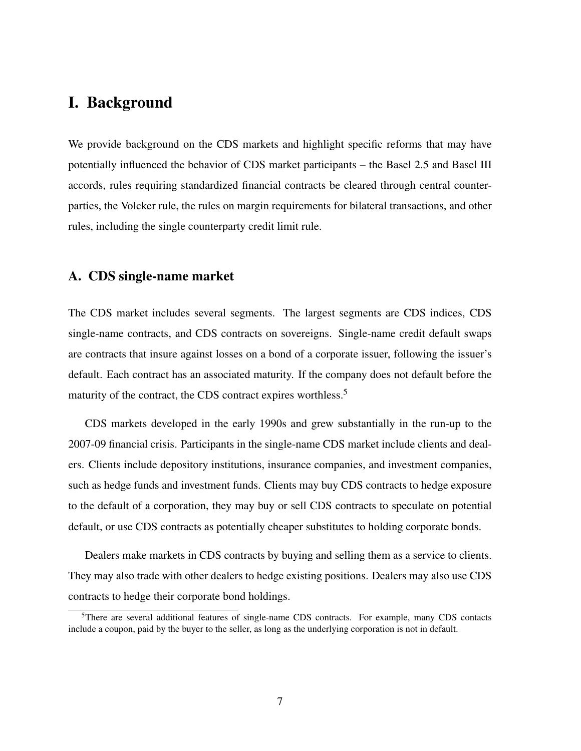# I. Background

We provide background on the CDS markets and highlight specific reforms that may have potentially influenced the behavior of CDS market participants – the Basel 2.5 and Basel III accords, rules requiring standardized financial contracts be cleared through central counterparties, the Volcker rule, the rules on margin requirements for bilateral transactions, and other rules, including the single counterparty credit limit rule.

## A. CDS single-name market

The CDS market includes several segments. The largest segments are CDS indices, CDS single-name contracts, and CDS contracts on sovereigns. Single-name credit default swaps are contracts that insure against losses on a bond of a corporate issuer, following the issuer's default. Each contract has an associated maturity. If the company does not default before the maturity of the contract, the CDS contract expires worthless.[5]

CDS markets developed in the early 1990s and grew substantially in the run-up to the 2007-09 financial crisis. Participants in the single-name CDS market include clients and dealers. Clients include depository institutions, insurance companies, and investment companies, such as hedge funds and investment funds. Clients may buy CDS contracts to hedge exposure to the default of a corporation, they may buy or sell CDS contracts to speculate on potential default, or use CDS contracts as potentially cheaper substitutes to holding corporate bonds.

Dealers make markets in CDS contracts by buying and selling them as a service to clients. They may also trade with other dealers to hedge existing positions. Dealers may also use CDS contracts to hedge their corporate bond holdings.

[5] There are several additional features of single-name CDS contracts. For example, many CDS contacts include a coupon, paid by the buyer to the seller, as long as the underlying corporation is not in default.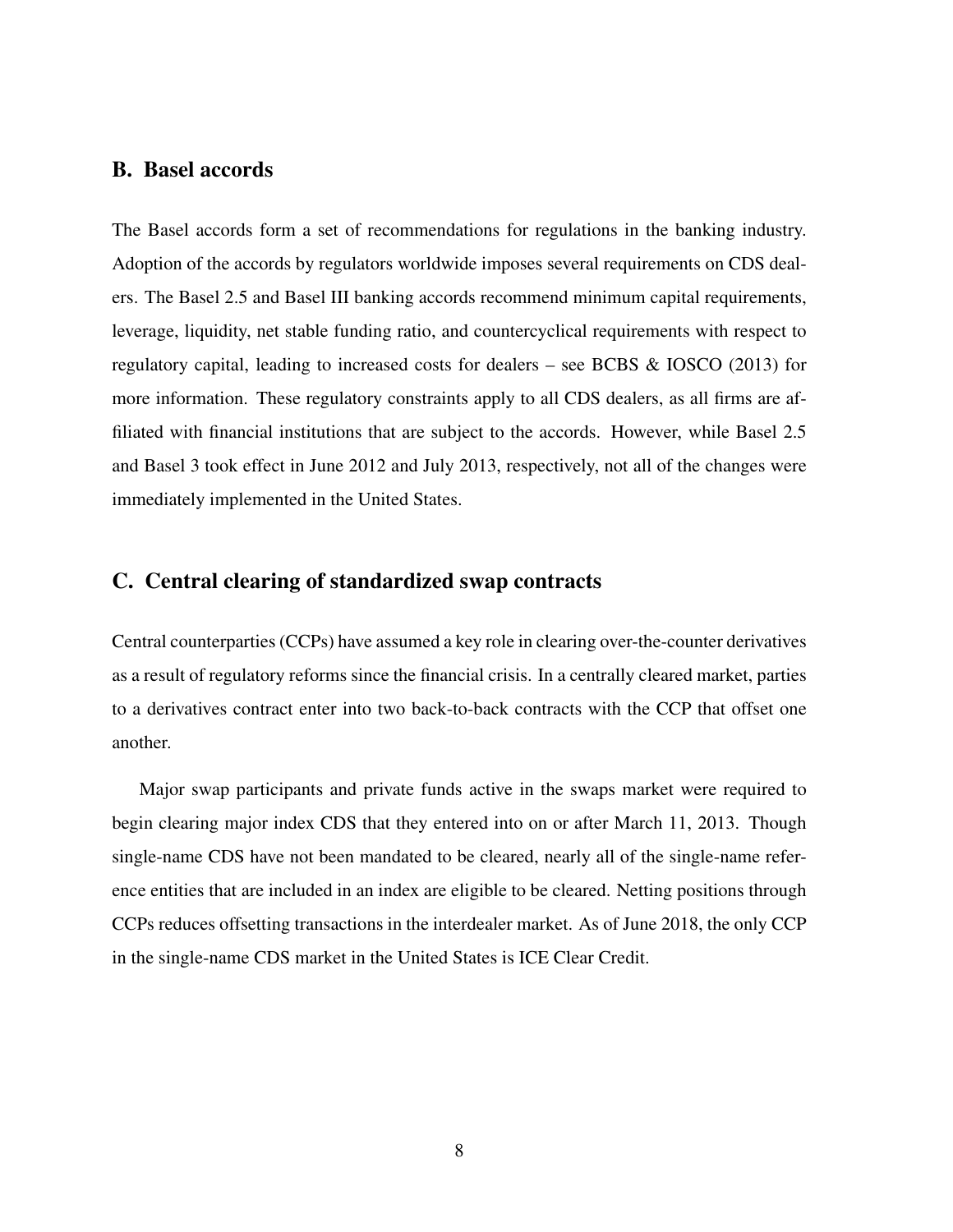## B. Basel accords

The Basel accords form a set of recommendations for regulations in the banking industry. Adoption of the accords by regulators worldwide imposes several requirements on CDS dealers. The Basel 2.5 and Basel III banking accords recommend minimum capital requirements, leverage, liquidity, net stable funding ratio, and countercyclical requirements with respect to regulatory capital, leading to increased costs for dealers – see BCBS & IOSCO (2013) for more information. These regulatory constraints apply to all CDS dealers, as all firms are affiliated with financial institutions that are subject to the accords. However, while Basel 2.5 and Basel 3 took effect in June 2012 and July 2013, respectively, not all of the changes were immediately implemented in the United States.

## C. Central clearing of standardized swap contracts

Central counterparties (CCPs) have assumed a key role in clearing over-the-counter derivatives as a result of regulatory reforms since the financial crisis. In a centrally cleared market, parties to a derivatives contract enter into two back-to-back contracts with the CCP that offset one another.

Major swap participants and private funds active in the swaps market were required to begin clearing major index CDS that they entered into on or after March 11, 2013. Though single-name CDS have not been mandated to be cleared, nearly all of the single-name reference entities that are included in an index are eligible to be cleared. Netting positions through CCPs reduces offsetting transactions in the interdealer market. As of June 2018, the only CCP in the single-name CDS market in the United States is ICE Clear Credit.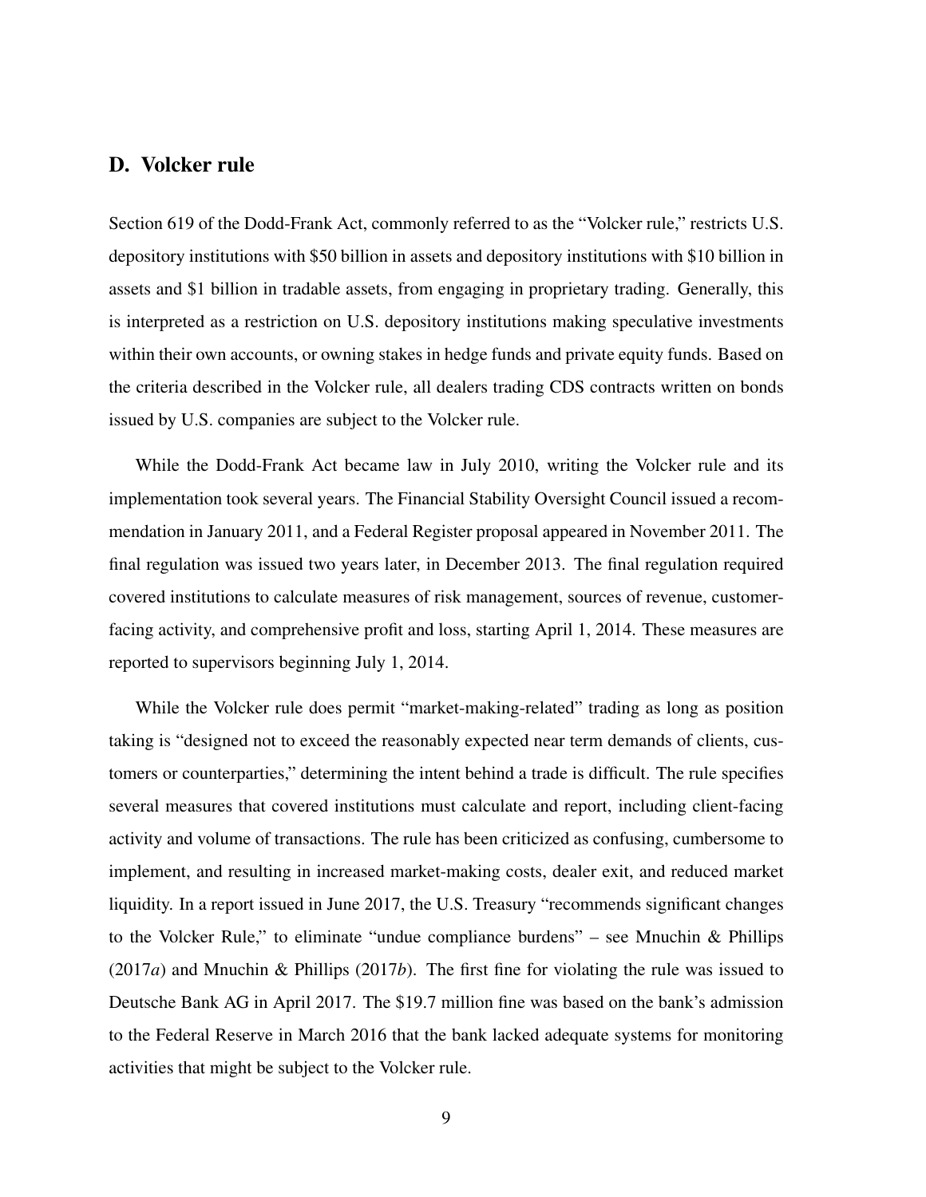## D. Volcker rule

Section 619 of the Dodd-Frank Act, commonly referred to as the "Volcker rule," restricts U.S. depository institutions with $50 billion in assets and depository institutions with $10 billion in assets and $1 billion in tradable assets, from engaging in proprietary trading. Generally, this is interpreted as a restriction on U.S. depository institutions making speculative investments within their own accounts, or owning stakes in hedge funds and private equity funds. Based on the criteria described in the Volcker rule, all dealers trading CDS contracts written on bonds issued by U.S. companies are subject to the Volcker rule.

While the Dodd-Frank Act became law in July 2010, writing the Volcker rule and its implementation took several years. The Financial Stability Oversight Council issued a recommendation in January 2011, and a Federal Register proposal appeared in November 2011. The final regulation was issued two years later, in December 2013. The final regulation required covered institutions to calculate measures of risk management, sources of revenue, customer-facing activity, and comprehensive profit and loss, starting April 1, 2014. These measures are reported to supervisors beginning July 1, 2014.

While the Volcker rule does permit "market-making-related" trading as long as position taking is "designed not to exceed the reasonably expected near term demands of clients, customers or counterparties," determining the intent behind a trade is difficult. The rule specifies several measures that covered institutions must calculate and report, including client-facing activity and volume of transactions. The rule has been criticized as confusing, cumbersome to implement, and resulting in increased market-making costs, dealer exit, and reduced market liquidity. In a report issued in June 2017, the U.S. Treasury "recommends significant changes to the Volcker Rule," to eliminate "undue compliance burdens" – see Mnuchin & Phillips (2017*a*) and Mnuchin & Phillips (2017*b*). The first fine for violating the rule was issued to Deutsche Bank AG in April 2017. The $19.7 million fine was based on the bank's admission to the Federal Reserve in March 2016 that the bank lacked adequate systems for monitoring activities that might be subject to the Volcker rule.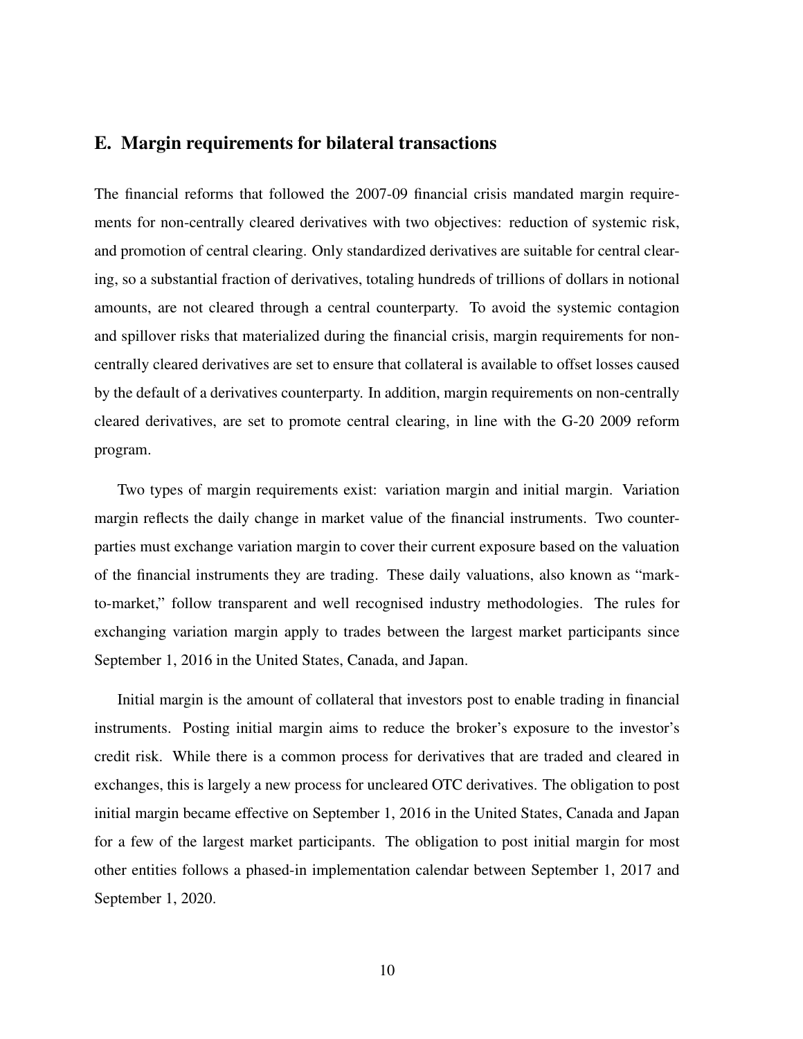## E. Margin requirements for bilateral transactions

The financial reforms that followed the 2007-09 financial crisis mandated margin requirements for non-centrally cleared derivatives with two objectives: reduction of systemic risk, and promotion of central clearing. Only standardized derivatives are suitable for central clearing, so a substantial fraction of derivatives, totaling hundreds of trillions of dollars in notional amounts, are not cleared through a central counterparty. To avoid the systemic contagion and spillover risks that materialized during the financial crisis, margin requirements for non-centrally cleared derivatives are set to ensure that collateral is available to offset losses caused by the default of a derivatives counterparty. In addition, margin requirements on non-centrally cleared derivatives, are set to promote central clearing, in line with the G-20 2009 reform program.

Two types of margin requirements exist: variation margin and initial margin. Variation margin reflects the daily change in market value of the financial instruments. Two counterparties must exchange variation margin to cover their current exposure based on the valuation of the financial instruments they are trading. These daily valuations, also known as "mark-to-market," follow transparent and well recognised industry methodologies. The rules for exchanging variation margin apply to trades between the largest market participants since September 1, 2016 in the United States, Canada, and Japan.

Initial margin is the amount of collateral that investors post to enable trading in financial instruments. Posting initial margin aims to reduce the broker's exposure to the investor's credit risk. While there is a common process for derivatives that are traded and cleared in exchanges, this is largely a new process for uncleared OTC derivatives. The obligation to post initial margin became effective on September 1, 2016 in the United States, Canada and Japan for a few of the largest market participants. The obligation to post initial margin for most other entities follows a phased-in implementation calendar between September 1, 2017 and September 1, 2020.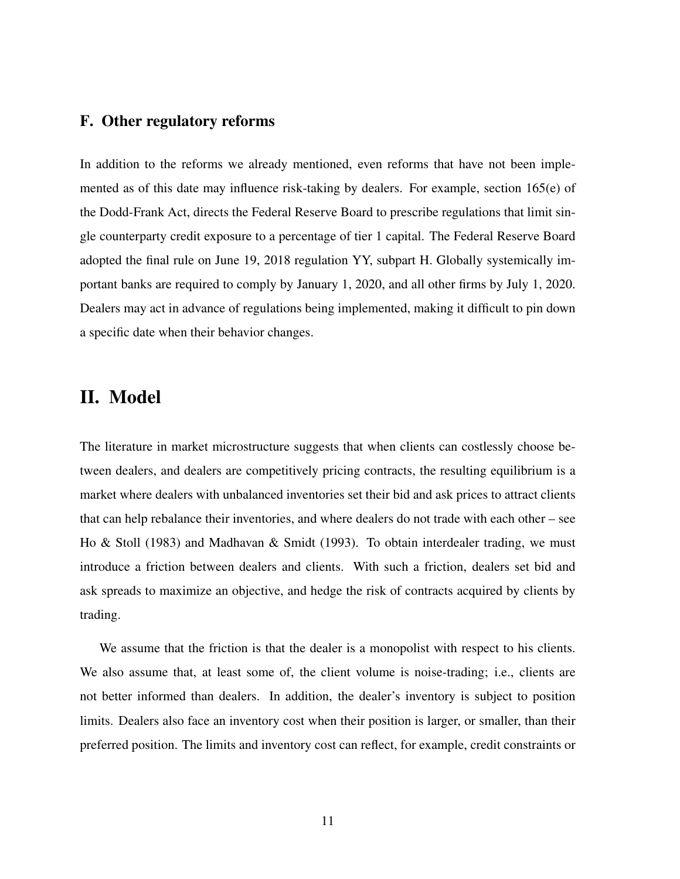### F. Other regulatory reforms

In addition to the reforms we already mentioned, even reforms that have not been implemented as of this date may influence risk-taking by dealers. For example, section 165(e) of the Dodd-Frank Act, directs the Federal Reserve Board to prescribe regulations that limit single counterparty credit exposure to a percentage of tier 1 capital. The Federal Reserve Board adopted the final rule on June 19, 2018 regulation YY, subpart H. Globally systemically important banks are required to comply by January 1, 2020, and all other firms by July 1, 2020. Dealers may act in advance of regulations being implemented, making it difficult to pin down a specific date when their behavior changes.

## II. Model

The literature in market microstructure suggests that when clients can costlessly choose between dealers, and dealers are competitively pricing contracts, the resulting equilibrium is a market where dealers with unbalanced inventories set their bid and ask prices to attract clients that can help rebalance their inventories, and where dealers do not trade with each other – see Ho & Stoll (1983) and Madhavan & Smidt (1993). To obtain interdealer trading, we must introduce a friction between dealers and clients. With such a friction, dealers set bid and ask spreads to maximize an objective, and hedge the risk of contracts acquired by clients by trading.

We assume that the friction is that the dealer is a monopolist with respect to his clients. We also assume that, at least some of, the client volume is noise-trading; i.e., clients are not better informed than dealers. In addition, the dealer's inventory is subject to position limits. Dealers also face an inventory cost when their position is larger, or smaller, than their preferred position. The limits and inventory cost can reflect, for example, credit constraints or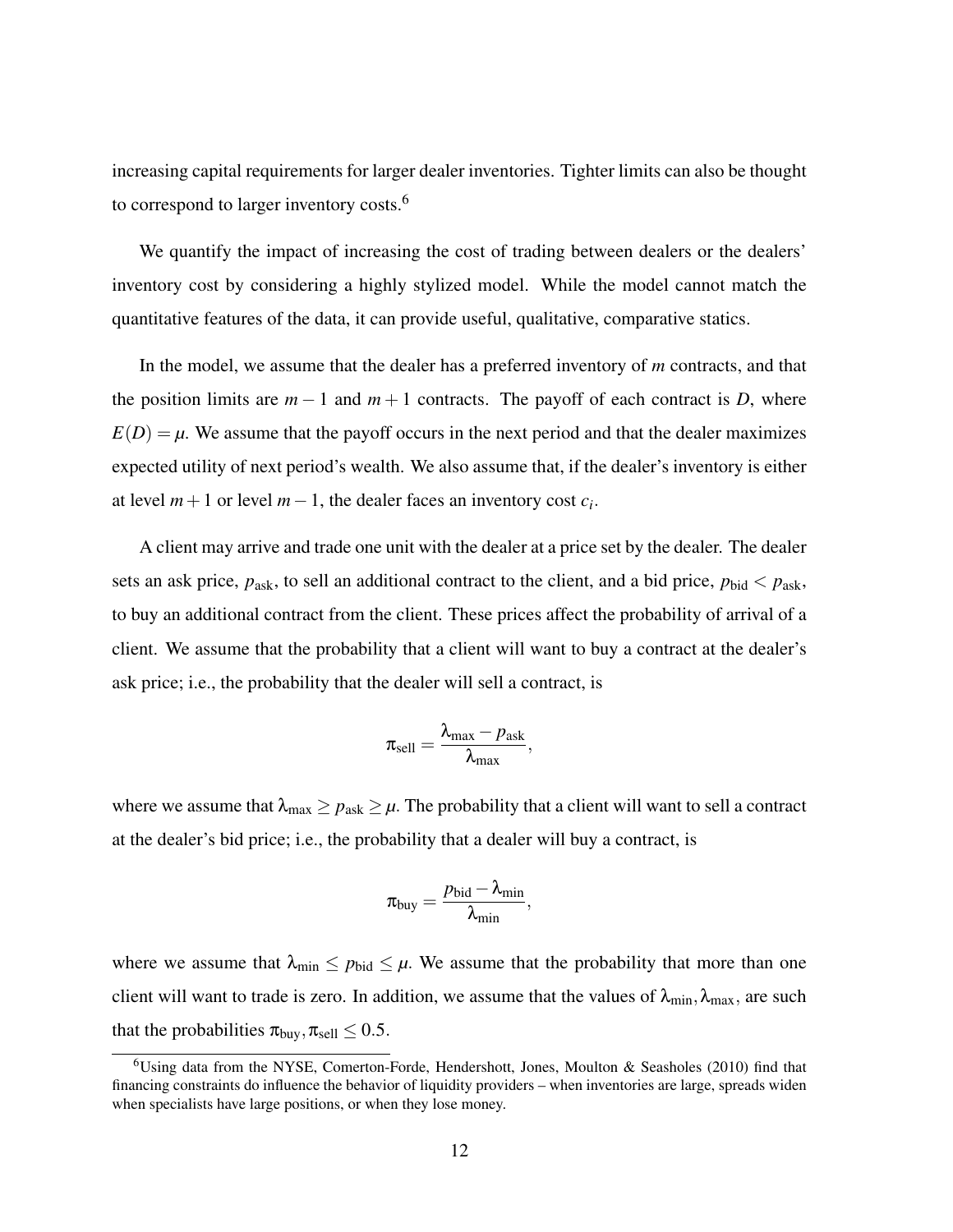increasing capital requirements for larger dealer inventories. Tighter limits can also be thought to correspond to larger inventory costs.[6]

We quantify the impact of increasing the cost of trading between dealers or the dealers' inventory cost by considering a highly stylized model. While the model cannot match the quantitative features of the data, it can provide useful, qualitative, comparative statics.

In the model, we assume that the dealer has a preferred inventory of $m$ contracts, and that the position limits are $m-1$ and $m+1$ contracts. The payoff of each contract is $D$, where $E(D) = \mu$. We assume that the payoff occurs in the next period and that the dealer maximizes expected utility of next period's wealth. We also assume that, if the dealer's inventory is either at level $m+1$ or level $m-1$, the dealer faces an inventory cost $c_i$.

A client may arrive and trade one unit with the dealer at a price set by the dealer. The dealer sets an ask price, $p_{\text{ask}}$, to sell an additional contract to the client, and a bid price, $p_{\text{bid}} < p_{\text{ask}}$, to buy an additional contract from the client. These prices affect the probability of arrival of a client. We assume that the probability that a client will want to buy a contract at the dealer's ask price; i.e., the probability that the dealer will sell a contract, is

$$\pi_{\text{sell}} = \frac{\lambda_{\text{max}} - p_{\text{ask}}}{\lambda_{\text{max}}},$$

where we assume that $\lambda_{\text{max}} \geq p_{\text{ask}} \geq \mu$. The probability that a client will want to sell a contract at the dealer's bid price; i.e., the probability that a dealer will buy a contract, is

$$\pi_{\text{buy}} = \frac{p_{\text{bid}} - \lambda_{\text{min}}}{\lambda_{\text{min}}},$$

where we assume that $\lambda_{\text{min}} \leq p_{\text{bid}} \leq \mu$. We assume that the probability that more than one client will want to trade is zero. In addition, we assume that the values of $\lambda_{\text{min}}, \lambda_{\text{max}}$, are such that the probabilities $\pi_{\text{buy}}, \pi_{\text{sell}} \leq 0.5$.

[6]Using data from the NYSE, Comerton-Forde, Hendershott, Jones, Moulton & Seasholes (2010) find that financing constraints do influence the behavior of liquidity providers – when inventories are large, spreads widen when specialists have large positions, or when they lose money.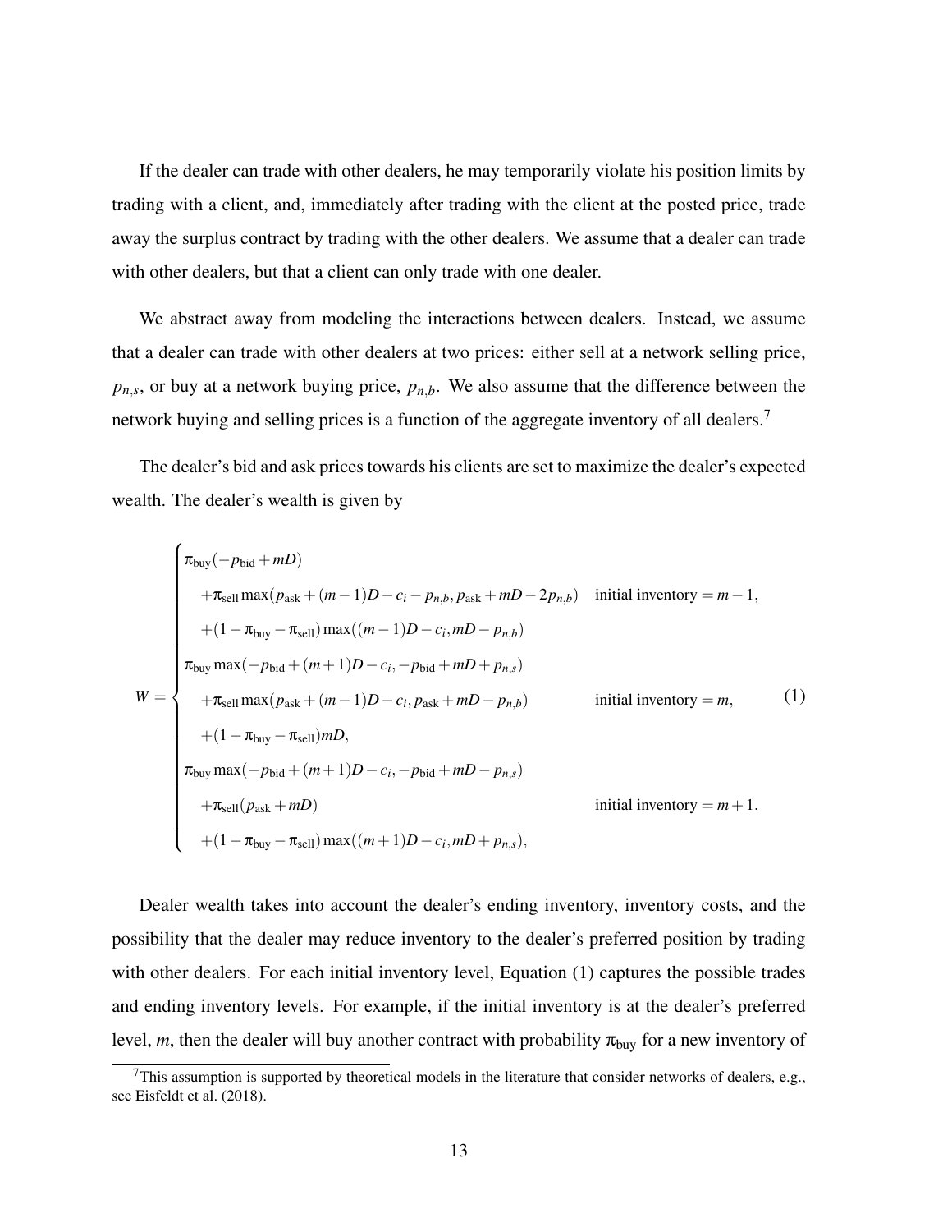If the dealer can trade with other dealers, he may temporarily violate his position limits by trading with a client, and, immediately after trading with the client at the posted price, trade away the surplus contract by trading with the other dealers. We assume that a dealer can trade with other dealers, but that a client can only trade with one dealer.

We abstract away from modeling the interactions between dealers. Instead, we assume that a dealer can trade with other dealers at two prices: either sell at a network selling price, $p_{n,s}$, or buy at a network buying price, $p_{n,b}$. We also assume that the difference between the network buying and selling prices is a function of the aggregate inventory of all dealers.[7]

The dealer's bid and ask prices towards his clients are set to maximize the dealer's expected wealth. The dealer's wealth is given by

$$
W = \begin{cases}
\pi_{\text{buy}}(-p_{\text{bid}} + mD) & \\
\quad + \pi_{\text{sell}} \max(p_{\text{ask}} + (m-1)D - c_i - p_{n,b}, p_{\text{ask}} + mD - 2p_{n,b}) & \text{initial inventory} = m-1, \\
\quad + (1 - \pi_{\text{buy}} - \pi_{\text{sell}}) \max((m-1)D - c_i, mD - p_{n,b}) & \\
\pi_{\text{buy}} \max(-p_{\text{bid}} + (m+1)D - c_i, -p_{\text{bid}} + mD + p_{n,s}) & \\
\quad + \pi_{\text{sell}} \max(p_{\text{ask}} + (m-1)D - c_i, p_{\text{ask}} + mD - p_{n,b}) & \text{initial inventory} = m, \\
\quad + (1 - \pi_{\text{buy}} - \pi_{\text{sell}}) mD, & \\
\pi_{\text{buy}} \max(-p_{\text{bid}} + (m+1)D - c_i, -p_{\text{bid}} + mD - p_{n,s}) & \\
\quad + \pi_{\text{sell}}(p_{\text{ask}} + mD) & \text{initial inventory} = m+1. \\
\quad + (1 - \pi_{\text{buy}} - \pi_{\text{sell}}) \max((m+1)D - c_i, mD + p_{n,s}), &
\end{cases} \tag{1}
$$

Dealer wealth takes into account the dealer's ending inventory, inventory costs, and the possibility that the dealer may reduce inventory to the dealer's preferred position by trading with other dealers. For each initial inventory level, Equation (1) captures the possible trades and ending inventory levels. For example, if the initial inventory is at the dealer's preferred level, $m$, then the dealer will buy another contract with probability $\pi_{\text{buy}}$ for a new inventory of

[7] This assumption is supported by theoretical models in the literature that consider networks of dealers, e.g., see Eisfeldt et al. (2018).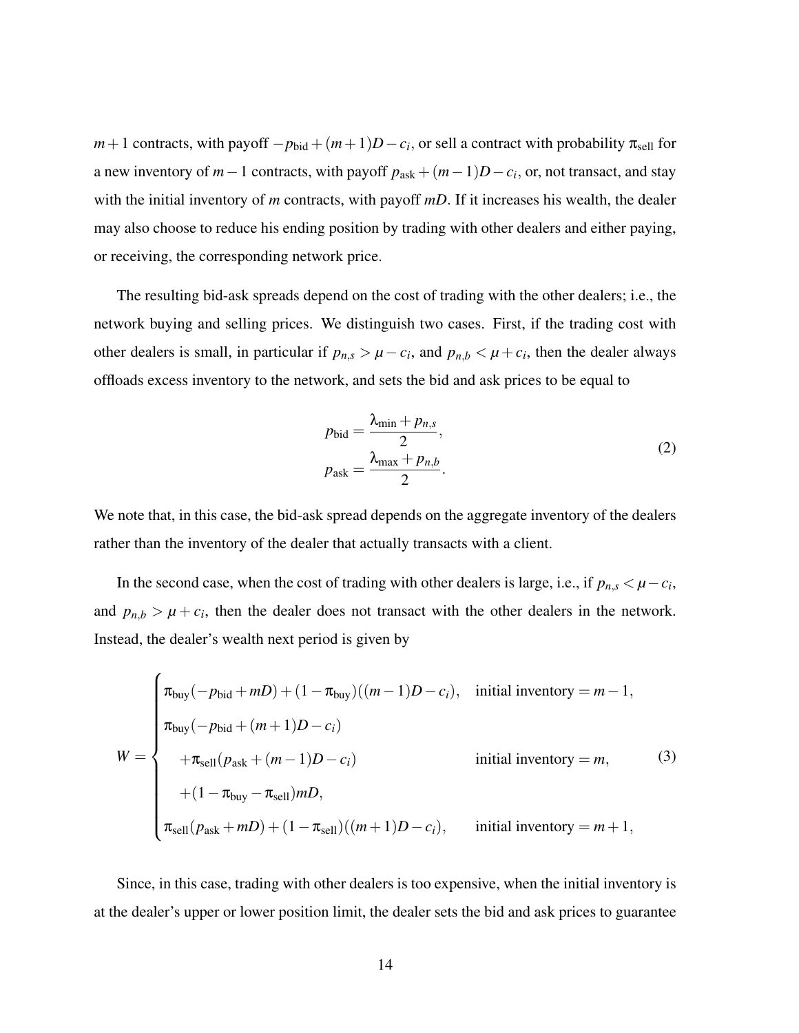$m+1$ contracts, with payoff $-p_{\text{bid}} + (m+1)D - c_i$, or sell a contract with probability $\pi_{\text{sell}}$ for a new inventory of $m-1$ contracts, with payoff $p_{\text{ask}} + (m-1)D - c_i$, or, not transact, and stay with the initial inventory of $m$ contracts, with payoff $mD$. If it increases his wealth, the dealer may also choose to reduce his ending position by trading with other dealers and either paying, or receiving, the corresponding network price.

The resulting bid-ask spreads depend on the cost of trading with the other dealers; i.e., the network buying and selling prices. We distinguish two cases. First, if the trading cost with other dealers is small, in particular if $p_{n,s} > \mu - c_i$, and $p_{n,b} < \mu + c_i$, then the dealer always offloads excess inventory to the network, and sets the bid and ask prices to be equal to

$$
\begin{aligned}
p_{\text{bid}} &= \frac{\lambda_{\min} + p_{n,s}}{2}, \\
p_{\text{ask}} &= \frac{\lambda_{\max} + p_{n,b}}{2}.
\end{aligned}
\tag{2}
$$

We note that, in this case, the bid-ask spread depends on the aggregate inventory of the dealers rather than the inventory of the dealer that actually transacts with a client.

In the second case, when the cost of trading with other dealers is large, i.e., if $p_{n,s} < \mu - c_i$, and $p_{n,b} > \mu + c_i$, then the dealer does not transact with the other dealers in the network. Instead, the dealer's wealth next period is given by

$$
W = \begin{cases}
\pi_{\text{buy}}(-p_{\text{bid}} + mD) + (1 - \pi_{\text{buy}})((m-1)D - c_i), & \text{initial inventory} = m-1, \\
\pi_{\text{buy}}(-p_{\text{bid}} + (m+1)D - c_i) & \\
\quad + \pi_{\text{sell}}(p_{\text{ask}} + (m-1)D - c_i) & \text{initial inventory} = m, \\
\quad + (1 - \pi_{\text{buy}} - \pi_{\text{sell}})mD, & \\
\pi_{\text{sell}}(p_{\text{ask}} + mD) + (1 - \pi_{\text{sell}})((m+1)D - c_i), & \text{initial inventory} = m+1,
\end{cases}
\tag{3}
$$

Since, in this case, trading with other dealers is too expensive, when the initial inventory is at the dealer's upper or lower position limit, the dealer sets the bid and ask prices to guarantee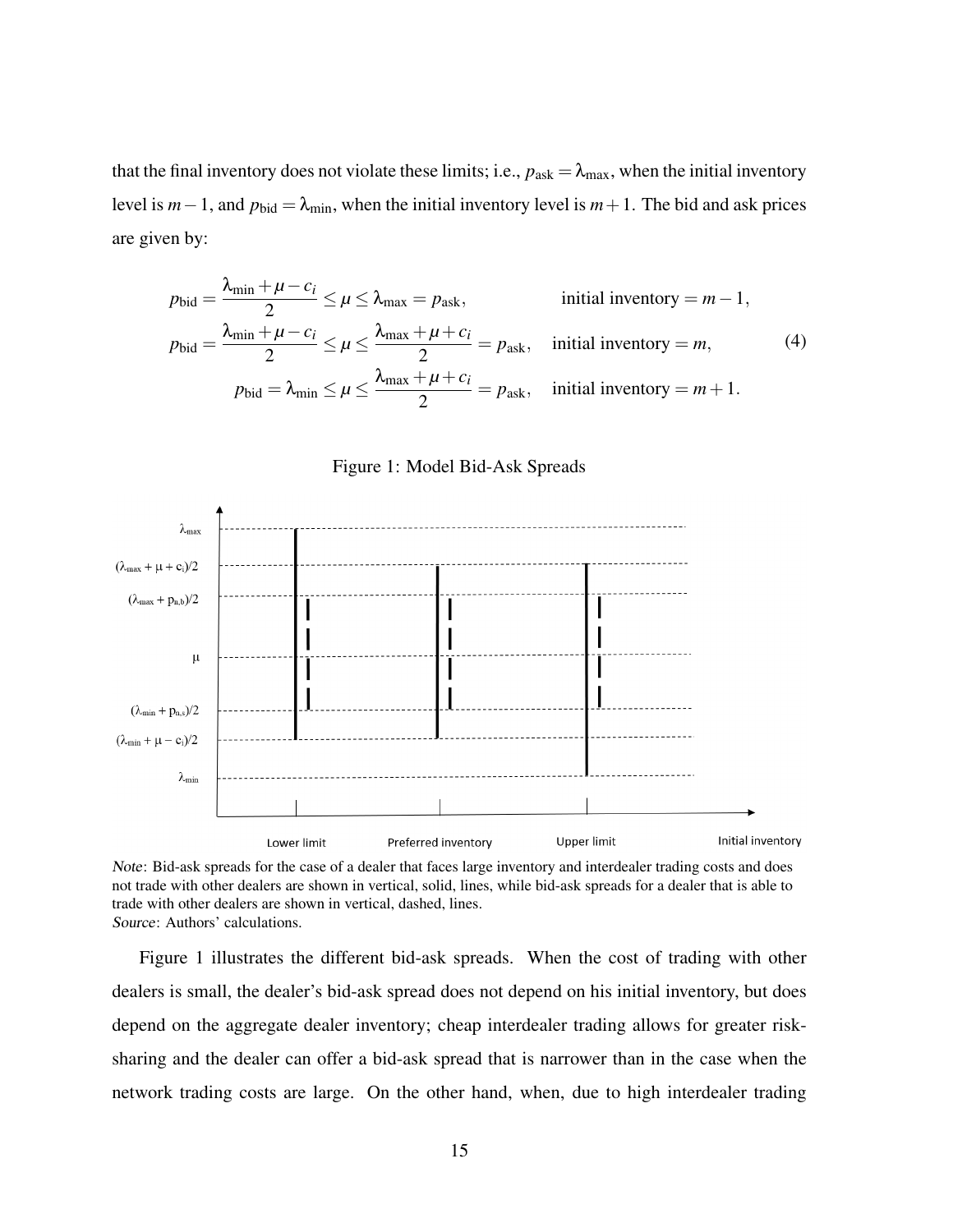that the final inventory does not violate these limits; i.e., $p_{\text{ask}} = \lambda_{\max}$, when the initial inventory level is $m-1$, and $p_{\text{bid}} = \lambda_{\min}$, when the initial inventory level is $m+1$. The bid and ask prices are given by:

$$
\begin{aligned}
p_{\text{bid}} &= \frac{\lambda_{\min} + \mu - c_i}{2} \leq \mu \leq \lambda_{\max} = p_{\text{ask}}, && \text{initial inventory} = m-1, \\
p_{\text{bid}} &= \frac{\lambda_{\min} + \mu - c_i}{2} \leq \mu \leq \frac{\lambda_{\max} + \mu + c_i}{2} = p_{\text{ask}}, && \text{initial inventory} = m, \\
p_{\text{bid}} &= \lambda_{\min} \leq \mu \leq \frac{\lambda_{\max} + \mu + c_i}{2} = p_{\text{ask}}, && \text{initial inventory} = m+1.
\end{aligned}
\tag{4}
$$

Figure 1: Model Bid-Ask Spreads

$\lambda_{\max}$

$(\lambda_{\max} + \mu + c_i)/2$

$(\lambda_{\max} + p_{n,b})/2$

$\mu$

$(\lambda_{\min} + p_{n,s})/2$

$(\lambda_{\min} + \mu - c_i)/2$

$\lambda_{\min}$

Lower limit

Preferred inventory

Upper limit

Initial inventory

*Note*: Bid-ask spreads for the case of a dealer that faces large inventory and interdealer trading costs and does not trade with other dealers are shown in vertical, solid, lines, while bid-ask spreads for a dealer that is able to trade with other dealers are shown in vertical, dashed, lines.
*Source*: Authors' calculations.

Figure 1 illustrates the different bid-ask spreads. When the cost of trading with other dealers is small, the dealer's bid-ask spread does not depend on his initial inventory, but does depend on the aggregate dealer inventory; cheap interdealer trading allows for greater risk-sharing and the dealer can offer a bid-ask spread that is narrower than in the case when the network trading costs are large. On the other hand, when, due to high interdealer trading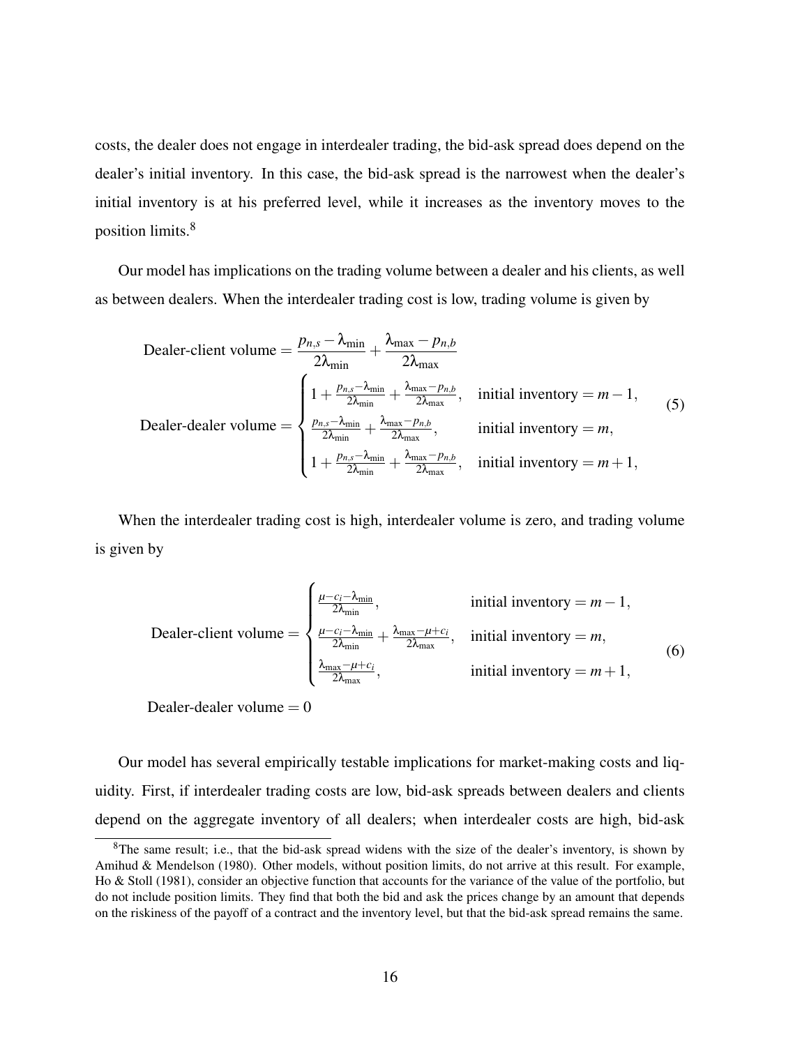costs, the dealer does not engage in interdealer trading, the bid-ask spread does depend on the dealer's initial inventory. In this case, the bid-ask spread is the narrowest when the dealer's initial inventory is at his preferred level, while it increases as the inventory moves to the position limits.[8]

Our model has implications on the trading volume between a dealer and his clients, as well as between dealers. When the interdealer trading cost is low, trading volume is given by

$$
\begin{aligned}
\text{Dealer-client volume} &= \frac{p_{n,s}-\lambda_{\min}}{2\lambda_{\min}} + \frac{\lambda_{\max}-p_{n,b}}{2\lambda_{\max}} \\
\text{Dealer-dealer volume} &= \begin{cases} 1+\frac{p_{n,s}-\lambda_{\min}}{2\lambda_{\min}} + \frac{\lambda_{\max}-p_{n,b}}{2\lambda_{\max}}, & \text{initial inventory} = m-1, \\ \frac{p_{n,s}-\lambda_{\min}}{2\lambda_{\min}} + \frac{\lambda_{\max}-p_{n,b}}{2\lambda_{\max}}, & \text{initial inventory} = m, \\ 1+\frac{p_{n,s}-\lambda_{\min}}{2\lambda_{\min}} + \frac{\lambda_{\max}-p_{n,b}}{2\lambda_{\max}}, & \text{initial inventory} = m+1, \end{cases}
\end{aligned}
\tag{5}
$$

When the interdealer trading cost is high, interdealer volume is zero, and trading volume is given by

$$
\text{Dealer-client volume} = \begin{cases} \frac{\mu-c_i-\lambda_{\min}}{2\lambda_{\min}}, & \text{initial inventory} = m-1, \\ \frac{\mu-c_i-\lambda_{\min}}{2\lambda_{\min}} + \frac{\lambda_{\max}-\mu+c_i}{2\lambda_{\max}}, & \text{initial inventory} = m, \\ \frac{\lambda_{\max}-\mu+c_i}{2\lambda_{\max}}, & \text{initial inventory} = m+1, \end{cases}
\tag{6}
$$

$$
\text{Dealer-dealer volume} = 0
$$

Our model has several empirically testable implications for market-making costs and liquidity. First, if interdealer trading costs are low, bid-ask spreads between dealers and clients depend on the aggregate inventory of all dealers; when interdealer costs are high, bid-ask

[8] The same result; i.e., that the bid-ask spread widens with the size of the dealer's inventory, is shown by Amihud & Mendelson (1980). Other models, without position limits, do not arrive at this result. For example, Ho & Stoll (1981), consider an objective function that accounts for the variance of the value of the portfolio, but do not include position limits. They find that both the bid and ask the prices change by an amount that depends on the riskiness of the payoff of a contract and the inventory level, but that the bid-ask spread remains the same.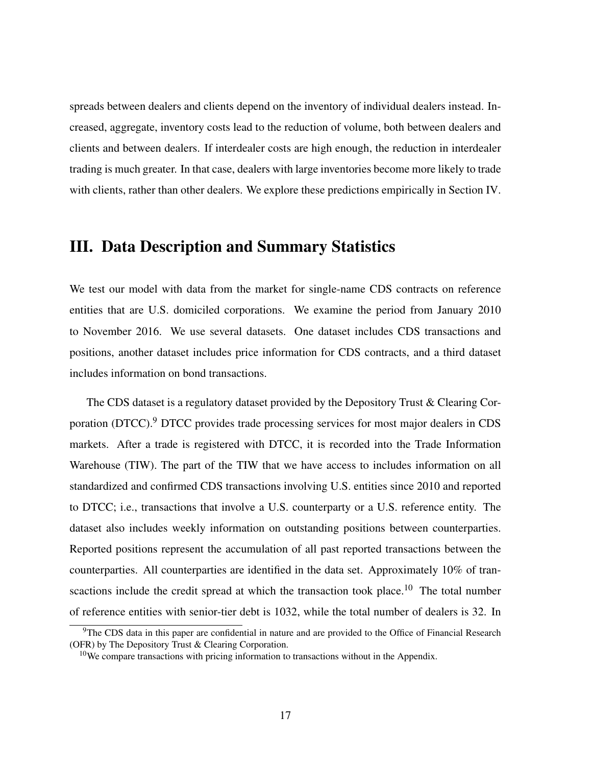spreads between dealers and clients depend on the inventory of individual dealers instead. Increased, aggregate, inventory costs lead to the reduction of volume, both between dealers and clients and between dealers. If interdealer costs are high enough, the reduction in interdealer trading is much greater. In that case, dealers with large inventories become more likely to trade with clients, rather than other dealers. We explore these predictions empirically in Section IV.

## III. Data Description and Summary Statistics

We test our model with data from the market for single-name CDS contracts on reference entities that are U.S. domiciled corporations. We examine the period from January 2010 to November 2016. We use several datasets. One dataset includes CDS transactions and positions, another dataset includes price information for CDS contracts, and a third dataset includes information on bond transactions.

The CDS dataset is a regulatory dataset provided by the Depository Trust & Clearing Corporation (DTCC).[9] DTCC provides trade processing services for most major dealers in CDS markets. After a trade is registered with DTCC, it is recorded into the Trade Information Warehouse (TIW). The part of the TIW that we have access to includes information on all standardized and confirmed CDS transactions involving U.S. entities since 2010 and reported to DTCC; i.e., transactions that involve a U.S. counterparty or a U.S. reference entity. The dataset also includes weekly information on outstanding positions between counterparties. Reported positions represent the accumulation of all past reported transactions between the counterparties. All counterparties are identified in the data set. Approximately 10% of transcactions include the credit spread at which the transaction took place.[10] The total number of reference entities with senior-tier debt is 1032, while the total number of dealers is 32. In

[9]The CDS data in this paper are confidential in nature and are provided to the Office of Financial Research (OFR) by The Depository Trust & Clearing Corporation.

[10]We compare transactions with pricing information to transactions without in the Appendix.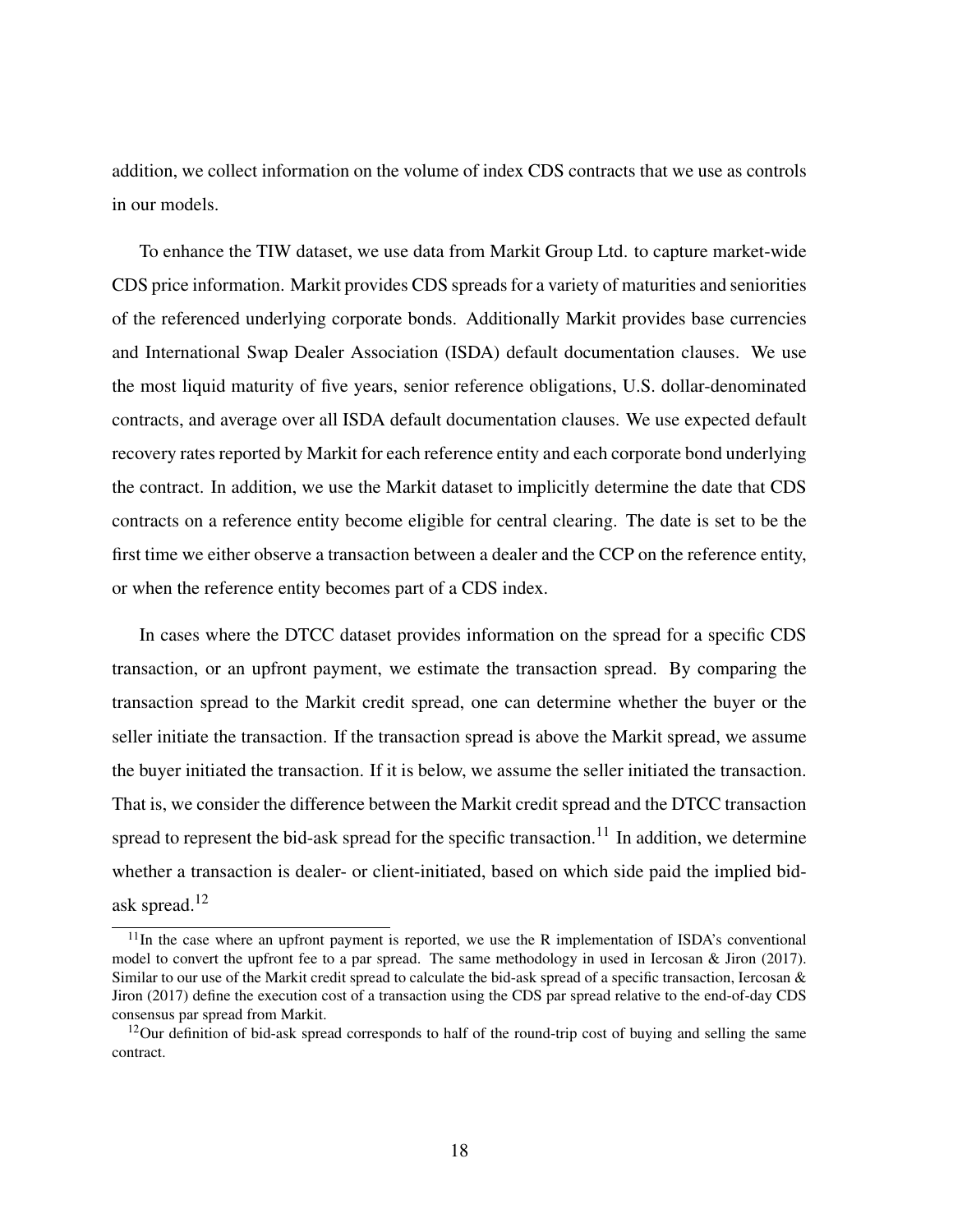addition, we collect information on the volume of index CDS contracts that we use as controls in our models.

To enhance the TIW dataset, we use data from Markit Group Ltd. to capture market-wide CDS price information. Markit provides CDS spreads for a variety of maturities and seniorities of the referenced underlying corporate bonds. Additionally Markit provides base currencies and International Swap Dealer Association (ISDA) default documentation clauses. We use the most liquid maturity of five years, senior reference obligations, U.S. dollar-denominated contracts, and average over all ISDA default documentation clauses. We use expected default recovery rates reported by Markit for each reference entity and each corporate bond underlying the contract. In addition, we use the Markit dataset to implicitly determine the date that CDS contracts on a reference entity become eligible for central clearing. The date is set to be the first time we either observe a transaction between a dealer and the CCP on the reference entity, or when the reference entity becomes part of a CDS index.

In cases where the DTCC dataset provides information on the spread for a specific CDS transaction, or an upfront payment, we estimate the transaction spread. By comparing the transaction spread to the Markit credit spread, one can determine whether the buyer or the seller initiate the transaction. If the transaction spread is above the Markit spread, we assume the buyer initiated the transaction. If it is below, we assume the seller initiated the transaction. That is, we consider the difference between the Markit credit spread and the DTCC transaction spread to represent the bid-ask spread for the specific transaction.[11] In addition, we determine whether a transaction is dealer- or client-initiated, based on which side paid the implied bid-ask spread.[12]

[11] In the case where an upfront payment is reported, we use the R implementation of ISDA's conventional model to convert the upfront fee to a par spread. The same methodology in used in Iercosan & Jiron (2017). Similar to our use of the Markit credit spread to calculate the bid-ask spread of a specific transaction, Iercosan & Jiron (2017) define the execution cost of a transaction using the CDS par spread relative to the end-of-day CDS consensus par spread from Markit.

[12] Our definition of bid-ask spread corresponds to half of the round-trip cost of buying and selling the same contract.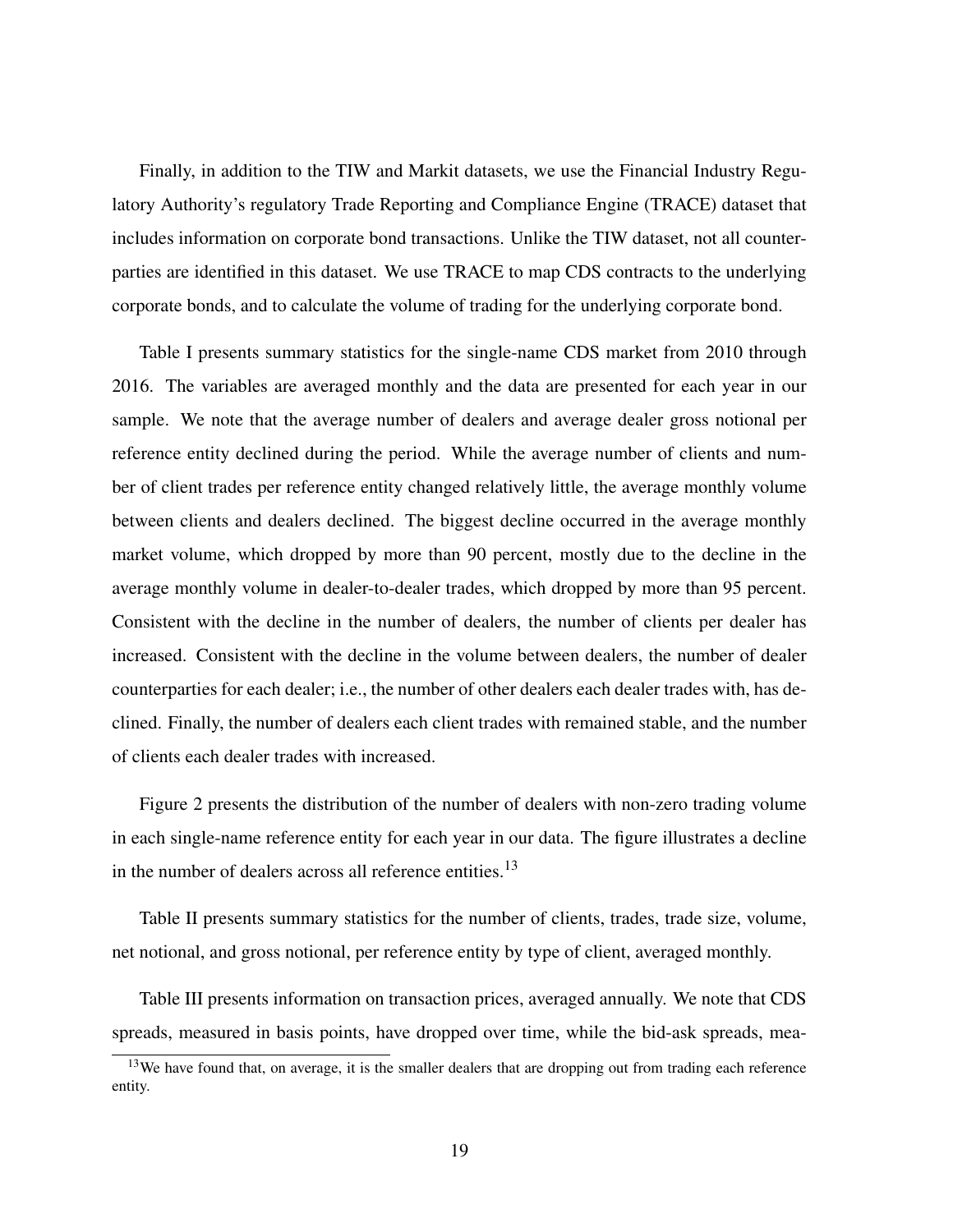Finally, in addition to the TIW and Markit datasets, we use the Financial Industry Regulatory Authority's regulatory Trade Reporting and Compliance Engine (TRACE) dataset that includes information on corporate bond transactions. Unlike the TIW dataset, not all counterparties are identified in this dataset. We use TRACE to map CDS contracts to the underlying corporate bonds, and to calculate the volume of trading for the underlying corporate bond.

Table I presents summary statistics for the single-name CDS market from 2010 through 2016. The variables are averaged monthly and the data are presented for each year in our sample. We note that the average number of dealers and average dealer gross notional per reference entity declined during the period. While the average number of clients and number of client trades per reference entity changed relatively little, the average monthly volume between clients and dealers declined. The biggest decline occurred in the average monthly market volume, which dropped by more than 90 percent, mostly due to the decline in the average monthly volume in dealer-to-dealer trades, which dropped by more than 95 percent. Consistent with the decline in the number of dealers, the number of clients per dealer has increased. Consistent with the decline in the volume between dealers, the number of dealer counterparties for each dealer; i.e., the number of other dealers each dealer trades with, has declined. Finally, the number of dealers each client trades with remained stable, and the number of clients each dealer trades with increased.

Figure 2 presents the distribution of the number of dealers with non-zero trading volume in each single-name reference entity for each year in our data. The figure illustrates a decline in the number of dealers across all reference entities.[13]

Table II presents summary statistics for the number of clients, trades, trade size, volume, net notional, and gross notional, per reference entity by type of client, averaged monthly.

Table III presents information on transaction prices, averaged annually. We note that CDS spreads, measured in basis points, have dropped over time, while the bid-ask spreads, mea-

[13] We have found that, on average, it is the smaller dealers that are dropping out from trading each reference entity.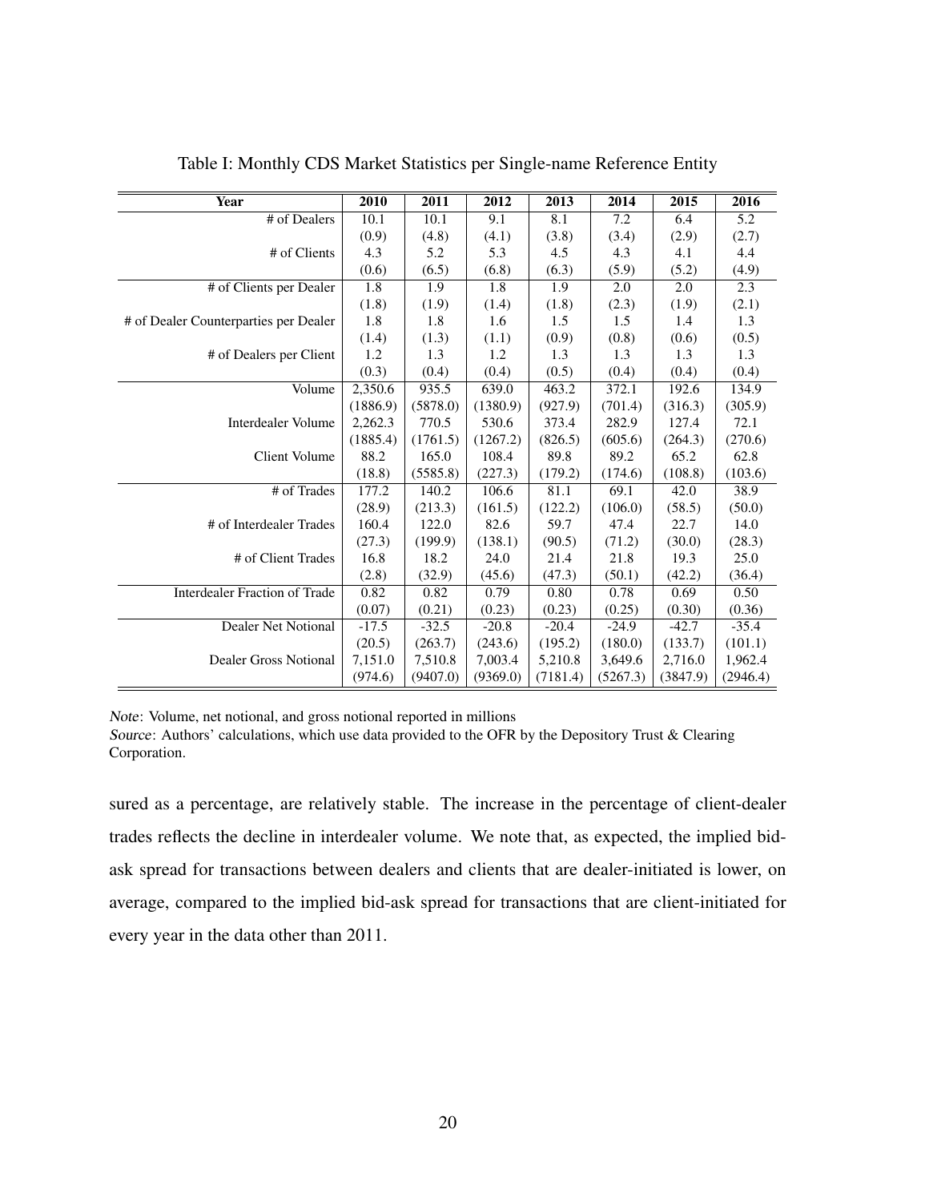Table I: Monthly CDS Market Statistics per Single-name Reference Entity

| Year | 2010 | 2011 | 2012 | 2013 | 2014 | 2015 | 2016 |
|---|---|---|---|---|---|---|---|
| # of Dealers | 10.1 | 10.1 | 9.1 | 8.1 | 7.2 | 6.4 | 5.2 |
| | (0.9) | (4.8) | (4.1) | (3.8) | (3.4) | (2.9) | (2.7) |
| # of Clients | 4.3 | 5.2 | 5.3 | 4.5 | 4.3 | 4.1 | 4.4 |
| | (0.6) | (6.5) | (6.8) | (6.3) | (5.9) | (5.2) | (4.9) |
| # of Clients per Dealer | 1.8 | 1.9 | 1.8 | 1.9 | 2.0 | 2.0 | 2.3 |
| | (1.8) | (1.9) | (1.4) | (1.8) | (2.3) | (1.9) | (2.1) |
| # of Dealer Counterparties per Dealer | 1.8 | 1.8 | 1.6 | 1.5 | 1.5 | 1.4 | 1.3 |
| | (1.4) | (1.3) | (1.1) | (0.9) | (0.8) | (0.6) | (0.5) |
| # of Dealers per Client | 1.2 | 1.3 | 1.2 | 1.3 | 1.3 | 1.3 | 1.3 |
| | (0.3) | (0.4) | (0.4) | (0.5) | (0.4) | (0.4) | (0.4) |
| Volume | 2,350.6 | 935.5 | 639.0 | 463.2 | 372.1 | 192.6 | 134.9 |
| | (1886.9) | (5878.0) | (1380.9) | (927.9) | (701.4) | (316.3) | (305.9) |
| Interdealer Volume | 2,262.3 | 770.5 | 530.6 | 373.4 | 282.9 | 127.4 | 72.1 |
| | (1885.4) | (1761.5) | (1267.2) | (826.5) | (605.6) | (264.3) | (270.6) |
| Client Volume | 88.2 | 165.0 | 108.4 | 89.8 | 89.2 | 65.2 | 62.8 |
| | (18.8) | (5585.8) | (227.3) | (179.2) | (174.6) | (108.8) | (103.6) |
| # of Trades | 177.2 | 140.2 | 106.6 | 81.1 | 69.1 | 42.0 | 38.9 |
| | (28.9) | (213.3) | (161.5) | (122.2) | (106.0) | (58.5) | (50.0) |
| # of Interdealer Trades | 160.4 | 122.0 | 82.6 | 59.7 | 47.4 | 22.7 | 14.0 |
| | (27.3) | (199.9) | (138.1) | (90.5) | (71.2) | (30.0) | (28.3) |
| # of Client Trades | 16.8 | 18.2 | 24.0 | 21.4 | 21.8 | 19.3 | 25.0 |
| | (2.8) | (32.9) | (45.6) | (47.3) | (50.1) | (42.2) | (36.4) |
| Interdealer Fraction of Trade | 0.82 | 0.82 | 0.79 | 0.80 | 0.78 | 0.69 | 0.50 |
| | (0.07) | (0.21) | (0.23) | (0.23) | (0.25) | (0.30) | (0.36) |
| Dealer Net Notional | -17.5 | -32.5 | -20.8 | -20.4 | -24.9 | -42.7 | -35.4 |
| | (20.5) | (263.7) | (243.6) | (195.2) | (180.0) | (133.7) | (101.1) |
| Dealer Gross Notional | 7,151.0 | 7,510.8 | 7,003.4 | 5,210.8 | 3,649.6 | 2,716.0 | 1,962.4 |
| | (974.6) | (9407.0) | (9369.0) | (7181.4) | (5267.3) | (3847.9) | (2946.4) |

*Note*: Volume, net notional, and gross notional reported in millions
*Source*: Authors' calculations, which use data provided to the OFR by the Depository Trust & Clearing Corporation.

sured as a percentage, are relatively stable. The increase in the percentage of client-dealer trades reflects the decline in interdealer volume. We note that, as expected, the implied bid-ask spread for transactions between dealers and clients that are dealer-initiated is lower, on average, compared to the implied bid-ask spread for transactions that are client-initiated for every year in the data other than 2011.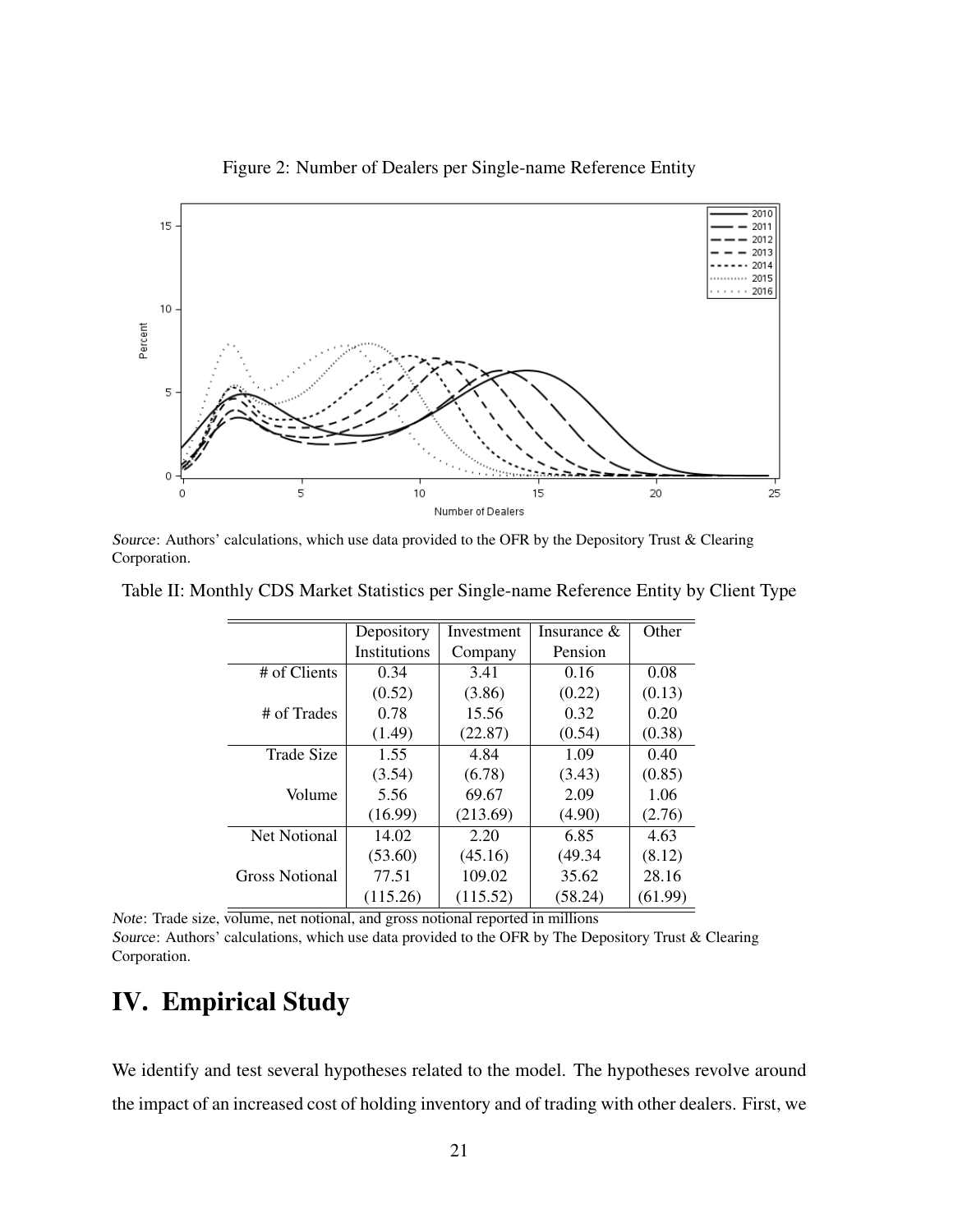Figure 2: Number of Dealers per Single-name Reference Entity

Percent

15
10
5
0

0 5 10 15 20 25

Number of Dealers

2010
2011
2012
2013
2014
2015
2016

*Source*: Authors' calculations, which use data provided to the OFR by the Depository Trust & Clearing Corporation.

Table II: Monthly CDS Market Statistics per Single-name Reference Entity by Client Type

| | Depository Institutions | Investment Company | Insurance & Pension | Other |
|---|---|---|---|---|
| # of Clients | 0.34 | 3.41 | 0.16 | 0.08 |
| | (0.52) | (3.86) | (0.22) | (0.13) |
| # of Trades | 0.78 | 15.56 | 0.32 | 0.20 |
| | (1.49) | (22.87) | (0.54) | (0.38) |
| Trade Size | 1.55 | 4.84 | 1.09 | 0.40 |
| | (3.54) | (6.78) | (3.43) | (0.85) |
| Volume | 5.56 | 69.67 | 2.09 | 1.06 |
| | (16.99) | (213.69) | (4.90) | (2.76) |
| Net Notional | 14.02 | 2.20 | 6.85 | 4.63 |
| | (53.60) | (45.16) | (49.34 | (8.12) |
| Gross Notional | 77.51 | 109.02 | 35.62 | 28.16 |
| | (115.26) | (115.52) | (58.24) | (61.99) |

*Note*: Trade size, volume, net notional, and gross notional reported in millions
*Source*: Authors' calculations, which use data provided to the OFR by The Depository Trust & Clearing Corporation.

# IV. Empirical Study

We identify and test several hypotheses related to the model. The hypotheses revolve around the impact of an increased cost of holding inventory and of trading with other dealers. First, we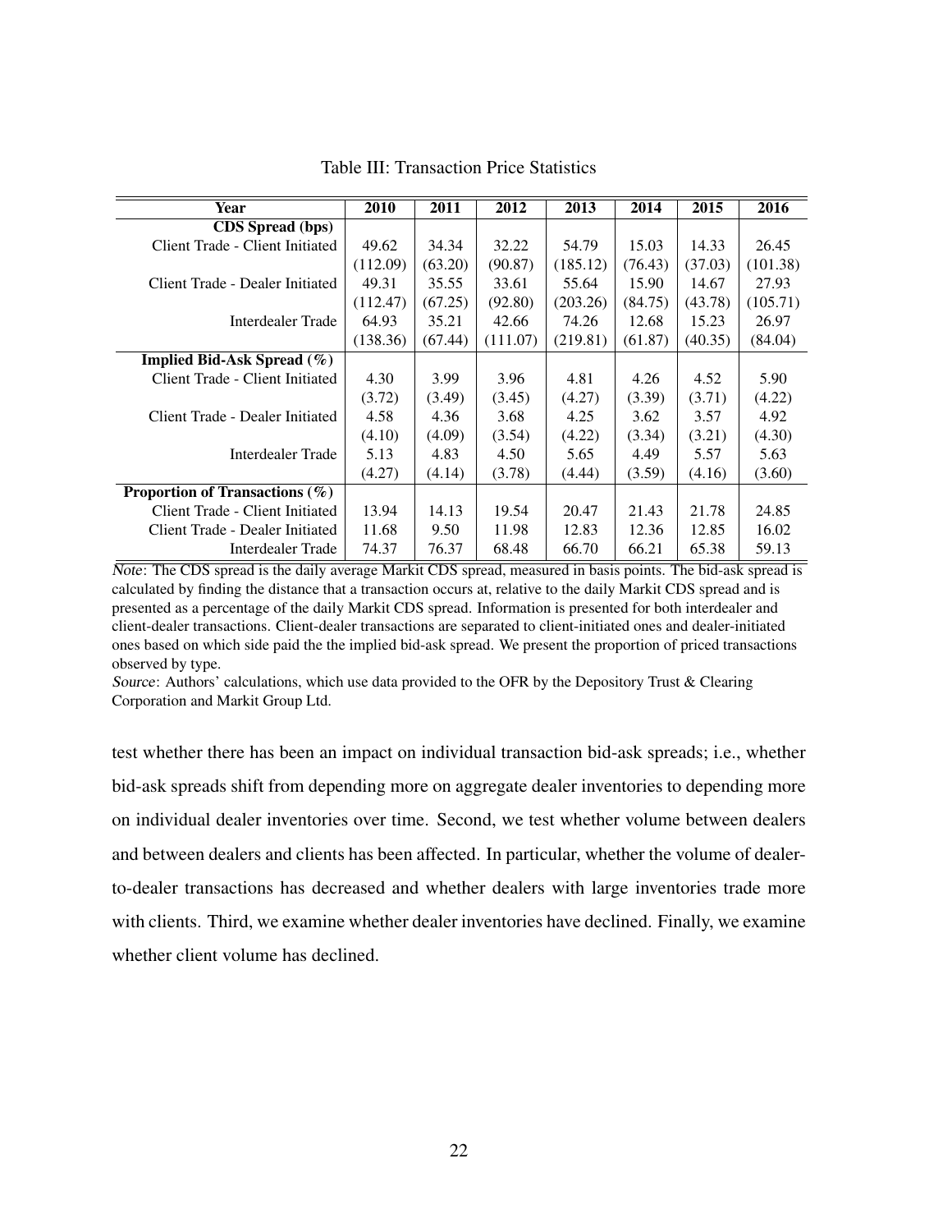Table III: Transaction Price Statistics

| Year | 2010 | 2011 | 2012 | 2013 | 2014 | 2015 | 2016 |
|---|---|---|---|---|---|---|---|
| **CDS Spread (bps)** | | | | | | | |
| Client Trade - Client Initiated | 49.62 | 34.34 | 32.22 | 54.79 | 15.03 | 14.33 | 26.45 |
| | (112.09) | (63.20) | (90.87) | (185.12) | (76.43) | (37.03) | (101.38) |
| Client Trade - Dealer Initiated | 49.31 | 35.55 | 33.61 | 55.64 | 15.90 | 14.67 | 27.93 |
| | (112.47) | (67.25) | (92.80) | (203.26) | (84.75) | (43.78) | (105.71) |
| Interdealer Trade | 64.93 | 35.21 | 42.66 | 74.26 | 12.68 | 15.23 | 26.97 |
| | (138.36) | (67.44) | (111.07) | (219.81) | (61.87) | (40.35) | (84.04) |
| **Implied Bid-Ask Spread (%)** | | | | | | | |
| Client Trade - Client Initiated | 4.30 | 3.99 | 3.96 | 4.81 | 4.26 | 4.52 | 5.90 |
| | (3.72) | (3.49) | (3.45) | (4.27) | (3.39) | (3.71) | (4.22) |
| Client Trade - Dealer Initiated | 4.58 | 4.36 | 3.68 | 4.25 | 3.62 | 3.57 | 4.92 |
| | (4.10) | (4.09) | (3.54) | (4.22) | (3.34) | (3.21) | (4.30) |
| Interdealer Trade | 5.13 | 4.83 | 4.50 | 5.65 | 4.49 | 5.57 | 5.63 |
| | (4.27) | (4.14) | (3.78) | (4.44) | (3.59) | (4.16) | (3.60) |
| **Proportion of Transactions (%)** | | | | | | | |
| Client Trade - Client Initiated | 13.94 | 14.13 | 19.54 | 20.47 | 21.43 | 21.78 | 24.85 |
| Client Trade - Dealer Initiated | 11.68 | 9.50 | 11.98 | 12.83 | 12.36 | 12.85 | 16.02 |
| Interdealer Trade | 74.37 | 76.37 | 68.48 | 66.70 | 66.21 | 65.38 | 59.13 |

*Note*: The CDS spread is the daily average Markit CDS spread, measured in basis points. The bid-ask spread is calculated by finding the distance that a transaction occurs at, relative to the daily Markit CDS spread and is presented as a percentage of the daily Markit CDS spread. Information is presented for both interdealer and client-dealer transactions. Client-dealer transactions are separated to client-initiated ones and dealer-initiated ones based on which side paid the the implied bid-ask spread. We present the proportion of priced transactions observed by type.

*Source*: Authors' calculations, which use data provided to the OFR by the Depository Trust & Clearing Corporation and Markit Group Ltd.

test whether there has been an impact on individual transaction bid-ask spreads; i.e., whether bid-ask spreads shift from depending more on aggregate dealer inventories to depending more on individual dealer inventories over time. Second, we test whether volume between dealers and between dealers and clients has been affected. In particular, whether the volume of dealer-to-dealer transactions has decreased and whether dealers with large inventories trade more with clients. Third, we examine whether dealer inventories have declined. Finally, we examine whether client volume has declined.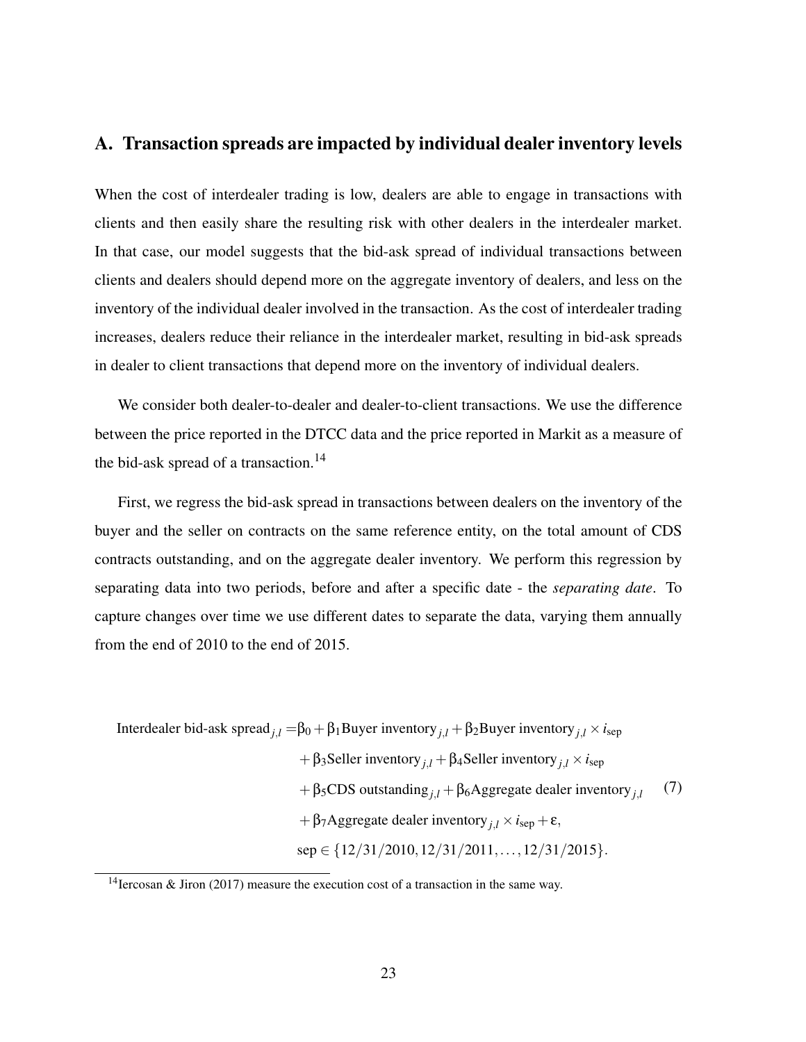## A. Transaction spreads are impacted by individual dealer inventory levels

When the cost of interdealer trading is low, dealers are able to engage in transactions with clients and then easily share the resulting risk with other dealers in the interdealer market. In that case, our model suggests that the bid-ask spread of individual transactions between clients and dealers should depend more on the aggregate inventory of dealers, and less on the inventory of the individual dealer involved in the transaction. As the cost of interdealer trading increases, dealers reduce their reliance in the interdealer market, resulting in bid-ask spreads in dealer to client transactions that depend more on the inventory of individual dealers.

We consider both dealer-to-dealer and dealer-to-client transactions. We use the difference between the price reported in the DTCC data and the price reported in Markit as a measure of the bid-ask spread of a transaction.[14]

First, we regress the bid-ask spread in transactions between dealers on the inventory of the buyer and the seller on contracts on the same reference entity, on the total amount of CDS contracts outstanding, and on the aggregate dealer inventory. We perform this regression by separating data into two periods, before and after a specific date - the *separating date*. To capture changes over time we use different dates to separate the data, varying them annually from the end of 2010 to the end of 2015.

$$
\begin{aligned}
\text{Interdealer bid-ask spread}_{j,l} = & \beta_0 + \beta_1 \text{Buyer inventory}_{j,l} + \beta_2 \text{Buyer inventory}_{j,l} \times i_{\text{sep}} \\
& + \beta_3 \text{Seller inventory}_{j,l} + \beta_4 \text{Seller inventory}_{j,l} \times i_{\text{sep}} \\
& + \beta_5 \text{CDS outstanding}_{j,l} + \beta_6 \text{Aggregate dealer inventory}_{j,l} \\
& + \beta_7 \text{Aggregate dealer inventory}_{j,l} \times i_{\text{sep}} + \varepsilon, \\
& \text{sep} \in \{12/31/2010, 12/31/2011, \ldots, 12/31/2015\}.
\end{aligned} \tag{7}
$$

[14] Iercosan & Jiron (2017) measure the execution cost of a transaction in the same way.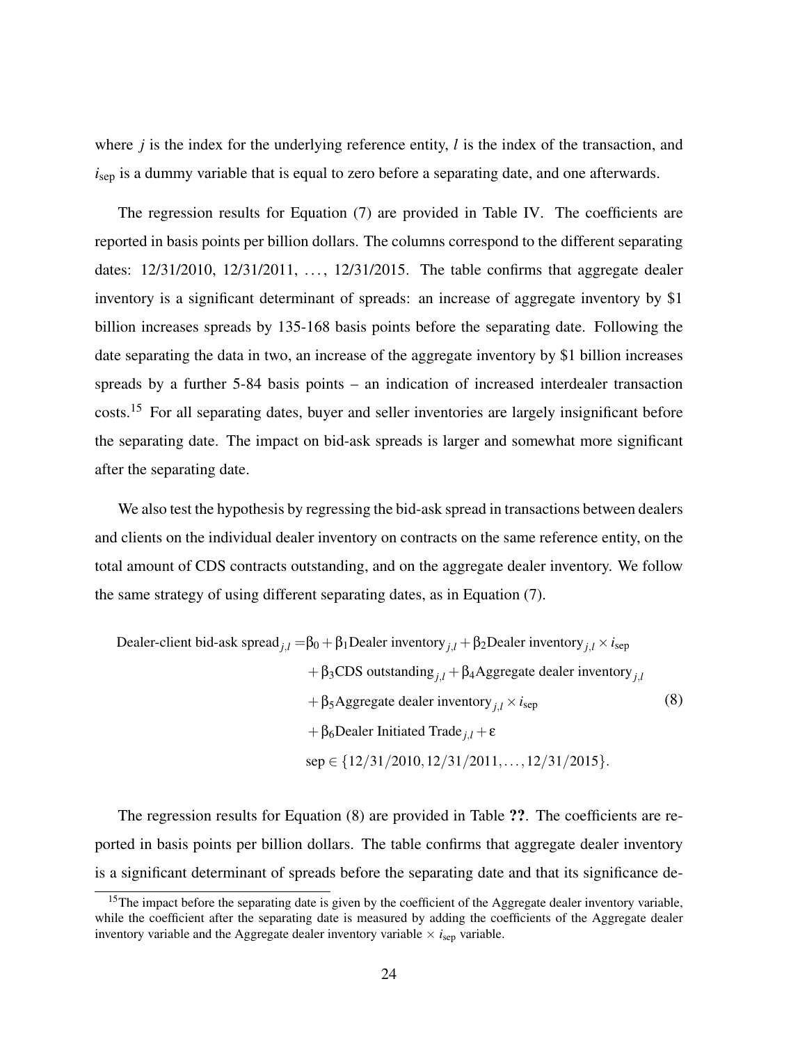where $j$ is the index for the underlying reference entity, $l$ is the index of the transaction, and $i_{\text{sep}}$ is a dummy variable that is equal to zero before a separating date, and one afterwards.

The regression results for Equation (7) are provided in Table IV. The coefficients are reported in basis points per billion dollars. The columns correspond to the different separating dates: 12/31/2010, 12/31/2011, ..., 12/31/2015. The table confirms that aggregate dealer inventory is a significant determinant of spreads: an increase of aggregate inventory by $1 billion increases spreads by 135-168 basis points before the separating date. Following the date separating the data in two, an increase of the aggregate inventory by $1 billion increases spreads by a further 5-84 basis points – an indication of increased interdealer transaction costs.[15] For all separating dates, buyer and seller inventories are largely insignificant before the separating date. The impact on bid-ask spreads is larger and somewhat more significant after the separating date.

We also test the hypothesis by regressing the bid-ask spread in transactions between dealers and clients on the individual dealer inventory on contracts on the same reference entity, on the total amount of CDS contracts outstanding, and on the aggregate dealer inventory. We follow the same strategy of using different separating dates, as in Equation (7).

$$
\begin{aligned}
\text{Dealer-client bid-ask spread}_{j,l} = &\beta_0 + \beta_1 \text{Dealer inventory}_{j,l} + \beta_2 \text{Dealer inventory}_{j,l} \times i_{\text{sep}} \\
&+ \beta_3 \text{CDS outstanding}_{j,l} + \beta_4 \text{Aggregate dealer inventory}_{j,l} \\
&+ \beta_5 \text{Aggregate dealer inventory}_{j,l} \times i_{\text{sep}} \\
&+ \beta_6 \text{Dealer Initiated Trade}_{j,l} + \varepsilon \\
&\text{sep} \in \{12/31/2010, 12/31/2011, \ldots, 12/31/2015\}.
\end{aligned}
\tag{8}
$$

The regression results for Equation (8) are provided in Table **??**. The coefficients are reported in basis points per billion dollars. The table confirms that aggregate dealer inventory is a significant determinant of spreads before the separating date and that its significance de-

[15] The impact before the separating date is given by the coefficient of the Aggregate dealer inventory variable, while the coefficient after the separating date is measured by adding the coefficients of the Aggregate dealer inventory variable and the Aggregate dealer inventory variable $\times$ $i_{\text{sep}}$ variable.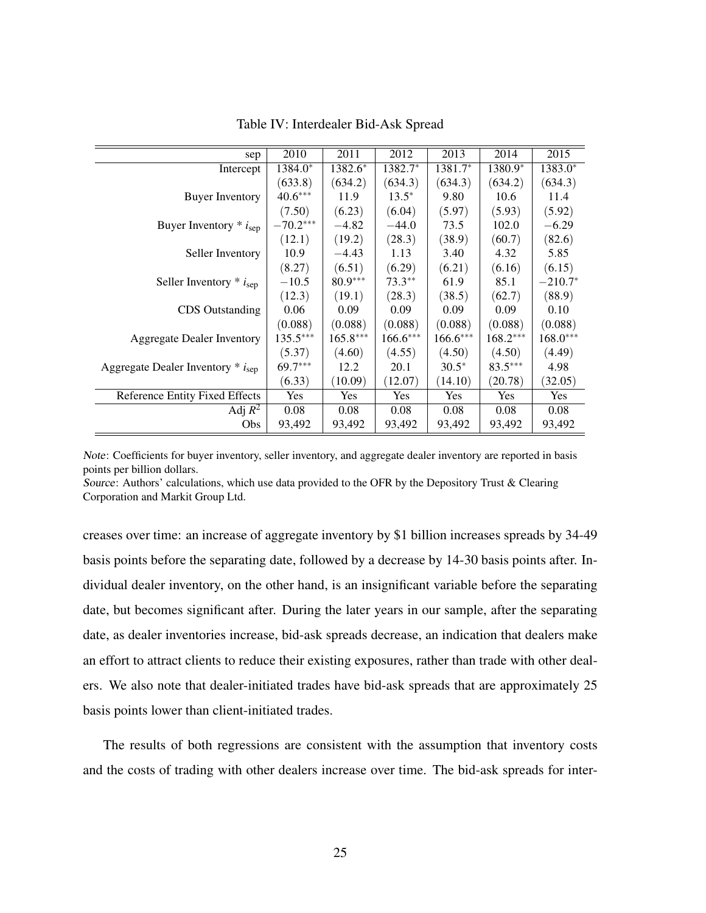Table IV: Interdealer Bid-Ask Spread

| sep | 2010 | 2011 | 2012 | 2013 | 2014 | 2015 |
|---|---|---|---|---|---|---|
| Intercept | 1384.0* | 1382.6* | 1382.7* | 1381.7* | 1380.9* | 1383.0* |
| | (633.8) | (634.2) | (634.3) | (634.3) | (634.2) | (634.3) |
| Buyer Inventory | 40.6*** | 11.9 | 13.5* | 9.80 | 10.6 | 11.4 |
| | (7.50) | (6.23) | (6.04) | (5.97) | (5.93) | (5.92) |
| Buyer Inventory * $i_{\text{sep}}$ | −70.2*** | −4.82 | −44.0 | 73.5 | 102.0 | −6.29 |
| | (12.1) | (19.2) | (28.3) | (38.9) | (60.7) | (82.6) |
| Seller Inventory | 10.9 | −4.43 | 1.13 | 3.40 | 4.32 | 5.85 |
| | (8.27) | (6.51) | (6.29) | (6.21) | (6.16) | (6.15) |
| Seller Inventory * $i_{\text{sep}}$ | −10.5 | 80.9*** | 73.3** | 61.9 | 85.1 | −210.7* |
| | (12.3) | (19.1) | (28.3) | (38.5) | (62.7) | (88.9) |
| CDS Outstanding | 0.06 | 0.09 | 0.09 | 0.09 | 0.09 | 0.10 |
| | (0.088) | (0.088) | (0.088) | (0.088) | (0.088) | (0.088) |
| Aggregate Dealer Inventory | 135.5*** | 165.8*** | 166.6*** | 166.6*** | 168.2*** | 168.0*** |
| | (5.37) | (4.60) | (4.55) | (4.50) | (4.50) | (4.49) |
| Aggregate Dealer Inventory * $i_{\text{sep}}$ | 69.7*** | 12.2 | 20.1 | 30.5* | 83.5*** | 4.98 |
| | (6.33) | (10.09) | (12.07) | (14.10) | (20.78) | (32.05) |
| Reference Entity Fixed Effects | Yes | Yes | Yes | Yes | Yes | Yes |
| Adj $R^2$ | 0.08 | 0.08 | 0.08 | 0.08 | 0.08 | 0.08 |
| Obs | 93,492 | 93,492 | 93,492 | 93,492 | 93,492 | 93,492 |

*Note*: Coefficients for buyer inventory, seller inventory, and aggregate dealer inventory are reported in basis points per billion dollars.

*Source*: Authors' calculations, which use data provided to the OFR by the Depository Trust & Clearing Corporation and Markit Group Ltd.

creases over time: an increase of aggregate inventory by $1 billion increases spreads by 34-49 basis points before the separating date, followed by a decrease by 14-30 basis points after. Individual dealer inventory, on the other hand, is an insignificant variable before the separating date, but becomes significant after. During the later years in our sample, after the separating date, as dealer inventories increase, bid-ask spreads decrease, an indication that dealers make an effort to attract clients to reduce their existing exposures, rather than trade with other dealers. We also note that dealer-initiated trades have bid-ask spreads that are approximately 25 basis points lower than client-initiated trades.

The results of both regressions are consistent with the assumption that inventory costs and the costs of trading with other dealers increase over time. The bid-ask spreads for inter-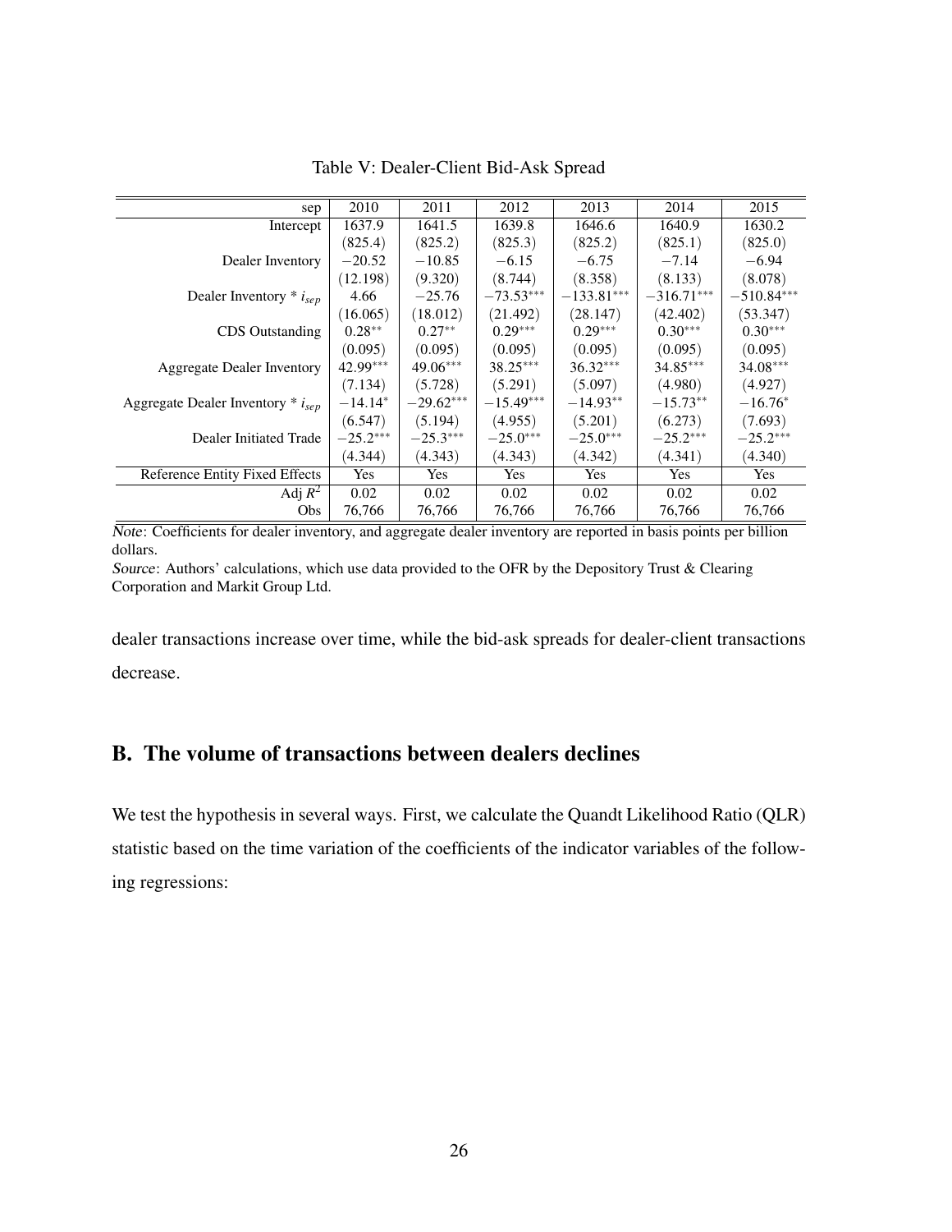Table V: Dealer-Client Bid-Ask Spread

| sep | 2010 | 2011 | 2012 | 2013 | 2014 | 2015 |
|---|---|---|---|---|---|---|
| Intercept | 1637.9 | 1641.5 | 1639.8 | 1646.6 | 1640.9 | 1630.2 |
| | (825.4) | (825.2) | (825.3) | (825.2) | (825.1) | (825.0) |
| Dealer Inventory | −20.52 | −10.85 | −6.15 | −6.75 | −7.14 | −6.94 |
| | (12.198) | (9.320) | (8.744) | (8.358) | (8.133) | (8.078) |
| Dealer Inventory * $i_{sep}$ | 4.66 | −25.76 | −73.53*** | −133.81*** | −316.71*** | −510.84*** |
| | (16.065) | (18.012) | (21.492) | (28.147) | (42.402) | (53.347) |
| CDS Outstanding | 0.28** | 0.27** | 0.29*** | 0.29*** | 0.30*** | 0.30*** |
| | (0.095) | (0.095) | (0.095) | (0.095) | (0.095) | (0.095) |
| Aggregate Dealer Inventory | 42.99*** | 49.06*** | 38.25*** | 36.32*** | 34.85*** | 34.08*** |
| | (7.134) | (5.728) | (5.291) | (5.097) | (4.980) | (4.927) |
| Aggregate Dealer Inventory * $i_{sep}$ | −14.14* | −29.62*** | −15.49*** | −14.93** | −15.73** | −16.76* |
| | (6.547) | (5.194) | (4.955) | (5.201) | (6.273) | (7.693) |
| Dealer Initiated Trade | −25.2*** | −25.3*** | −25.0*** | −25.0*** | −25.2*** | −25.2*** |
| | (4.344) | (4.343) | (4.343) | (4.342) | (4.341) | (4.340) |
| Reference Entity Fixed Effects | Yes | Yes | Yes | Yes | Yes | Yes |
| Adj $R^2$ | 0.02 | 0.02 | 0.02 | 0.02 | 0.02 | 0.02 |
| Obs | 76,766 | 76,766 | 76,766 | 76,766 | 76,766 | 76,766 |

*Note*: Coefficients for dealer inventory, and aggregate dealer inventory are reported in basis points per billion dollars.

*Source*: Authors' calculations, which use data provided to the OFR by the Depository Trust & Clearing Corporation and Markit Group Ltd.

dealer transactions increase over time, while the bid-ask spreads for dealer-client transactions decrease.

## B. The volume of transactions between dealers declines

We test the hypothesis in several ways. First, we calculate the Quandt Likelihood Ratio (QLR) statistic based on the time variation of the coefficients of the indicator variables of the following regressions: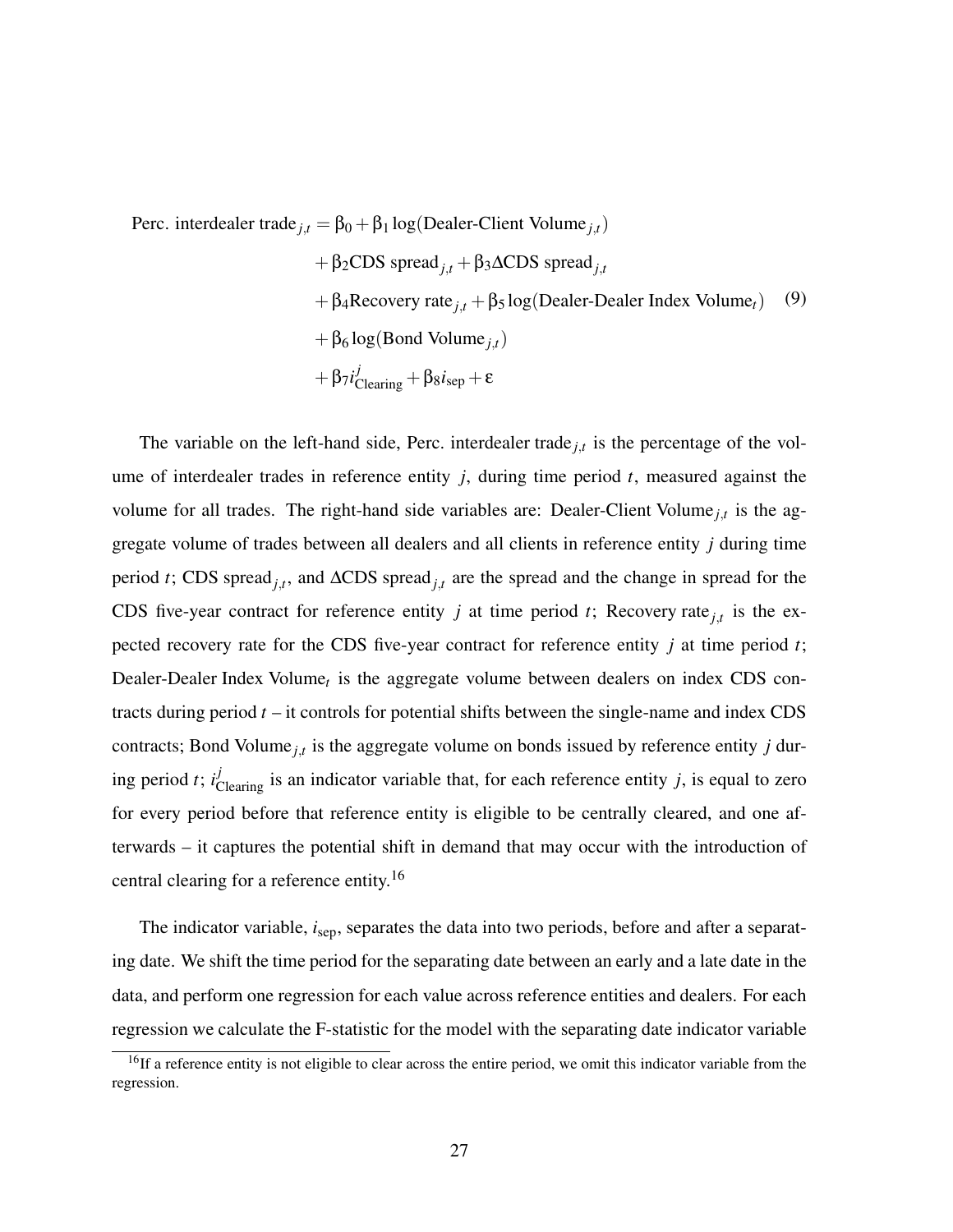$$
\begin{aligned}
\text{Perc. interdealer trade}_{j,t} = \beta_0 &+ \beta_1 \log(\text{Dealer-Client Volume}_{j,t}) \\
&+ \beta_2 \text{CDS spread}_{j,t} + \beta_3 \Delta\text{CDS spread}_{j,t} \\
&+ \beta_4 \text{Recovery rate}_{j,t} + \beta_5 \log(\text{Dealer-Dealer Index Volume}_t) \\
&+ \beta_6 \log(\text{Bond Volume}_{j,t}) \\
&+ \beta_7 i^j_{\text{Clearing}} + \beta_8 i_{\text{sep}} + \varepsilon
\end{aligned} \tag{9}
$$

The variable on the left-hand side, $\text{Perc. interdealer trade}_{j,t}$ is the percentage of the volume of interdealer trades in reference entity $j$, during time period $t$, measured against the volume for all trades. The right-hand side variables are: $\text{Dealer-Client Volume}_{j,t}$ is the aggregate volume of trades between all dealers and all clients in reference entity $j$ during time period $t$; $\text{CDS spread}_{j,t}$, and $\Delta\text{CDS spread}_{j,t}$ are the spread and the change in spread for the CDS five-year contract for reference entity $j$ at time period $t$; $\text{Recovery rate}_{j,t}$ is the expected recovery rate for the CDS five-year contract for reference entity $j$ at time period $t$; $\text{Dealer-Dealer Index Volume}_t$ is the aggregate volume between dealers on index CDS contracts during period $t$ – it controls for potential shifts between the single-name and index CDS contracts; $\text{Bond Volume}_{j,t}$ is the aggregate volume on bonds issued by reference entity $j$ during period $t$; $i^j_{\text{Clearing}}$ is an indicator variable that, for each reference entity $j$, is equal to zero for every period before that reference entity is eligible to be centrally cleared, and one afterwards – it captures the potential shift in demand that may occur with the introduction of central clearing for a reference entity.[16]

The indicator variable, $i_{\text{sep}}$, separates the data into two periods, before and after a separating date. We shift the time period for the separating date between an early and a late date in the data, and perform one regression for each value across reference entities and dealers. For each regression we calculate the F-statistic for the model with the separating date indicator variable

[16] If a reference entity is not eligible to clear across the entire period, we omit this indicator variable from the regression.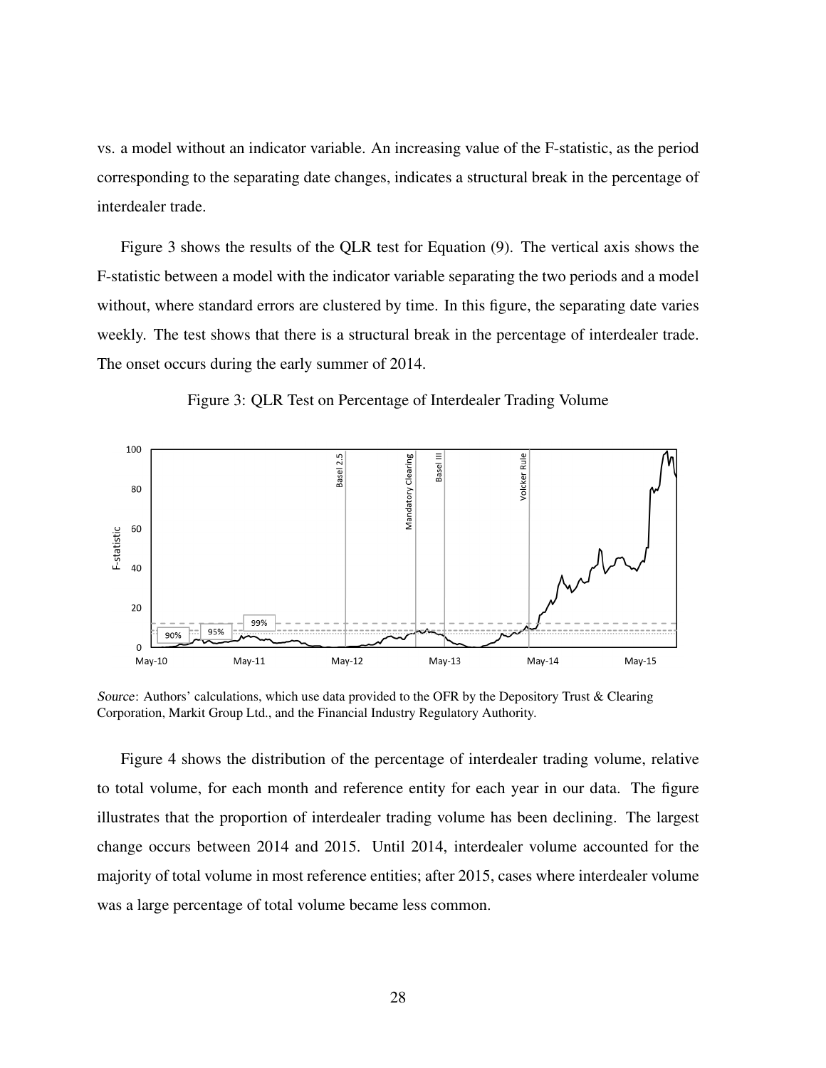vs. a model without an indicator variable. An increasing value of the F-statistic, as the period corresponding to the separating date changes, indicates a structural break in the percentage of interdealer trade.

Figure 3 shows the results of the QLR test for Equation (9). The vertical axis shows the F-statistic between a model with the indicator variable separating the two periods and a model without, where standard errors are clustered by time. In this figure, the separating date varies weekly. The test shows that there is a structural break in the percentage of interdealer trade. The onset occurs during the early summer of 2014.

Figure 3: QLR Test on Percentage of Interdealer Trading Volume

F-statistic

100
80
60
40
20
0

May-10
May-11
May-12
May-13
May-14
May-15

90%
95%
99%

Basel 2.5
Mandatory Clearing
Basel III
Volcker Rule

*Source*: Authors' calculations, which use data provided to the OFR by the Depository Trust & Clearing Corporation, Markit Group Ltd., and the Financial Industry Regulatory Authority.

Figure 4 shows the distribution of the percentage of interdealer trading volume, relative to total volume, for each month and reference entity for each year in our data. The figure illustrates that the proportion of interdealer trading volume has been declining. The largest change occurs between 2014 and 2015. Until 2014, interdealer volume accounted for the majority of total volume in most reference entities; after 2015, cases where interdealer volume was a large percentage of total volume became less common.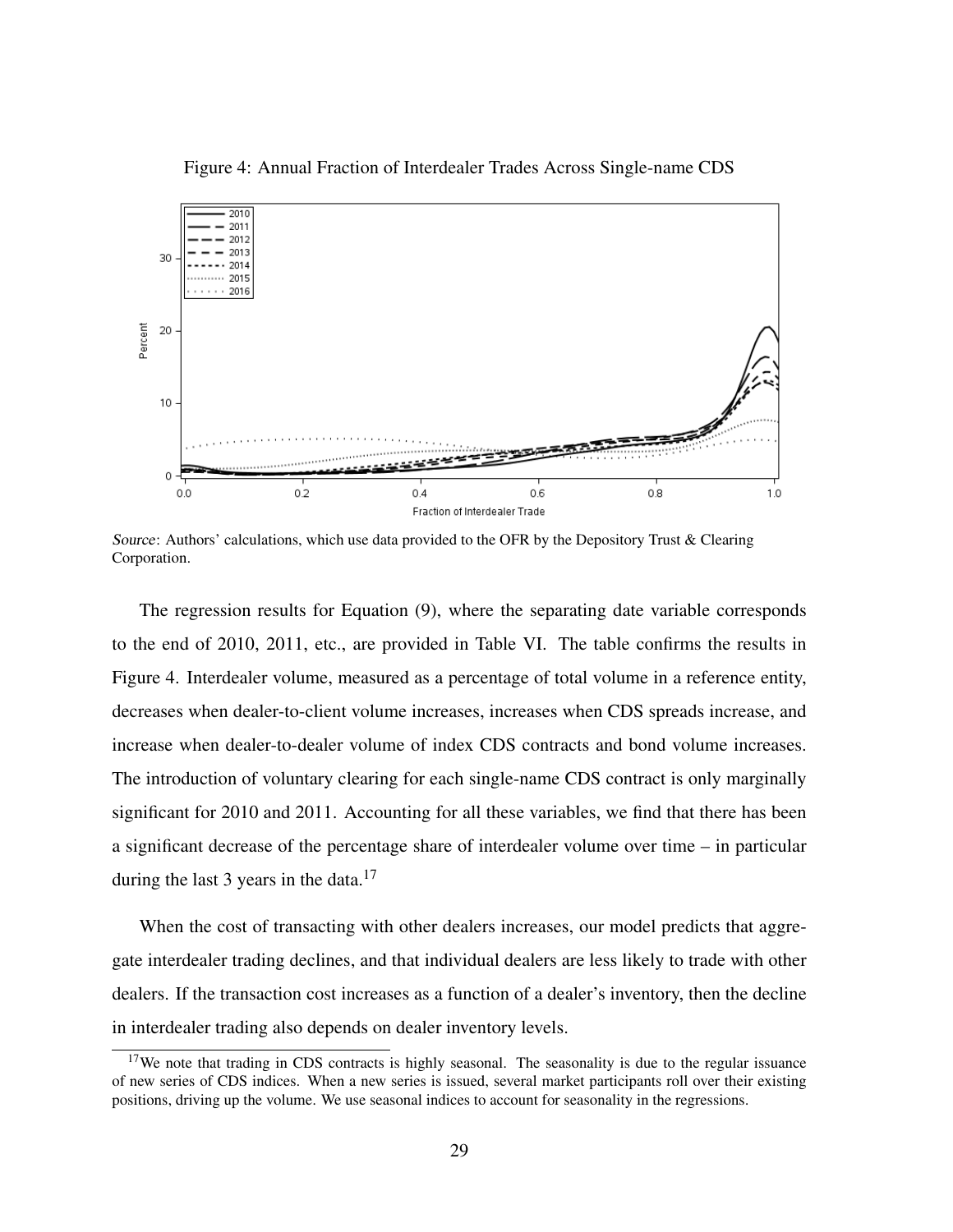Figure 4: Annual Fraction of Interdealer Trades Across Single-name CDS

2010
2011
2012
2013
2014
2015
2016

Percent

30
20
10
0

0.0
0.2
0.4
0.6
0.8
1.0

Fraction of Interdealer Trade

*Source*: Authors' calculations, which use data provided to the OFR by the Depository Trust & Clearing Corporation.

The regression results for Equation (9), where the separating date variable corresponds to the end of 2010, 2011, etc., are provided in Table VI. The table confirms the results in Figure 4. Interdealer volume, measured as a percentage of total volume in a reference entity, decreases when dealer-to-client volume increases, increases when CDS spreads increase, and increase when dealer-to-dealer volume of index CDS contracts and bond volume increases. The introduction of voluntary clearing for each single-name CDS contract is only marginally significant for 2010 and 2011. Accounting for all these variables, we find that there has been a significant decrease of the percentage share of interdealer volume over time – in particular during the last 3 years in the data.[17]

When the cost of transacting with other dealers increases, our model predicts that aggregate interdealer trading declines, and that individual dealers are less likely to trade with other dealers. If the transaction cost increases as a function of a dealer's inventory, then the decline in interdealer trading also depends on dealer inventory levels.

[17] We note that trading in CDS contracts is highly seasonal. The seasonality is due to the regular issuance of new series of CDS indices. When a new series is issued, several market participants roll over their existing positions, driving up the volume. We use seasonal indices to account for seasonality in the regressions.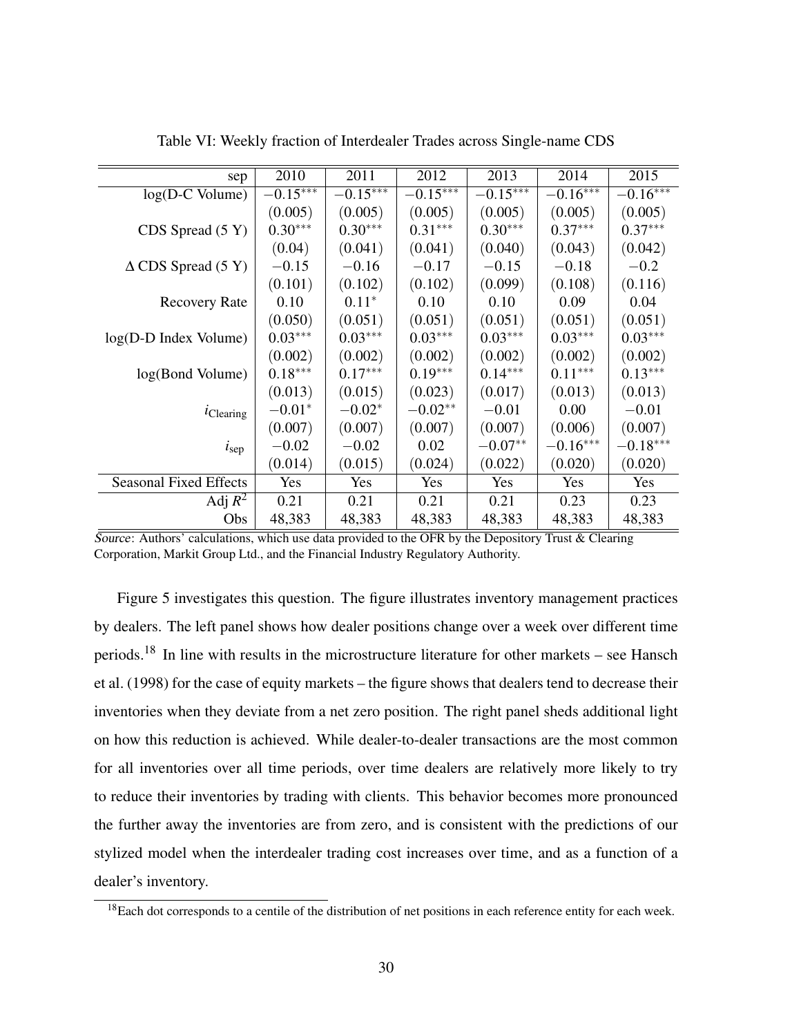Table VI: Weekly fraction of Interdealer Trades across Single-name CDS

| sep | 2010 | 2011 | 2012 | 2013 | 2014 | 2015 |
|---|---|---|---|---|---|---|
| log(D-C Volume) | $-0.15^{***}$ | $-0.15^{***}$ | $-0.15^{***}$ | $-0.15^{***}$ | $-0.16^{***}$ | $-0.16^{***}$ |
| | (0.005) | (0.005) | (0.005) | (0.005) | (0.005) | (0.005) |
| CDS Spread (5 Y) | $0.30^{***}$ | $0.30^{***}$ | $0.31^{***}$ | $0.30^{***}$ | $0.37^{***}$ | $0.37^{***}$ |
| | (0.04) | (0.041) | (0.041) | (0.040) | (0.043) | (0.042) |
| $\Delta$ CDS Spread (5 Y) | $-0.15$ | $-0.16$ | $-0.17$ | $-0.15$ | $-0.18$ | $-0.2$ |
| | (0.101) | (0.102) | (0.102) | (0.099) | (0.108) | (0.116) |
| Recovery Rate | 0.10 | $0.11^{*}$ | 0.10 | 0.10 | 0.09 | 0.04 |
| | (0.050) | (0.051) | (0.051) | (0.051) | (0.051) | (0.051) |
| log(D-D Index Volume) | $0.03^{***}$ | $0.03^{***}$ | $0.03^{***}$ | $0.03^{***}$ | $0.03^{***}$ | $0.03^{***}$ |
| | (0.002) | (0.002) | (0.002) | (0.002) | (0.002) | (0.002) |
| log(Bond Volume) | $0.18^{***}$ | $0.17^{***}$ | $0.19^{***}$ | $0.14^{***}$ | $0.11^{***}$ | $0.13^{***}$ |
| | (0.013) | (0.015) | (0.023) | (0.017) | (0.013) | (0.013) |
| $i_{\text{Clearing}}$ | $-0.01^{*}$ | $-0.02^{*}$ | $-0.02^{**}$ | $-0.01$ | 0.00 | $-0.01$ |
| | (0.007) | (0.007) | (0.007) | (0.007) | (0.006) | (0.007) |
| $i_{\text{sep}}$ | $-0.02$ | $-0.02$ | 0.02 | $-0.07^{**}$ | $-0.16^{***}$ | $-0.18^{***}$ |
| | (0.014) | (0.015) | (0.024) | (0.022) | (0.020) | (0.020) |
| Seasonal Fixed Effects | Yes | Yes | Yes | Yes | Yes | Yes |
| Adj $R^2$ | 0.21 | 0.21 | 0.21 | 0.21 | 0.23 | 0.23 |
| Obs | 48,383 | 48,383 | 48,383 | 48,383 | 48,383 | 48,383 |

*Source*: Authors' calculations, which use data provided to the OFR by the Depository Trust & Clearing Corporation, Markit Group Ltd., and the Financial Industry Regulatory Authority.

Figure 5 investigates this question. The figure illustrates inventory management practices by dealers. The left panel shows how dealer positions change over a week over different time periods.[18] In line with results in the microstructure literature for other markets – see Hansch et al. (1998) for the case of equity markets – the figure shows that dealers tend to decrease their inventories when they deviate from a net zero position. The right panel sheds additional light on how this reduction is achieved. While dealer-to-dealer transactions are the most common for all inventories over all time periods, over time dealers are relatively more likely to try to reduce their inventories by trading with clients. This behavior becomes more pronounced the further away the inventories are from zero, and is consistent with the predictions of our stylized model when the interdealer trading cost increases over time, and as a function of a dealer's inventory.

[18] Each dot corresponds to a centile of the distribution of net positions in each reference entity for each week.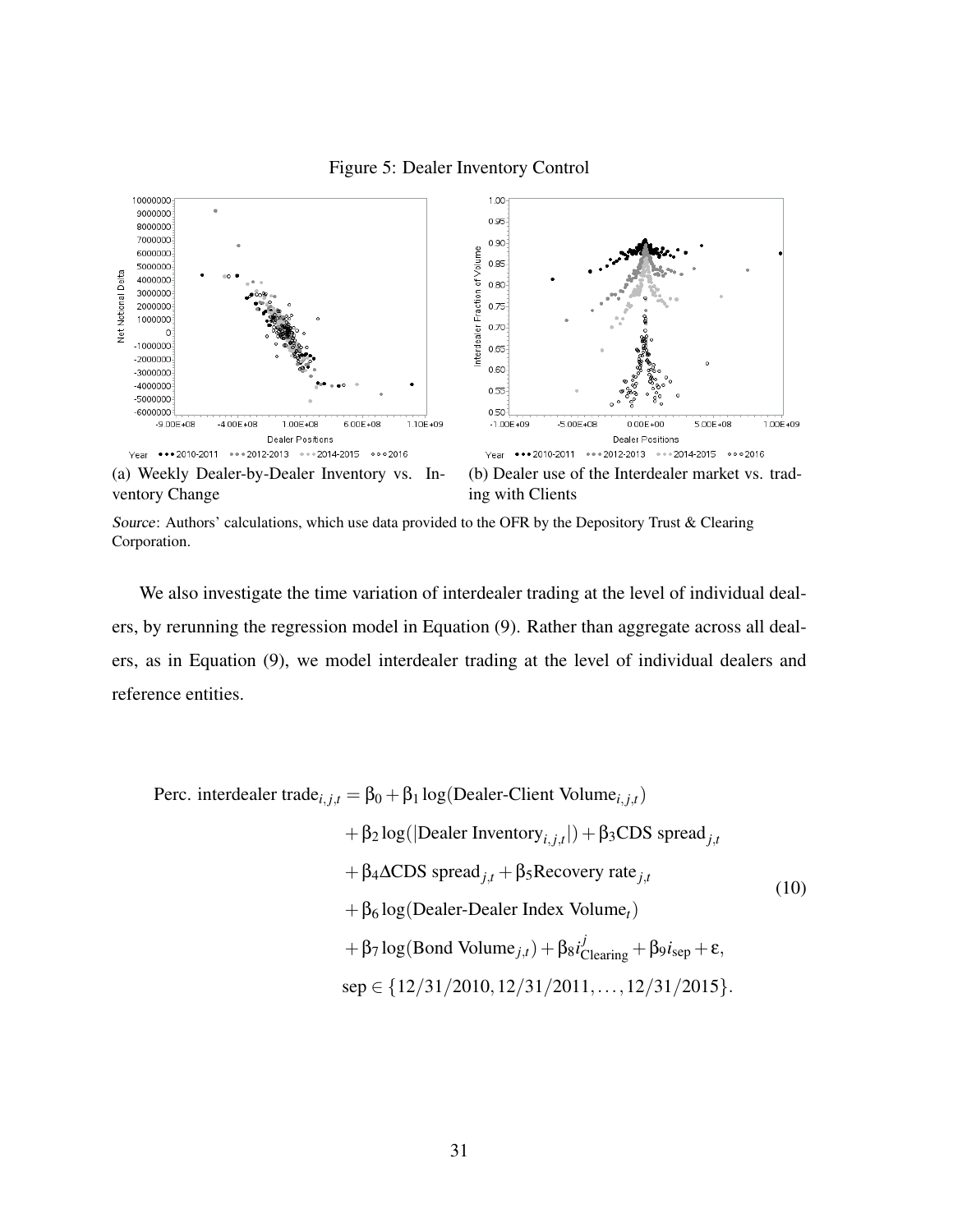Figure 5: Dealer Inventory Control

Net Notional Delta

10000000
9000000
8000000
7000000
6000000
5000000
4000000
3000000
2000000
1000000
0
-1000000
-2000000
-3000000
-4000000
-5000000
-6000000

-9.00E+08 -4.00E+08 1.00E+08 6.00E+08 1.10E+09

Dealer Positions

Year 2010-2011 2012-2013 2014-2015 2016

(a) Weekly Dealer-by-Dealer Inventory vs. Inventory Change

Interdealer Fraction of Volume

1.00
0.95
0.90
0.85
0.80
0.75
0.70
0.65
0.60
0.55
0.50

-1.00E+09 -5.00E+08 0.00E+00 5.00E+08 1.00E+09

Dealer Positions

Year 2010-2011 2012-2013 2014-2015 2016

(b) Dealer use of the Interdealer market vs. trading with Clients

*Source*: Authors' calculations, which use data provided to the OFR by the Depository Trust & Clearing Corporation.

We also investigate the time variation of interdealer trading at the level of individual dealers, by rerunning the regression model in Equation (9). Rather than aggregate across all dealers, as in Equation (9), we model interdealer trading at the level of individual dealers and reference entities.

$$
\begin{aligned}
\text{Perc. interdealer trade}_{i,j,t} = \beta_0 &+ \beta_1 \log(\text{Dealer-Client Volume}_{i,j,t}) \\
&+ \beta_2 \log(|\text{Dealer Inventory}_{i,j,t}|) + \beta_3 \text{CDS spread}_{j,t} \\
&+ \beta_4 \Delta\text{CDS spread}_{j,t} + \beta_5 \text{Recovery rate}_{j,t} \\
&+ \beta_6 \log(\text{Dealer-Dealer Index Volume}_t) \\
&+ \beta_7 \log(\text{Bond Volume}_{j,t}) + \beta_8 i^{j}_{\text{Clearing}} + \beta_9 i_{\text{sep}} + \varepsilon, \\
\text{sep} \in \{12/31/2010&, 12/31/2011, \ldots, 12/31/2015\}.
\end{aligned}
\tag{10}
$$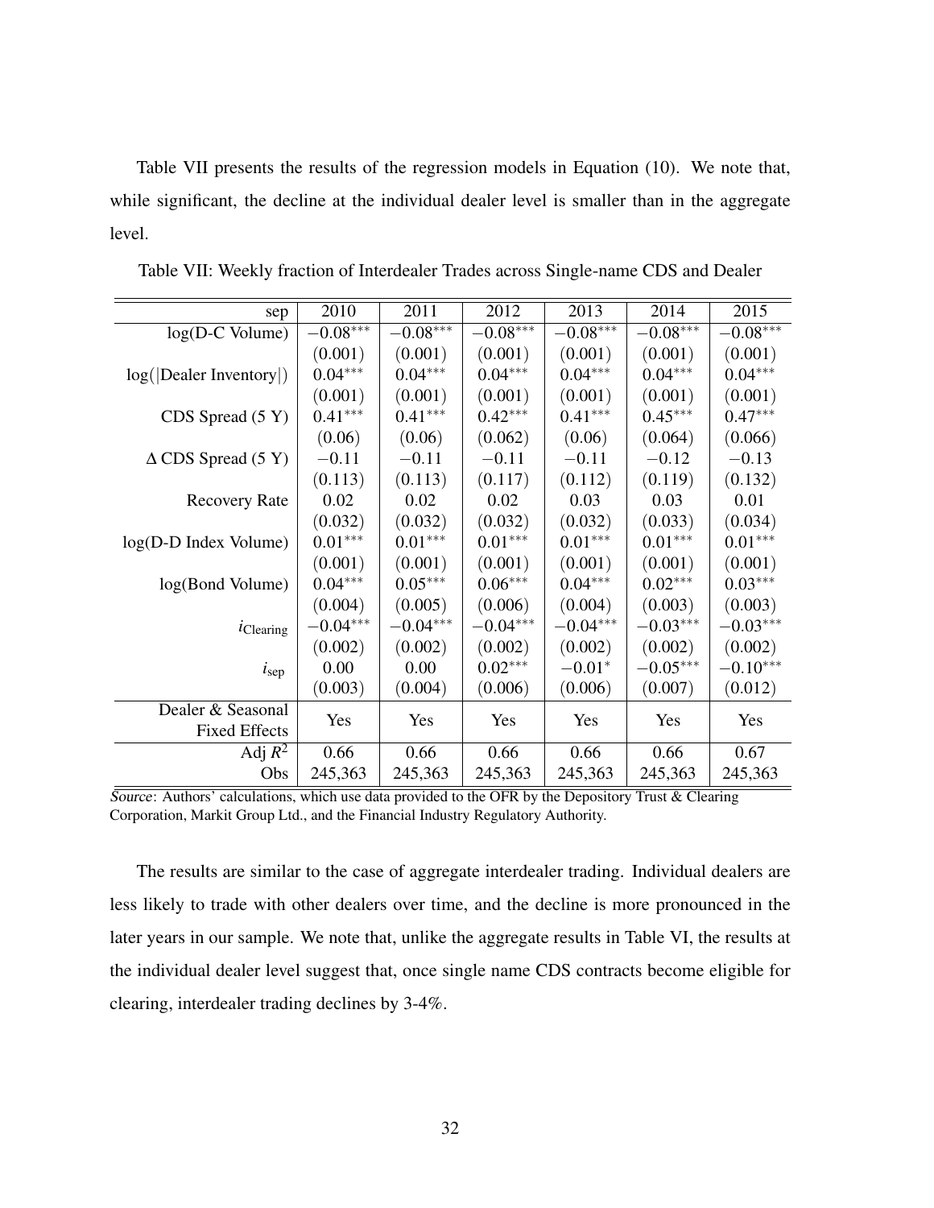Table VII presents the results of the regression models in Equation (10). We note that, while significant, the decline at the individual dealer level is smaller than in the aggregate level.

Table VII: Weekly fraction of Interdealer Trades across Single-name CDS and Dealer

| sep | 2010 | 2011 | 2012 | 2013 | 2014 | 2015 |
|---|---|---|---|---|---|---|
| log(D-C Volume) | $-0.08^{***}$ | $-0.08^{***}$ | $-0.08^{***}$ | $-0.08^{***}$ | $-0.08^{***}$ | $-0.08^{***}$ |
| | (0.001) | (0.001) | (0.001) | (0.001) | (0.001) | (0.001) |
| log(\|Dealer Inventory\|) | $0.04^{***}$ | $0.04^{***}$ | $0.04^{***}$ | $0.04^{***}$ | $0.04^{***}$ | $0.04^{***}$ |
| | (0.001) | (0.001) | (0.001) | (0.001) | (0.001) | (0.001) |
| CDS Spread (5 Y) | $0.41^{***}$ | $0.41^{***}$ | $0.42^{***}$ | $0.41^{***}$ | $0.45^{***}$ | $0.47^{***}$ |
| | (0.06) | (0.06) | (0.062) | (0.06) | (0.064) | (0.066) |
| $\Delta$ CDS Spread (5 Y) | $-0.11$ | $-0.11$ | $-0.11$ | $-0.11$ | $-0.12$ | $-0.13$ |
| | (0.113) | (0.113) | (0.117) | (0.112) | (0.119) | (0.132) |
| Recovery Rate | 0.02 | 0.02 | 0.02 | 0.03 | 0.03 | 0.01 |
| | (0.032) | (0.032) | (0.032) | (0.032) | (0.033) | (0.034) |
| log(D-D Index Volume) | $0.01^{***}$ | $0.01^{***}$ | $0.01^{***}$ | $0.01^{***}$ | $0.01^{***}$ | $0.01^{***}$ |
| | (0.001) | (0.001) | (0.001) | (0.001) | (0.001) | (0.001) |
| log(Bond Volume) | $0.04^{***}$ | $0.05^{***}$ | $0.06^{***}$ | $0.04^{***}$ | $0.02^{***}$ | $0.03^{***}$ |
| | (0.004) | (0.005) | (0.006) | (0.004) | (0.003) | (0.003) |
| $i_{\text{Clearing}}$ | $-0.04^{***}$ | $-0.04^{***}$ | $-0.04^{***}$ | $-0.04^{***}$ | $-0.03^{***}$ | $-0.03^{***}$ |
| | (0.002) | (0.002) | (0.002) | (0.002) | (0.002) | (0.002) |
| $i_{\text{sep}}$ | 0.00 | 0.00 | $0.02^{***}$ | $-0.01^{*}$ | $-0.05^{***}$ | $-0.10^{***}$ |
| | (0.003) | (0.004) | (0.006) | (0.006) | (0.007) | (0.012) |
| Dealer & Seasonal Fixed Effects | Yes | Yes | Yes | Yes | Yes | Yes |
| Adj $R^2$ | 0.66 | 0.66 | 0.66 | 0.66 | 0.66 | 0.67 |
| Obs | 245,363 | 245,363 | 245,363 | 245,363 | 245,363 | 245,363 |

*Source*: Authors' calculations, which use data provided to the OFR by the Depository Trust & Clearing Corporation, Markit Group Ltd., and the Financial Industry Regulatory Authority.

The results are similar to the case of aggregate interdealer trading. Individual dealers are less likely to trade with other dealers over time, and the decline is more pronounced in the later years in our sample. We note that, unlike the aggregate results in Table VI, the results at the individual dealer level suggest that, once single name CDS contracts become eligible for clearing, interdealer trading declines by 3-4%.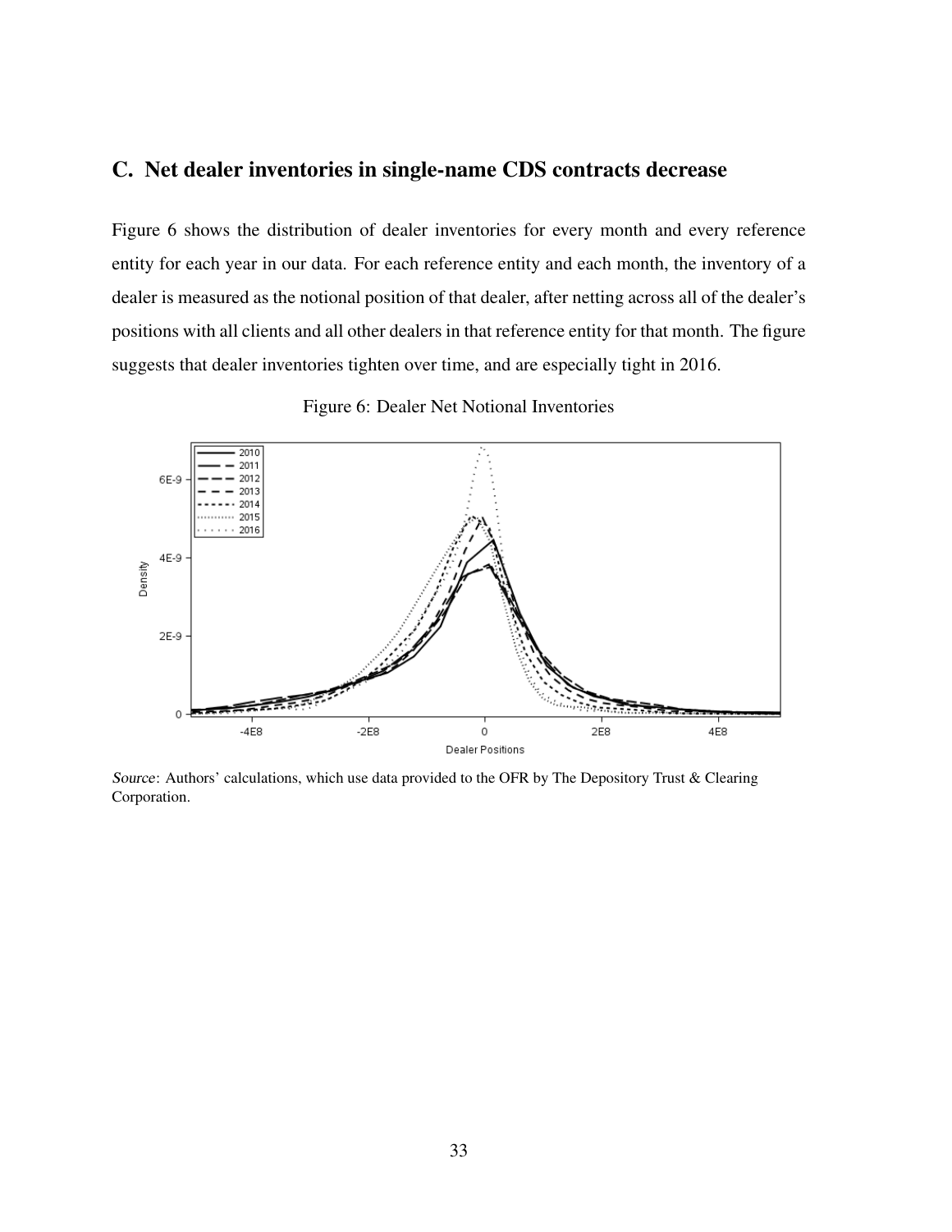## C. Net dealer inventories in single-name CDS contracts decrease

Figure 6 shows the distribution of dealer inventories for every month and every reference entity for each year in our data. For each reference entity and each month, the inventory of a dealer is measured as the notional position of that dealer, after netting across all of the dealer's positions with all clients and all other dealers in that reference entity for that month. The figure suggests that dealer inventories tighten over time, and are especially tight in 2016.

Figure 6: Dealer Net Notional Inventories

2010
2011
2012
2013
2014
2015
2016

Density

6E-9
4E-9
2E-9
0

-4E8
-2E8
0
2E8
4E8

Dealer Positions

*Source*: Authors' calculations, which use data provided to the OFR by The Depository Trust & Clearing Corporation.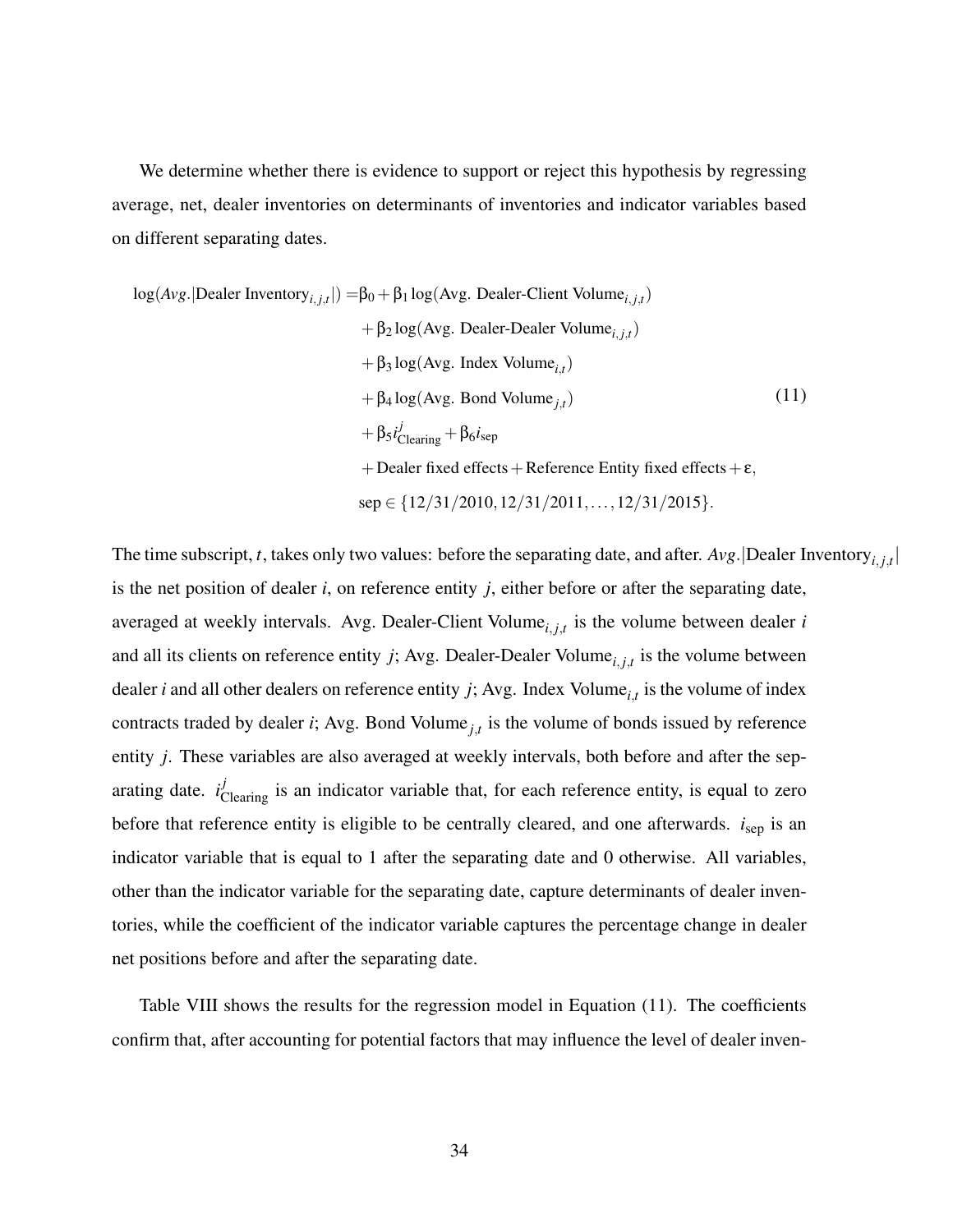We determine whether there is evidence to support or reject this hypothesis by regressing average, net, dealer inventories on determinants of inventories and indicator variables based on different separating dates.

$$
\begin{aligned}
\log(\mathit{Avg}.|\text{Dealer Inventory}_{i,j,t}|) = & \beta_0 + \beta_1 \log(\text{Avg. Dealer-Client Volume}_{i,j,t}) \\
& + \beta_2 \log(\text{Avg. Dealer-Dealer Volume}_{i,j,t}) \\
& + \beta_3 \log(\text{Avg. Index Volume}_{i,t}) \\
& + \beta_4 \log(\text{Avg. Bond Volume}_{j,t}) \\
& + \beta_5 i^j_{\text{Clearing}} + \beta_6 i_{\text{sep}} \\
& + \text{Dealer fixed effects} + \text{Reference Entity fixed effects} + \varepsilon, \\
& \text{sep} \in \{12/31/2010, 12/31/2011, \ldots, 12/31/2015\}.
\end{aligned}
\tag{11}
$$

The time subscript, $t$, takes only two values: before the separating date, and after. $\mathit{Avg}.|\text{Dealer Inventory}_{i,j,t}|$ is the net position of dealer $i$, on reference entity $j$, either before or after the separating date, averaged at weekly intervals. Avg. Dealer-Client $\text{Volume}_{i,j,t}$ is the volume between dealer $i$ and all its clients on reference entity $j$; Avg. Dealer-Dealer $\text{Volume}_{i,j,t}$ is the volume between dealer $i$ and all other dealers on reference entity $j$; Avg. Index $\text{Volume}_{i,t}$ is the volume of index contracts traded by dealer $i$; Avg. Bond $\text{Volume}_{j,t}$ is the volume of bonds issued by reference entity $j$. These variables are also averaged at weekly intervals, both before and after the separating date. $i^j_{\text{Clearing}}$ is an indicator variable that, for each reference entity, is equal to zero before that reference entity is eligible to be centrally cleared, and one afterwards. $i_{\text{sep}}$ is an indicator variable that is equal to 1 after the separating date and 0 otherwise. All variables, other than the indicator variable for the separating date, capture determinants of dealer inventories, while the coefficient of the indicator variable captures the percentage change in dealer net positions before and after the separating date.

Table VIII shows the results for the regression model in Equation (11). The coefficients confirm that, after accounting for potential factors that may influence the level of dealer inven-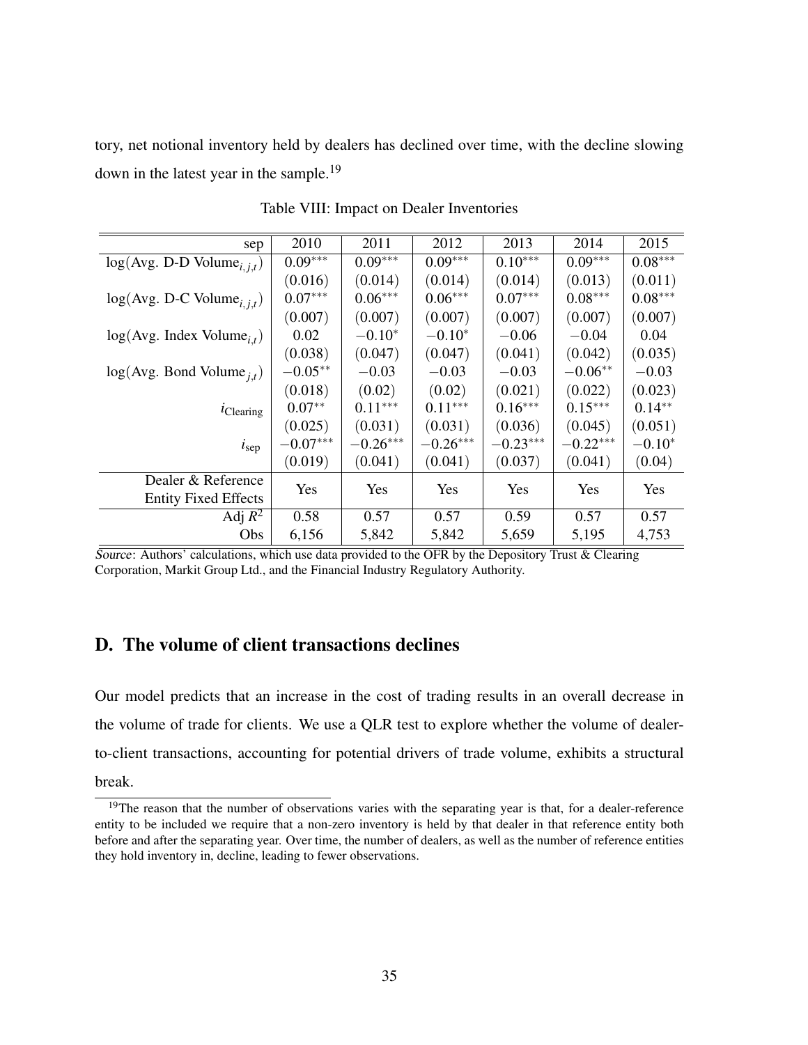tory, net notional inventory held by dealers has declined over time, with the decline slowing down in the latest year in the sample.[19]

Table VIII: Impact on Dealer Inventories

| sep | 2010 | 2011 | 2012 | 2013 | 2014 | 2015 |
|---|---|---|---|---|---|---|
| $\log(\text{Avg. D-D Volume}_{i,j,t})$ | $0.09^{***}$ | $0.09^{***}$ | $0.09^{***}$ | $0.10^{***}$ | $0.09^{***}$ | $0.08^{***}$ |
| | $(0.016)$ | $(0.014)$ | $(0.014)$ | $(0.014)$ | $(0.013)$ | $(0.011)$ |
| $\log(\text{Avg. D-C Volume}_{i,j,t})$ | $0.07^{***}$ | $0.06^{***}$ | $0.06^{***}$ | $0.07^{***}$ | $0.08^{***}$ | $0.08^{***}$ |
| | $(0.007)$ | $(0.007)$ | $(0.007)$ | $(0.007)$ | $(0.007)$ | $(0.007)$ |
| $\log(\text{Avg. Index Volume}_{i,t})$ | $0.02$ | $-0.10^{*}$ | $-0.10^{*}$ | $-0.06$ | $-0.04$ | $0.04$ |
| | $(0.038)$ | $(0.047)$ | $(0.047)$ | $(0.041)$ | $(0.042)$ | $(0.035)$ |
| $\log(\text{Avg. Bond Volume}_{j,t})$ | $-0.05^{**}$ | $-0.03$ | $-0.03$ | $-0.03$ | $-0.06^{**}$ | $-0.03$ |
| | $(0.018)$ | $(0.02)$ | $(0.02)$ | $(0.021)$ | $(0.022)$ | $(0.023)$ |
| $i_{\text{Clearing}}$ | $0.07^{**}$ | $0.11^{***}$ | $0.11^{***}$ | $0.16^{***}$ | $0.15^{***}$ | $0.14^{**}$ |
| | $(0.025)$ | $(0.031)$ | $(0.031)$ | $(0.036)$ | $(0.045)$ | $(0.051)$ |
| $i_{\text{sep}}$ | $-0.07^{***}$ | $-0.26^{***}$ | $-0.26^{***}$ | $-0.23^{***}$ | $-0.22^{***}$ | $-0.10^{*}$ |
| | $(0.019)$ | $(0.041)$ | $(0.041)$ | $(0.037)$ | $(0.041)$ | $(0.04)$ |
| Dealer & Reference Entity Fixed Effects | Yes | Yes | Yes | Yes | Yes | Yes |
| Adj $R^2$ | 0.58 | 0.57 | 0.57 | 0.59 | 0.57 | 0.57 |
| Obs | 6,156 | 5,842 | 5,842 | 5,659 | 5,195 | 4,753 |

*Source*: Authors' calculations, which use data provided to the OFR by the Depository Trust & Clearing Corporation, Markit Group Ltd., and the Financial Industry Regulatory Authority.

## D. The volume of client transactions declines

Our model predicts that an increase in the cost of trading results in an overall decrease in the volume of trade for clients. We use a QLR test to explore whether the volume of dealer-to-client transactions, accounting for potential drivers of trade volume, exhibits a structural break.

[19]The reason that the number of observations varies with the separating year is that, for a dealer-reference entity to be included we require that a non-zero inventory is held by that dealer in that reference entity both before and after the separating year. Over time, the number of dealers, as well as the number of reference entities they hold inventory in, decline, leading to fewer observations.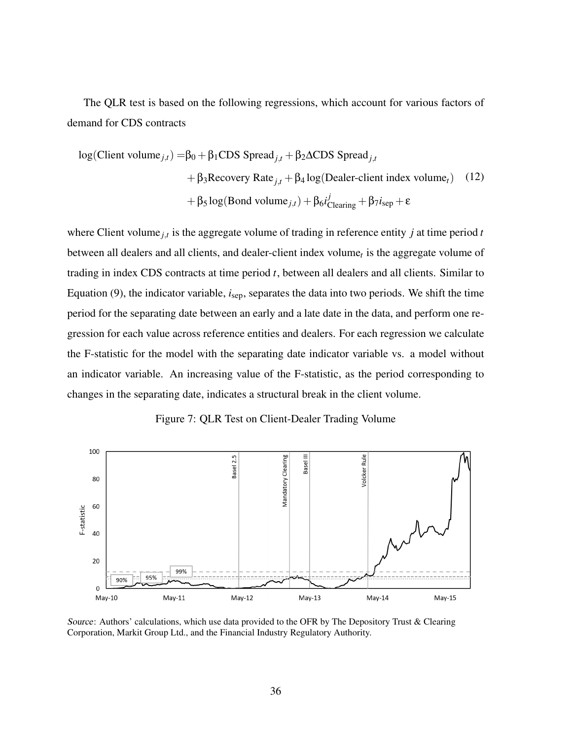The QLR test is based on the following regressions, which account for various factors of demand for CDS contracts

$$
\begin{aligned}
\log(\text{Client volume}_{j,t}) = &\beta_0 + \beta_1 \text{CDS Spread}_{j,t} + \beta_2 \Delta\text{CDS Spread}_{j,t} \\
&+ \beta_3 \text{Recovery Rate}_{j,t} + \beta_4 \log(\text{Dealer-client index volume}_t) \\
&+ \beta_5 \log(\text{Bond volume}_{j,t}) + \beta_6 i^j_{\text{Clearing}} + \beta_7 i_{\text{sep}} + \varepsilon
\end{aligned}
\tag{12}
$$

where Client volume$_{j,t}$ is the aggregate volume of trading in reference entity $j$ at time period $t$ between all dealers and all clients, and dealer-client index volume$_t$ is the aggregate volume of trading in index CDS contracts at time period $t$, between all dealers and all clients. Similar to Equation (9), the indicator variable, $i_{\text{sep}}$, separates the data into two periods. We shift the time period for the separating date between an early and a late date in the data, and perform one regression for each value across reference entities and dealers. For each regression we calculate the F-statistic for the model with the separating date indicator variable vs. a model without an indicator variable. An increasing value of the F-statistic, as the period corresponding to changes in the separating date, indicates a structural break in the client volume.

Figure 7: QLR Test on Client-Dealer Trading Volume

F-statistic
100
80
60
40
20
0
May-10
May-11
May-12
May-13
May-14
May-15
Basel 2.5
Mandatory Clearing
Basel III
Volcker Rule
90%
95%
99%

*Source*: Authors' calculations, which use data provided to the OFR by The Depository Trust & Clearing Corporation, Markit Group Ltd., and the Financial Industry Regulatory Authority.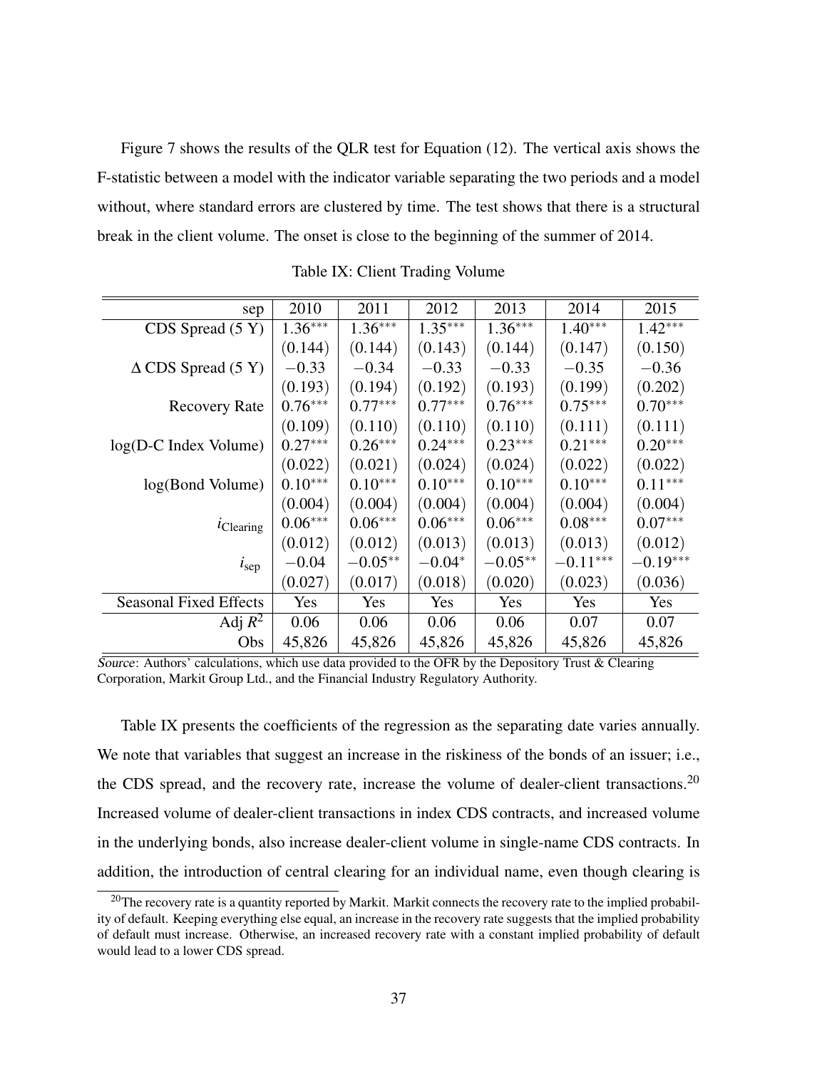Figure 7 shows the results of the QLR test for Equation (12). The vertical axis shows the F-statistic between a model with the indicator variable separating the two periods and a model without, where standard errors are clustered by time. The test shows that there is a structural break in the client volume. The onset is close to the beginning of the summer of 2014.

Table IX: Client Trading Volume

| sep | 2010 | 2011 | 2012 | 2013 | 2014 | 2015 |
|---|---|---|---|---|---|---|
| CDS Spread (5 Y) | $1.36^{***}$ | $1.36^{***}$ | $1.35^{***}$ | $1.36^{***}$ | $1.40^{***}$ | $1.42^{***}$ |
| | (0.144) | (0.144) | (0.143) | (0.144) | (0.147) | (0.150) |
| $\Delta$ CDS Spread (5 Y) | $-0.33$ | $-0.34$ | $-0.33$ | $-0.33$ | $-0.35$ | $-0.36$ |
| | (0.193) | (0.194) | (0.192) | (0.193) | (0.199) | (0.202) |
| Recovery Rate | $0.76^{***}$ | $0.77^{***}$ | $0.77^{***}$ | $0.76^{***}$ | $0.75^{***}$ | $0.70^{***}$ |
| | (0.109) | (0.110) | (0.110) | (0.110) | (0.111) | (0.111) |
| log(D-C Index Volume) | $0.27^{***}$ | $0.26^{***}$ | $0.24^{***}$ | $0.23^{***}$ | $0.21^{***}$ | $0.20^{***}$ |
| | (0.022) | (0.021) | (0.024) | (0.024) | (0.022) | (0.022) |
| log(Bond Volume) | $0.10^{***}$ | $0.10^{***}$ | $0.10^{***}$ | $0.10^{***}$ | $0.10^{***}$ | $0.11^{***}$ |
| | (0.004) | (0.004) | (0.004) | (0.004) | (0.004) | (0.004) |
| $i_{\text{Clearing}}$ | $0.06^{***}$ | $0.06^{***}$ | $0.06^{***}$ | $0.06^{***}$ | $0.08^{***}$ | $0.07^{***}$ |
| | (0.012) | (0.012) | (0.013) | (0.013) | (0.013) | (0.012) |
| $i_{\text{sep}}$ | $-0.04$ | $-0.05^{**}$ | $-0.04^{*}$ | $-0.05^{**}$ | $-0.11^{***}$ | $-0.19^{***}$ |
| | (0.027) | (0.017) | (0.018) | (0.020) | (0.023) | (0.036) |
| Seasonal Fixed Effects | Yes | Yes | Yes | Yes | Yes | Yes |
| Adj $R^2$ | 0.06 | 0.06 | 0.06 | 0.06 | 0.07 | 0.07 |
| Obs | 45,826 | 45,826 | 45,826 | 45,826 | 45,826 | 45,826 |

*Source*: Authors' calculations, which use data provided to the OFR by the Depository Trust & Clearing Corporation, Markit Group Ltd., and the Financial Industry Regulatory Authority.

Table IX presents the coefficients of the regression as the separating date varies annually. We note that variables that suggest an increase in the riskiness of the bonds of an issuer; i.e., the CDS spread, and the recovery rate, increase the volume of dealer-client transactions.[20] Increased volume of dealer-client transactions in index CDS contracts, and increased volume in the underlying bonds, also increase dealer-client volume in single-name CDS contracts. In addition, the introduction of central clearing for an individual name, even though clearing is

[20] The recovery rate is a quantity reported by Markit. Markit connects the recovery rate to the implied probability of default. Keeping everything else equal, an increase in the recovery rate suggests that the implied probability of default must increase. Otherwise, an increased recovery rate with a constant implied probability of default would lead to a lower CDS spread.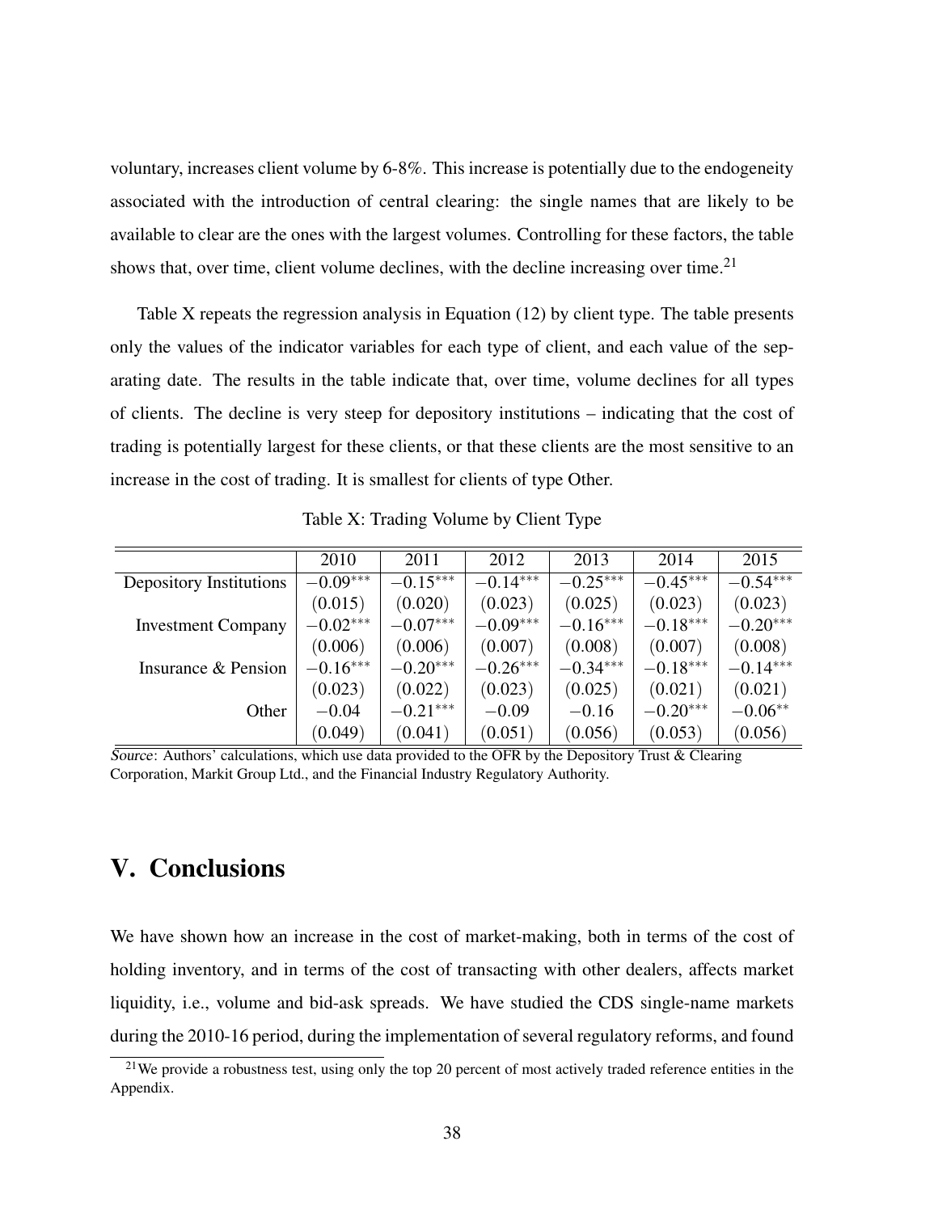voluntary, increases client volume by 6-8%. This increase is potentially due to the endogeneity associated with the introduction of central clearing: the single names that are likely to be available to clear are the ones with the largest volumes. Controlling for these factors, the table shows that, over time, client volume declines, with the decline increasing over time.[21]

Table X repeats the regression analysis in Equation (12) by client type. The table presents only the values of the indicator variables for each type of client, and each value of the separating date. The results in the table indicate that, over time, volume declines for all types of clients. The decline is very steep for depository institutions – indicating that the cost of trading is potentially largest for these clients, or that these clients are the most sensitive to an increase in the cost of trading. It is smallest for clients of type Other.

Table X: Trading Volume by Client Type

| | 2010 | 2011 | 2012 | 2013 | 2014 | 2015 |
|---|---|---|---|---|---|---|
| Depository Institutions | $-0.09^{***}$ | $-0.15^{***}$ | $-0.14^{***}$ | $-0.25^{***}$ | $-0.45^{***}$ | $-0.54^{***}$ |
| | (0.015) | (0.020) | (0.023) | (0.025) | (0.023) | (0.023) |
| Investment Company | $-0.02^{***}$ | $-0.07^{***}$ | $-0.09^{***}$ | $-0.16^{***}$ | $-0.18^{***}$ | $-0.20^{***}$ |
| | (0.006) | (0.006) | (0.007) | (0.008) | (0.007) | (0.008) |
| Insurance & Pension | $-0.16^{***}$ | $-0.20^{***}$ | $-0.26^{***}$ | $-0.34^{***}$ | $-0.18^{***}$ | $-0.14^{***}$ |
| | (0.023) | (0.022) | (0.023) | (0.025) | (0.021) | (0.021) |
| Other | $-0.04$ | $-0.21^{***}$ | $-0.09$ | $-0.16$ | $-0.20^{***}$ | $-0.06^{**}$ |
| | (0.049) | (0.041) | (0.051) | (0.056) | (0.053) | (0.056) |

*Source*: Authors' calculations, which use data provided to the OFR by the Depository Trust & Clearing Corporation, Markit Group Ltd., and the Financial Industry Regulatory Authority.

# V. Conclusions

We have shown how an increase in the cost of market-making, both in terms of the cost of holding inventory, and in terms of the cost of transacting with other dealers, affects market liquidity, i.e., volume and bid-ask spreads. We have studied the CDS single-name markets during the 2010-16 period, during the implementation of several regulatory reforms, and found

[21] We provide a robustness test, using only the top 20 percent of most actively traded reference entities in the Appendix.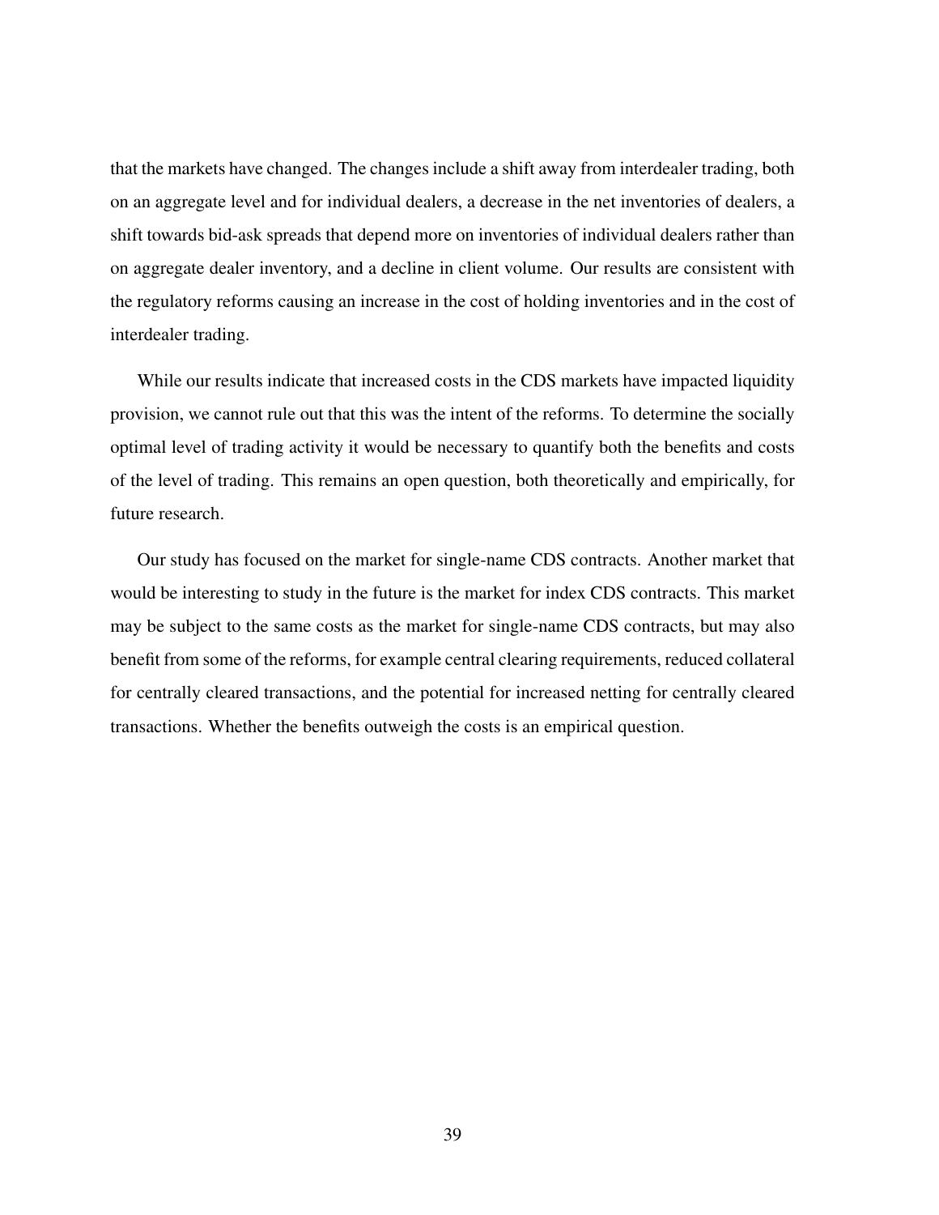that the markets have changed. The changes include a shift away from interdealer trading, both on an aggregate level and for individual dealers, a decrease in the net inventories of dealers, a shift towards bid-ask spreads that depend more on inventories of individual dealers rather than on aggregate dealer inventory, and a decline in client volume. Our results are consistent with the regulatory reforms causing an increase in the cost of holding inventories and in the cost of interdealer trading.

While our results indicate that increased costs in the CDS markets have impacted liquidity provision, we cannot rule out that this was the intent of the reforms. To determine the socially optimal level of trading activity it would be necessary to quantify both the benefits and costs of the level of trading. This remains an open question, both theoretically and empirically, for future research.

Our study has focused on the market for single-name CDS contracts. Another market that would be interesting to study in the future is the market for index CDS contracts. This market may be subject to the same costs as the market for single-name CDS contracts, but may also benefit from some of the reforms, for example central clearing requirements, reduced collateral for centrally cleared transactions, and the potential for increased netting for centrally cleared transactions. Whether the benefits outweigh the costs is an empirical question.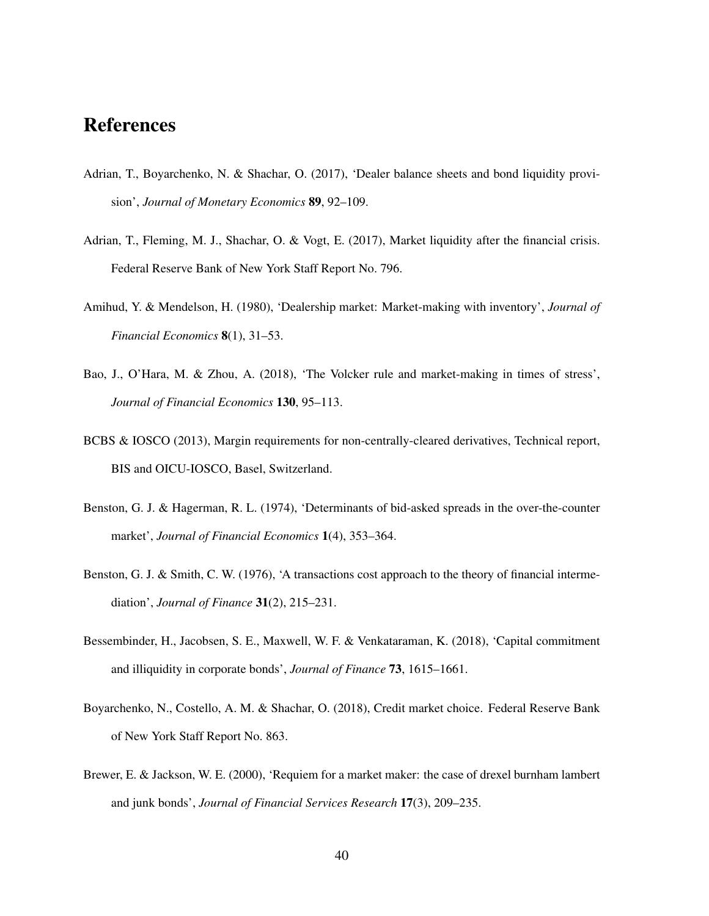# References

Adrian, T., Boyarchenko, N. & Shachar, O. (2017), 'Dealer balance sheets and bond liquidity provision', *Journal of Monetary Economics* **89**, 92–109.

Adrian, T., Fleming, M. J., Shachar, O. & Vogt, E. (2017), Market liquidity after the financial crisis. Federal Reserve Bank of New York Staff Report No. 796.

Amihud, Y. & Mendelson, H. (1980), 'Dealership market: Market-making with inventory', *Journal of Financial Economics* **8**(1), 31–53.

Bao, J., O'Hara, M. & Zhou, A. (2018), 'The Volcker rule and market-making in times of stress', *Journal of Financial Economics* **130**, 95–113.

BCBS & IOSCO (2013), Margin requirements for non-centrally-cleared derivatives, Technical report, BIS and OICU-IOSCO, Basel, Switzerland.

Benston, G. J. & Hagerman, R. L. (1974), 'Determinants of bid-asked spreads in the over-the-counter market', *Journal of Financial Economics* **1**(4), 353–364.

Benston, G. J. & Smith, C. W. (1976), 'A transactions cost approach to the theory of financial intermediation', *Journal of Finance* **31**(2), 215–231.

Bessembinder, H., Jacobsen, S. E., Maxwell, W. F. & Venkataraman, K. (2018), 'Capital commitment and illiquidity in corporate bonds', *Journal of Finance* **73**, 1615–1661.

Boyarchenko, N., Costello, A. M. & Shachar, O. (2018), Credit market choice. Federal Reserve Bank of New York Staff Report No. 863.

Brewer, E. & Jackson, W. E. (2000), 'Requiem for a market maker: the case of drexel burnham lambert and junk bonds', *Journal of Financial Services Research* **17**(3), 209–235.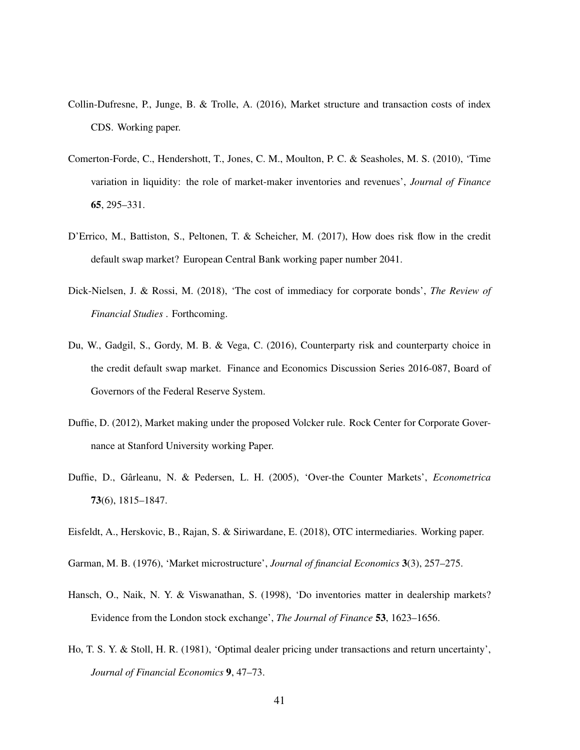Collin-Dufresne, P., Junge, B. & Trolle, A. (2016), Market structure and transaction costs of index CDS. Working paper.

Comerton-Forde, C., Hendershott, T., Jones, C. M., Moulton, P. C. & Seasholes, M. S. (2010), 'Time variation in liquidity: the role of market-maker inventories and revenues', *Journal of Finance* **65**, 295–331.

D'Errico, M., Battiston, S., Peltonen, T. & Scheicher, M. (2017), How does risk flow in the credit default swap market? European Central Bank working paper number 2041.

Dick-Nielsen, J. & Rossi, M. (2018), 'The cost of immediacy for corporate bonds', *The Review of Financial Studies* . Forthcoming.

Du, W., Gadgil, S., Gordy, M. B. & Vega, C. (2016), Counterparty risk and counterparty choice in the credit default swap market. Finance and Economics Discussion Series 2016-087, Board of Governors of the Federal Reserve System.

Duffie, D. (2012), Market making under the proposed Volcker rule. Rock Center for Corporate Governance at Stanford University working Paper.

Duffie, D., Gârleanu, N. & Pedersen, L. H. (2005), 'Over-the Counter Markets', *Econometrica* **73**(6), 1815–1847.

Eisfeldt, A., Herskovic, B., Rajan, S. & Siriwardane, E. (2018), OTC intermediaries. Working paper.

Garman, M. B. (1976), 'Market microstructure', *Journal of financial Economics* **3**(3), 257–275.

Hansch, O., Naik, N. Y. & Viswanathan, S. (1998), 'Do inventories matter in dealership markets? Evidence from the London stock exchange', *The Journal of Finance* **53**, 1623–1656.

Ho, T. S. Y. & Stoll, H. R. (1981), 'Optimal dealer pricing under transactions and return uncertainty', *Journal of Financial Economics* **9**, 47–73.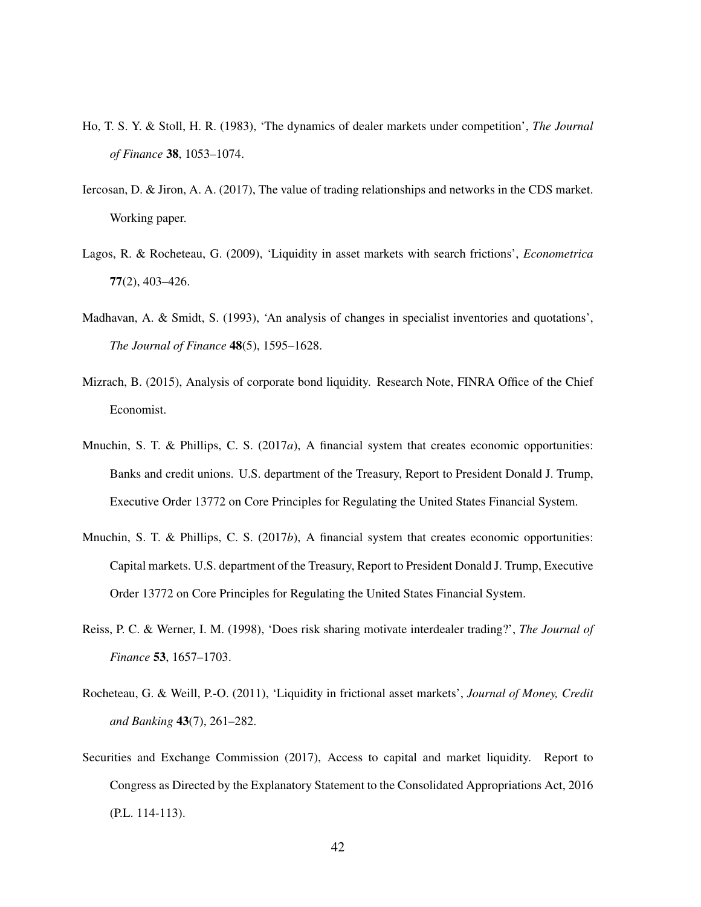Ho, T. S. Y. & Stoll, H. R. (1983), 'The dynamics of dealer markets under competition', *The Journal of Finance* **38**, 1053–1074.

Iercosan, D. & Jiron, A. A. (2017), The value of trading relationships and networks in the CDS market. Working paper.

Lagos, R. & Rocheteau, G. (2009), 'Liquidity in asset markets with search frictions', *Econometrica* **77**(2), 403–426.

Madhavan, A. & Smidt, S. (1993), 'An analysis of changes in specialist inventories and quotations', *The Journal of Finance* **48**(5), 1595–1628.

Mizrach, B. (2015), Analysis of corporate bond liquidity. Research Note, FINRA Office of the Chief Economist.

Mnuchin, S. T. & Phillips, C. S. (2017*a*), A financial system that creates economic opportunities: Banks and credit unions. U.S. department of the Treasury, Report to President Donald J. Trump, Executive Order 13772 on Core Principles for Regulating the United States Financial System.

Mnuchin, S. T. & Phillips, C. S. (2017*b*), A financial system that creates economic opportunities: Capital markets. U.S. department of the Treasury, Report to President Donald J. Trump, Executive Order 13772 on Core Principles for Regulating the United States Financial System.

Reiss, P. C. & Werner, I. M. (1998), 'Does risk sharing motivate interdealer trading?', *The Journal of Finance* **53**, 1657–1703.

Rocheteau, G. & Weill, P.-O. (2011), 'Liquidity in frictional asset markets', *Journal of Money, Credit and Banking* **43**(7), 261–282.

Securities and Exchange Commission (2017), Access to capital and market liquidity. Report to Congress as Directed by the Explanatory Statement to the Consolidated Appropriations Act, 2016 (P.L. 114-113).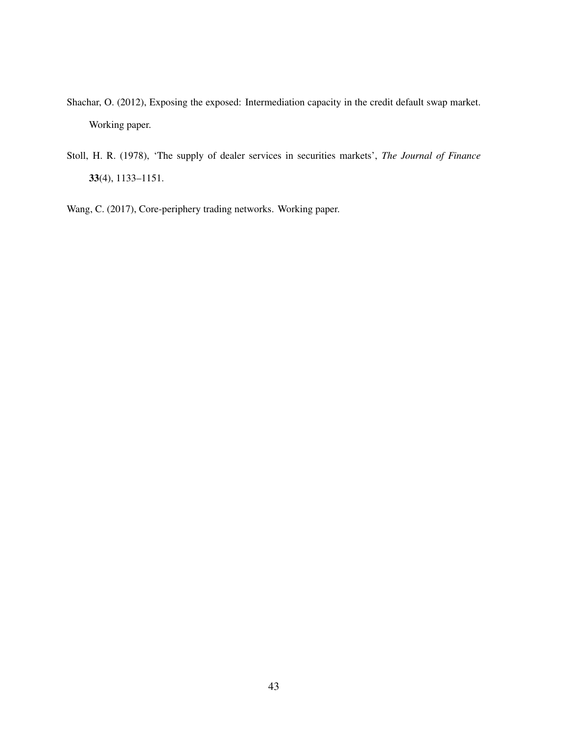Shachar, O. (2012), Exposing the exposed: Intermediation capacity in the credit default swap market. Working paper.

Stoll, H. R. (1978), 'The supply of dealer services in securities markets', *The Journal of Finance* **33**(4), 1133–1151.

Wang, C. (2017), Core-periphery trading networks. Working paper.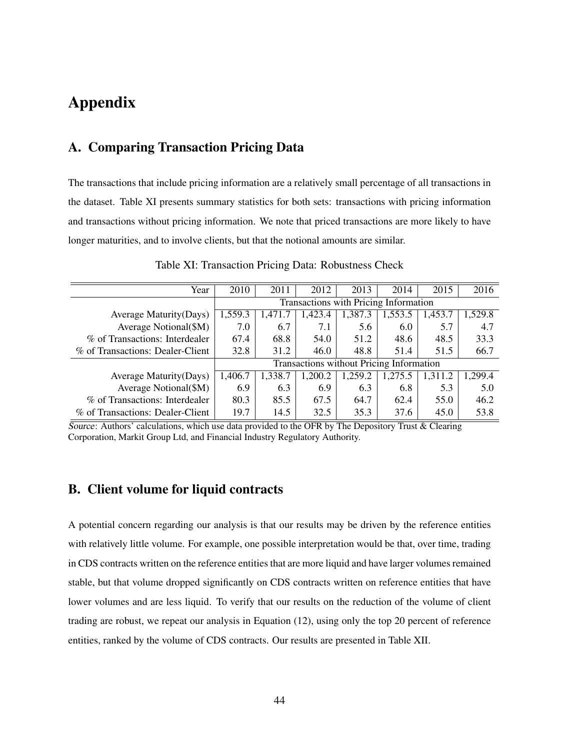# Appendix

## A. Comparing Transaction Pricing Data

The transactions that include pricing information are a relatively small percentage of all transactions in the dataset. Table XI presents summary statistics for both sets: transactions with pricing information and transactions without pricing information. We note that priced transactions are more likely to have longer maturities, and to involve clients, but that the notional amounts are similar.

Table XI: Transaction Pricing Data: Robustness Check

| Year | 2010 | 2011 | 2012 | 2013 | 2014 | 2015 | 2016 |
|---|---|---|---|---|---|---|---|
| | Transactions with Pricing Information | | | | | | |
| Average Maturity(Days) | 1,559.3 | 1,471.7 | 1,423.4 | 1,387.3 | 1,553.5 | 1,453.7 | 1,529.8 |
| Average Notional($M) | 7.0 | 6.7 | 7.1 | 5.6 | 6.0 | 5.7 | 4.7 |
| % of Transactions: Interdealer | 67.4 | 68.8 | 54.0 | 51.2 | 48.6 | 48.5 | 33.3 |
| % of Transactions: Dealer-Client | 32.8 | 31.2 | 46.0 | 48.8 | 51.4 | 51.5 | 66.7 |
| | Transactions without Pricing Information | | | | | | |
| Average Maturity(Days) | 1,406.7 | 1,338.7 | 1,200.2 | 1,259.2 | 1,275.5 | 1,311.2 | 1,299.4 |
| Average Notional($M) | 6.9 | 6.3 | 6.9 | 6.3 | 6.8 | 5.3 | 5.0 |
| % of Transactions: Interdealer | 80.3 | 85.5 | 67.5 | 64.7 | 62.4 | 55.0 | 46.2 |
| % of Transactions: Dealer-Client | 19.7 | 14.5 | 32.5 | 35.3 | 37.6 | 45.0 | 53.8 |

*Source*: Authors' calculations, which use data provided to the OFR by The Depository Trust & Clearing Corporation, Markit Group Ltd, and Financial Industry Regulatory Authority.

## B. Client volume for liquid contracts

A potential concern regarding our analysis is that our results may be driven by the reference entities with relatively little volume. For example, one possible interpretation would be that, over time, trading in CDS contracts written on the reference entities that are more liquid and have larger volumes remained stable, but that volume dropped significantly on CDS contracts written on reference entities that have lower volumes and are less liquid. To verify that our results on the reduction of the volume of client trading are robust, we repeat our analysis in Equation (12), using only the top 20 percent of reference entities, ranked by the volume of CDS contracts. Our results are presented in Table XII.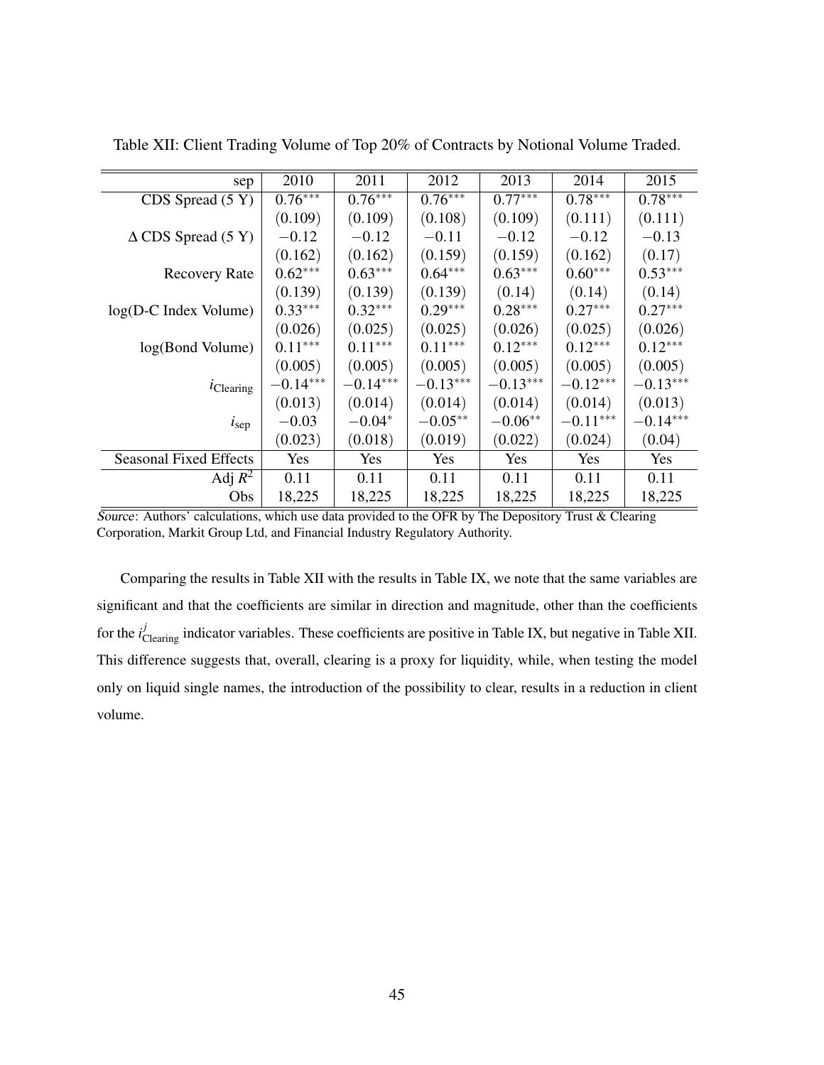Table XII: Client Trading Volume of Top 20% of Contracts by Notional Volume Traded.

| sep | 2010 | 2011 | 2012 | 2013 | 2014 | 2015 |
|---|---|---|---|---|---|---|
| CDS Spread (5 Y) | $0.76^{***}$ | $0.76^{***}$ | $0.76^{***}$ | $0.77^{***}$ | $0.78^{***}$ | $0.78^{***}$ |
| | (0.109) | (0.109) | (0.108) | (0.109) | (0.111) | (0.111) |
| $\Delta$ CDS Spread (5 Y) | $-0.12$ | $-0.12$ | $-0.11$ | $-0.12$ | $-0.12$ | $-0.13$ |
| | (0.162) | (0.162) | (0.159) | (0.159) | (0.162) | (0.17) |
| Recovery Rate | $0.62^{***}$ | $0.63^{***}$ | $0.64^{***}$ | $0.63^{***}$ | $0.60^{***}$ | $0.53^{***}$ |
| | (0.139) | (0.139) | (0.139) | (0.14) | (0.14) | (0.14) |
| log(D-C Index Volume) | $0.33^{***}$ | $0.32^{***}$ | $0.29^{***}$ | $0.28^{***}$ | $0.27^{***}$ | $0.27^{***}$ |
| | (0.026) | (0.025) | (0.025) | (0.026) | (0.025) | (0.026) |
| log(Bond Volume) | $0.11^{***}$ | $0.11^{***}$ | $0.11^{***}$ | $0.12^{***}$ | $0.12^{***}$ | $0.12^{***}$ |
| | (0.005) | (0.005) | (0.005) | (0.005) | (0.005) | (0.005) |
| $i_{\text{Clearing}}$ | $-0.14^{***}$ | $-0.14^{***}$ | $-0.13^{***}$ | $-0.13^{***}$ | $-0.12^{***}$ | $-0.13^{***}$ |
| | (0.013) | (0.014) | (0.014) | (0.014) | (0.014) | (0.013) |
| $i_{\text{sep}}$ | $-0.03$ | $-0.04^{*}$ | $-0.05^{**}$ | $-0.06^{**}$ | $-0.11^{***}$ | $-0.14^{***}$ |
| | (0.023) | (0.018) | (0.019) | (0.022) | (0.024) | (0.04) |
| Seasonal Fixed Effects | Yes | Yes | Yes | Yes | Yes | Yes |
| Adj $R^2$ | 0.11 | 0.11 | 0.11 | 0.11 | 0.11 | 0.11 |
| Obs | 18,225 | 18,225 | 18,225 | 18,225 | 18,225 | 18,225 |

*Source*: Authors' calculations, which use data provided to the OFR by The Depository Trust & Clearing Corporation, Markit Group Ltd, and Financial Industry Regulatory Authority.

Comparing the results in Table XII with the results in Table IX, we note that the same variables are significant and that the coefficients are similar in direction and magnitude, other than the coefficients for the $i^j_{\text{Clearing}}$ indicator variables. These coefficients are positive in Table IX, but negative in Table XII. This difference suggests that, overall, clearing is a proxy for liquidity, while, when testing the model only on liquid single names, the introduction of the possibility to clear, results in a reduction in client volume.